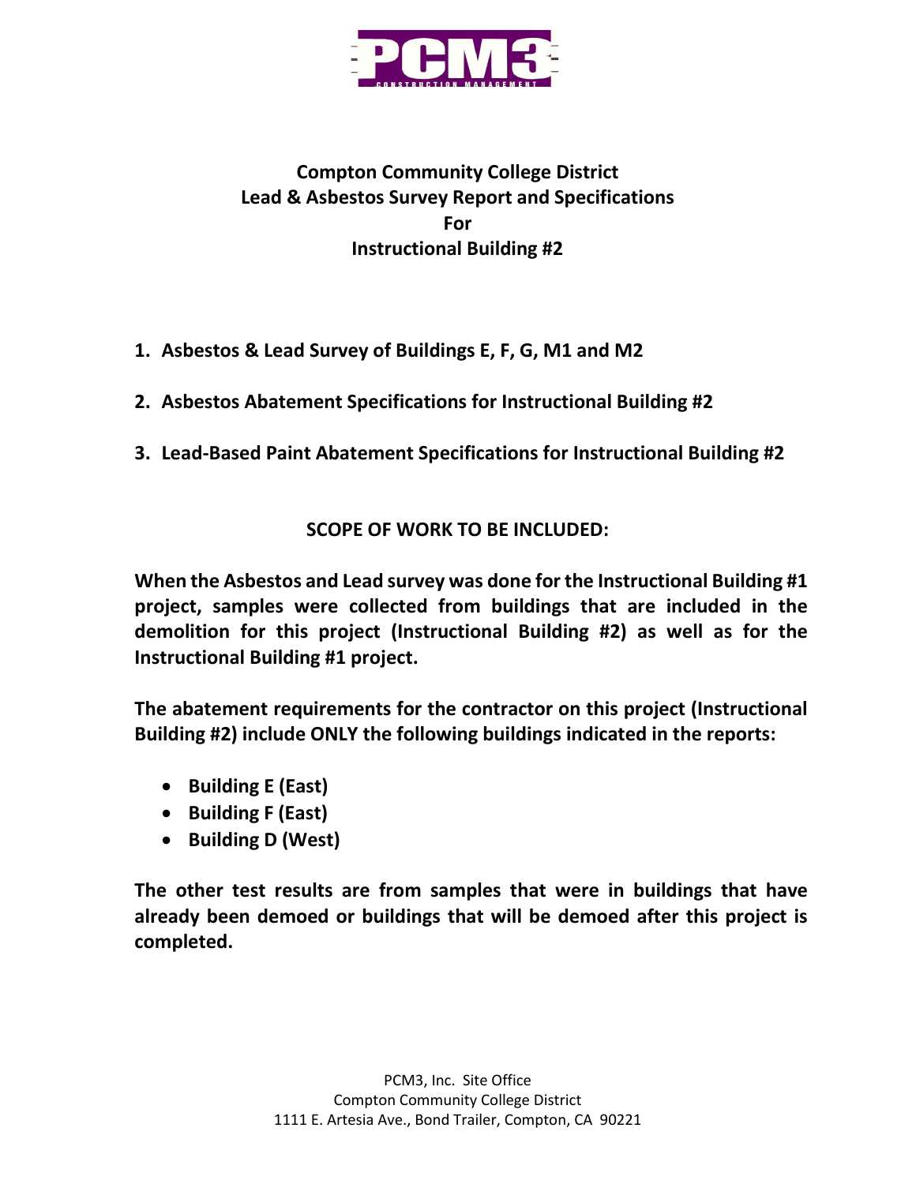PCM3 CONSTRUCTION MANAGEMENT

# Compton Community College District
# Lead & Asbestos Survey Report and Specifications
# For
# Instructional Building #2

1. **Asbestos & Lead Survey of Buildings E, F, G, M1 and M2**
2. **Asbestos Abatement Specifications for Instructional Building #2**
3. **Lead-Based Paint Abatement Specifications for Instructional Building #2**

## SCOPE OF WORK TO BE INCLUDED:

**When the Asbestos and Lead survey was done for the Instructional Building #1 project, samples were collected from buildings that are included in the demolition for this project (Instructional Building #2) as well as for the Instructional Building #1 project.**

**The abatement requirements for the contractor on this project (Instructional Building #2) include ONLY the following buildings indicated in the reports:**

- **Building E (East)**
- **Building F (East)**
- **Building D (West)**

**The other test results are from samples that were in buildings that have already been demoed or buildings that will be demoed after this project is completed.**

PCM3, Inc. Site Office
Compton Community College District
1111 E. Artesia Ave., Bond Trailer, Compton, CA 90221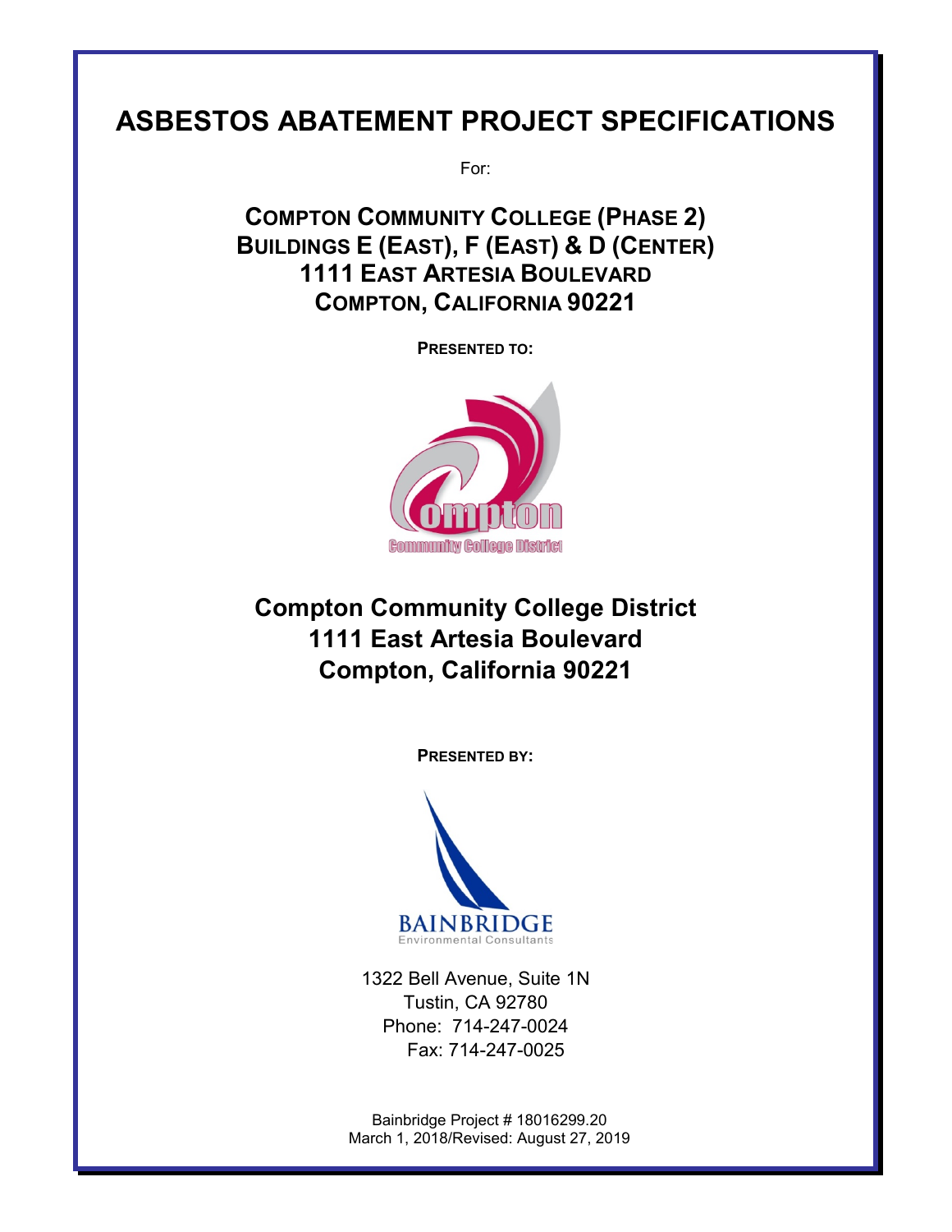# ASBESTOS ABATEMENT PROJECT SPECIFICATIONS

For:

## COMPTON COMMUNITY COLLEGE (PHASE 2)
## BUILDINGS E (EAST), F (EAST) & D (CENTER)
## 1111 EAST ARTESIA BOULEVARD
## COMPTON, CALIFORNIA 90221

**PRESENTED TO:**

## Compton Community College District
## 1111 East Artesia Boulevard
## Compton, California 90221

**PRESENTED BY:**

1322 Bell Avenue, Suite 1N
Tustin, CA 92780
Phone: 714-247-0024
Fax: 714-247-0025

Bainbridge Project # 18016299.20
March 1, 2018/Revised: August 27, 2019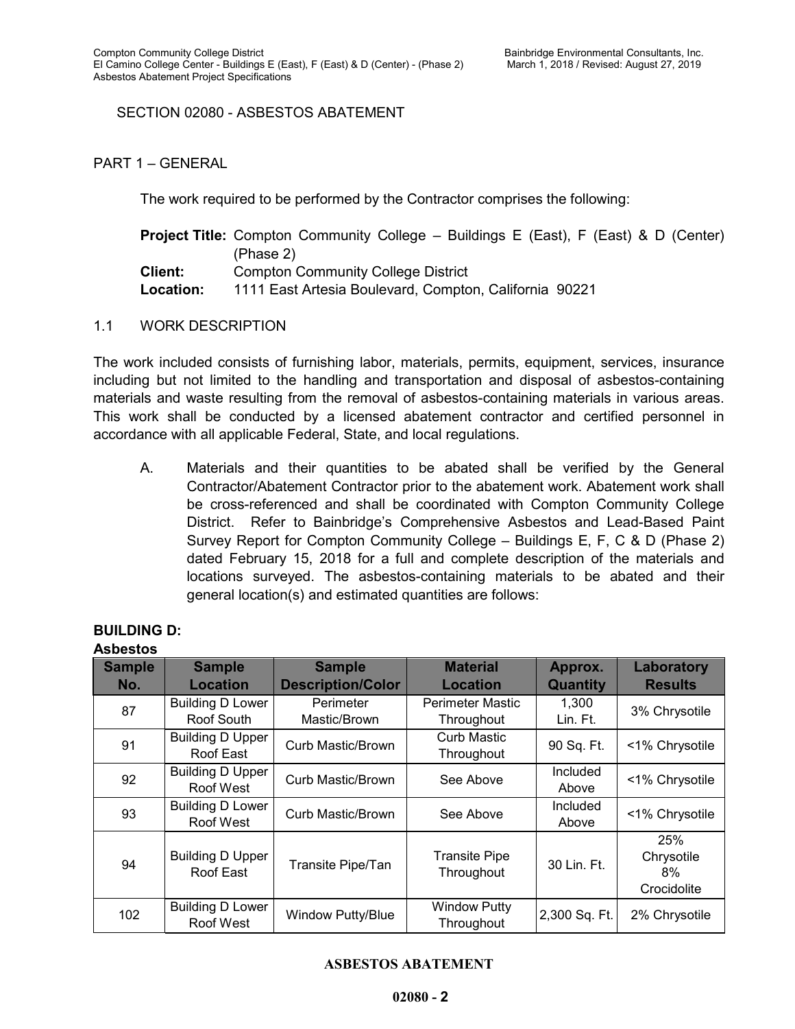## SECTION 02080 - ASBESTOS ABATEMENT

## PART 1 – GENERAL

The work required to be performed by the Contractor comprises the following:

**Project Title:** Compton Community College – Buildings E (East), F (East) & D (Center) (Phase 2)
**Client:** Compton Community College District
**Location:** 1111 East Artesia Boulevard, Compton, California 90221

### 1.1 WORK DESCRIPTION

The work included consists of furnishing labor, materials, permits, equipment, services, insurance including but not limited to the handling and transportation and disposal of asbestos-containing materials and waste resulting from the removal of asbestos-containing materials in various areas. This work shall be conducted by a licensed abatement contractor and certified personnel in accordance with all applicable Federal, State, and local regulations.

A. Materials and their quantities to be abated shall be verified by the General Contractor/Abatement Contractor prior to the abatement work. Abatement work shall be cross-referenced and shall be coordinated with Compton Community College District. Refer to Bainbridge's Comprehensive Asbestos and Lead-Based Paint Survey Report for Compton Community College – Buildings E, F, C & D (Phase 2) dated February 15, 2018 for a full and complete description of the materials and locations surveyed. The asbestos-containing materials to be abated and their general location(s) and estimated quantities are follows:

**BUILDING D:**
**Asbestos**

| Sample No. | Sample Location | Sample Description/Color | Material Location | Approx. Quantity | Laboratory Results |
|---|---|---|---|---|---|
| 87 | Building D Lower Roof South | Perimeter Mastic/Brown | Perimeter Mastic Throughout | 1,300 Lin. Ft. | 3% Chrysotile |
| 91 | Building D Upper Roof East | Curb Mastic/Brown | Curb Mastic Throughout | 90 Sq. Ft. | <1% Chrysotile |
| 92 | Building D Upper Roof West | Curb Mastic/Brown | See Above | Included Above | <1% Chrysotile |
| 93 | Building D Lower Roof West | Curb Mastic/Brown | See Above | Included Above | <1% Chrysotile |
| 94 | Building D Upper Roof East | Transite Pipe/Tan | Transite Pipe Throughout | 30 Lin. Ft. | 25% Chrysotile 8% Crocidolite |
| 102 | Building D Lower Roof West | Window Putty/Blue | Window Putty Throughout | 2,300 Sq. Ft. | 2% Chrysotile |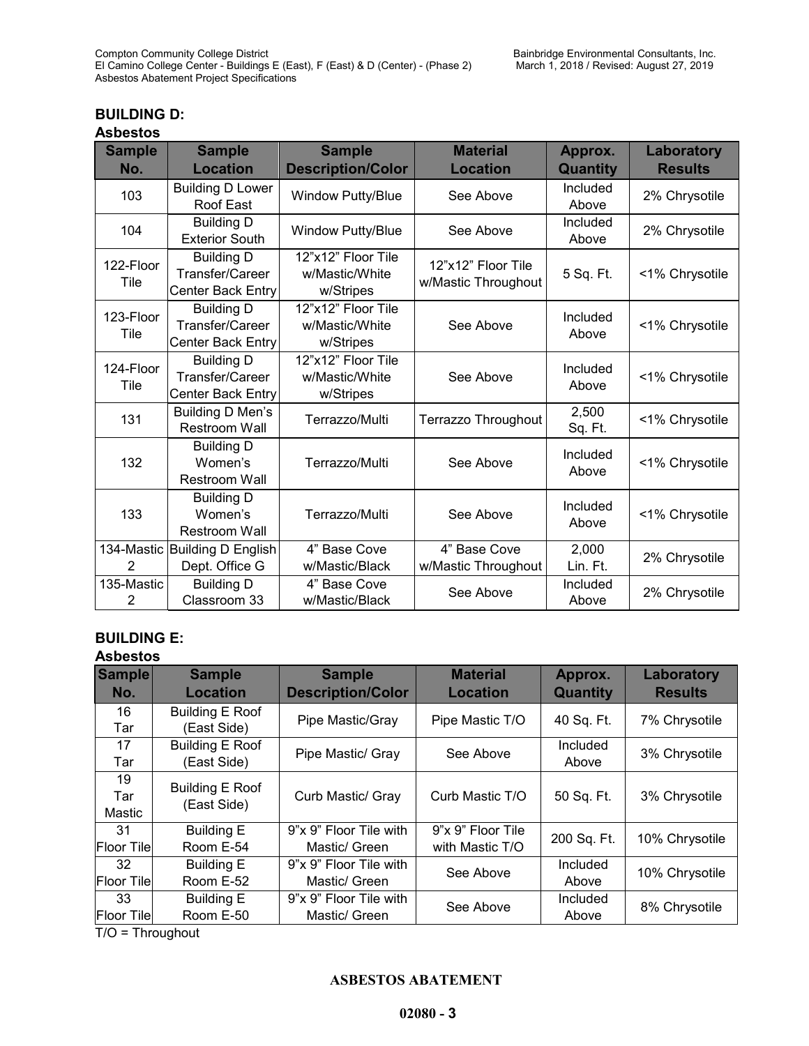## BUILDING D:

### Asbestos

| Sample No. | Sample Location | Sample Description/Color | Material Location | Approx. Quantity | Laboratory Results |
|---|---|---|---|---|---|
| 103 | Building D Lower Roof East | Window Putty/Blue | See Above | Included Above | 2% Chrysotile |
| 104 | Building D Exterior South | Window Putty/Blue | See Above | Included Above | 2% Chrysotile |
| 122-Floor Tile | Building D Transfer/Career Center Back Entry | 12"x12" Floor Tile w/Mastic/White w/Stripes | 12"x12" Floor Tile w/Mastic Throughout | 5 Sq. Ft. | <1% Chrysotile |
| 123-Floor Tile | Building D Transfer/Career Center Back Entry | 12"x12" Floor Tile w/Mastic/White w/Stripes | See Above | Included Above | <1% Chrysotile |
| 124-Floor Tile | Building D Transfer/Career Center Back Entry | 12"x12" Floor Tile w/Mastic/White w/Stripes | See Above | Included Above | <1% Chrysotile |
| 131 | Building D Men's Restroom Wall | Terrazzo/Multi | Terrazzo Throughout | 2,500 Sq. Ft. | <1% Chrysotile |
| 132 | Building D Women's Restroom Wall | Terrazzo/Multi | See Above | Included Above | <1% Chrysotile |
| 133 | Building D Women's Restroom Wall | Terrazzo/Multi | See Above | Included Above | <1% Chrysotile |
| 134-Mastic 2 | Building D English Dept. Office G | 4" Base Cove w/Mastic/Black | 4" Base Cove w/Mastic Throughout | 2,000 Lin. Ft. | 2% Chrysotile |
| 135-Mastic 2 | Building D Classroom 33 | 4" Base Cove w/Mastic/Black | See Above | Included Above | 2% Chrysotile |

## BUILDING E:

### Asbestos

| Sample No. | Sample Location | Sample Description/Color | Material Location | Approx. Quantity | Laboratory Results |
|---|---|---|---|---|---|
| 16 Tar | Building E Roof (East Side) | Pipe Mastic/Gray | Pipe Mastic T/O | 40 Sq. Ft. | 7% Chrysotile |
| 17 Tar | Building E Roof (East Side) | Pipe Mastic/ Gray | See Above | Included Above | 3% Chrysotile |
| 19 Tar Mastic | Building E Roof (East Side) | Curb Mastic/ Gray | Curb Mastic T/O | 50 Sq. Ft. | 3% Chrysotile |
| 31 Floor Tile | Building E Room E-54 | 9"x 9" Floor Tile with Mastic/ Green | 9"x 9" Floor Tile with Mastic T/O | 200 Sq. Ft. | 10% Chrysotile |
| 32 Floor Tile | Building E Room E-52 | 9"x 9" Floor Tile with Mastic/ Green | See Above | Included Above | 10% Chrysotile |
| 33 Floor Tile | Building E Room E-50 | 9"x 9" Floor Tile with Mastic/ Green | See Above | Included Above | 8% Chrysotile |

T/O = Throughout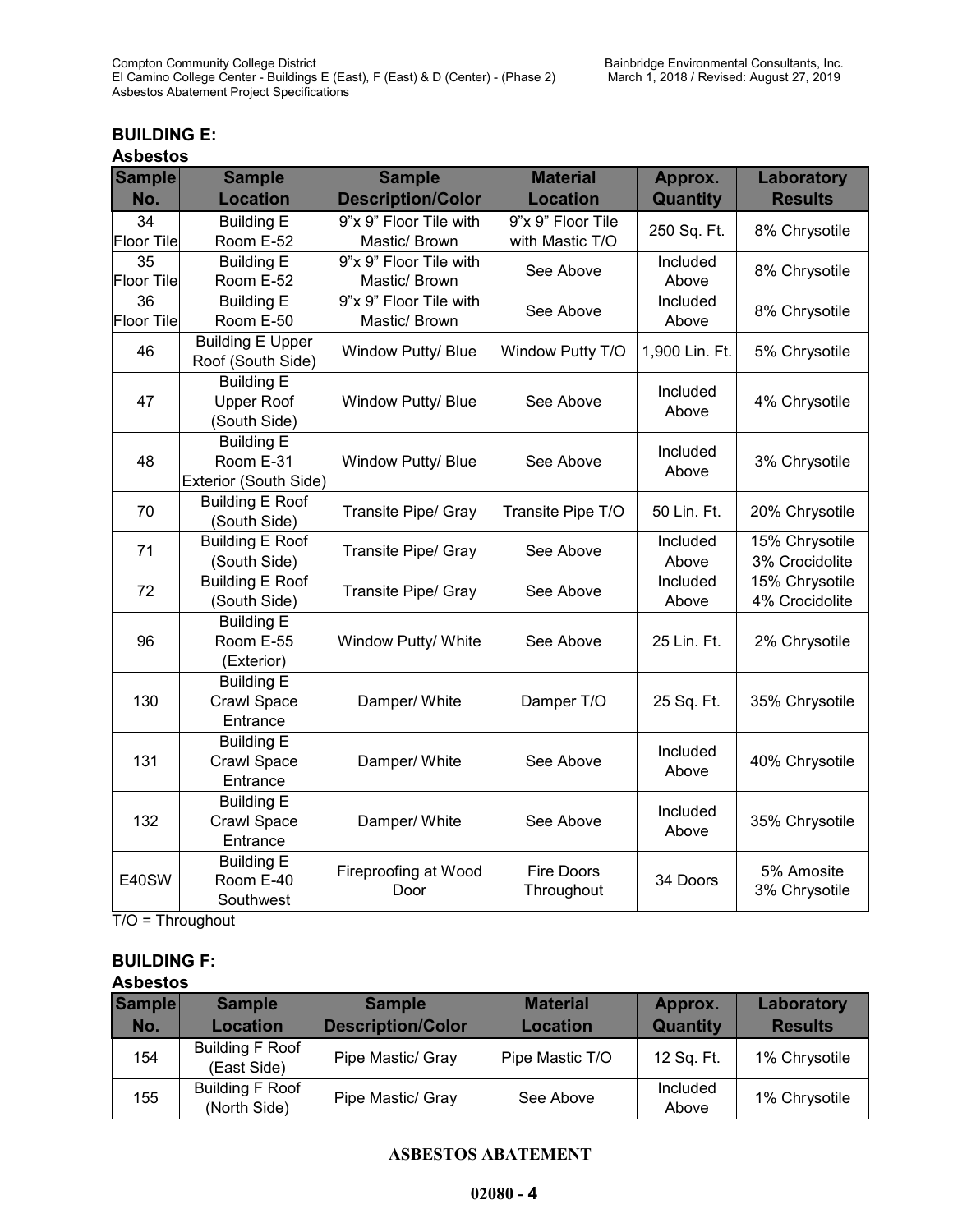## BUILDING E:

### Asbestos

| Sample No. | Sample Location | Sample Description/Color | Material Location | Approx. Quantity | Laboratory Results |
|---|---|---|---|---|---|
| 34 Floor Tile | Building E Room E-52 | 9"x 9" Floor Tile with Mastic/ Brown | 9"x 9" Floor Tile with Mastic T/O | 250 Sq. Ft. | 8% Chrysotile |
| 35 Floor Tile | Building E Room E-52 | 9"x 9" Floor Tile with Mastic/ Brown | See Above | Included Above | 8% Chrysotile |
| 36 Floor Tile | Building E Room E-50 | 9"x 9" Floor Tile with Mastic/ Brown | See Above | Included Above | 8% Chrysotile |
| 46 | Building E Upper Roof (South Side) | Window Putty/ Blue | Window Putty T/O | 1,900 Lin. Ft. | 5% Chrysotile |
| 47 | Building E Upper Roof (South Side) | Window Putty/ Blue | See Above | Included Above | 4% Chrysotile |
| 48 | Building E Room E-31 Exterior (South Side) | Window Putty/ Blue | See Above | Included Above | 3% Chrysotile |
| 70 | Building E Roof (South Side) | Transite Pipe/ Gray | Transite Pipe T/O | 50 Lin. Ft. | 20% Chrysotile |
| 71 | Building E Roof (South Side) | Transite Pipe/ Gray | See Above | Included Above | 15% Chrysotile 3% Crocidolite |
| 72 | Building E Roof (South Side) | Transite Pipe/ Gray | See Above | Included Above | 15% Chrysotile 4% Crocidolite |
| 96 | Building E Room E-55 (Exterior) | Window Putty/ White | See Above | 25 Lin. Ft. | 2% Chrysotile |
| 130 | Building E Crawl Space Entrance | Damper/ White | Damper T/O | 25 Sq. Ft. | 35% Chrysotile |
| 131 | Building E Crawl Space Entrance | Damper/ White | See Above | Included Above | 40% Chrysotile |
| 132 | Building E Crawl Space Entrance | Damper/ White | See Above | Included Above | 35% Chrysotile |
| E40SW | Building E Room E-40 Southwest | Fireproofing at Wood Door | Fire Doors Throughout | 34 Doors | 5% Amosite 3% Chrysotile |

T/O = Throughout

## BUILDING F:

### Asbestos

| Sample No. | Sample Location | Sample Description/Color | Material Location | Approx. Quantity | Laboratory Results |
|---|---|---|---|---|---|
| 154 | Building F Roof (East Side) | Pipe Mastic/ Gray | Pipe Mastic T/O | 12 Sq. Ft. | 1% Chrysotile |
| 155 | Building F Roof (North Side) | Pipe Mastic/ Gray | See Above | Included Above | 1% Chrysotile |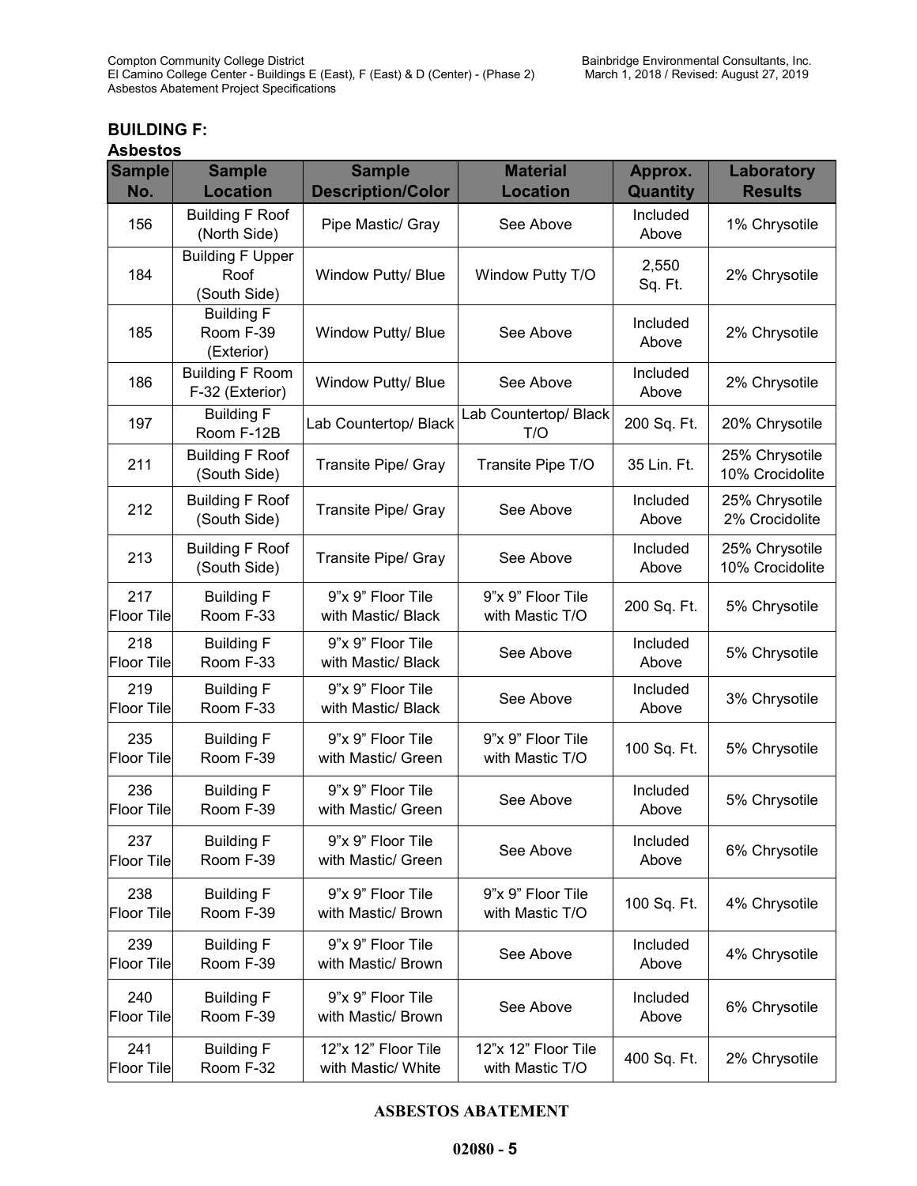## BUILDING F:

### Asbestos

| Sample No. | Sample Location | Sample Description/Color | Material Location | Approx. Quantity | Laboratory Results |
|---|---|---|---|---|---|
| 156 | Building F Roof (North Side) | Pipe Mastic/ Gray | See Above | Included Above | 1% Chrysotile |
| 184 | Building F Upper Roof (South Side) | Window Putty/ Blue | Window Putty T/O | 2,550 Sq. Ft. | 2% Chrysotile |
| 185 | Building F Room F-39 (Exterior) | Window Putty/ Blue | See Above | Included Above | 2% Chrysotile |
| 186 | Building F Room F-32 (Exterior) | Window Putty/ Blue | See Above | Included Above | 2% Chrysotile |
| 197 | Building F Room F-12B | Lab Countertop/ Black | Lab Countertop/ Black T/O | 200 Sq. Ft. | 20% Chrysotile |
| 211 | Building F Roof (South Side) | Transite Pipe/ Gray | Transite Pipe T/O | 35 Lin. Ft. | 25% Chrysotile 10% Crocidolite |
| 212 | Building F Roof (South Side) | Transite Pipe/ Gray | See Above | Included Above | 25% Chrysotile 2% Crocidolite |
| 213 | Building F Roof (South Side) | Transite Pipe/ Gray | See Above | Included Above | 25% Chrysotile 10% Crocidolite |
| 217 Floor Tile | Building F Room F-33 | 9"x 9" Floor Tile with Mastic/ Black | 9"x 9" Floor Tile with Mastic T/O | 200 Sq. Ft. | 5% Chrysotile |
| 218 Floor Tile | Building F Room F-33 | 9"x 9" Floor Tile with Mastic/ Black | See Above | Included Above | 5% Chrysotile |
| 219 Floor Tile | Building F Room F-33 | 9"x 9" Floor Tile with Mastic/ Black | See Above | Included Above | 3% Chrysotile |
| 235 Floor Tile | Building F Room F-39 | 9"x 9" Floor Tile with Mastic/ Green | 9"x 9" Floor Tile with Mastic T/O | 100 Sq. Ft. | 5% Chrysotile |
| 236 Floor Tile | Building F Room F-39 | 9"x 9" Floor Tile with Mastic/ Green | See Above | Included Above | 5% Chrysotile |
| 237 Floor Tile | Building F Room F-39 | 9"x 9" Floor Tile with Mastic/ Green | See Above | Included Above | 6% Chrysotile |
| 238 Floor Tile | Building F Room F-39 | 9"x 9" Floor Tile with Mastic/ Brown | 9"x 9" Floor Tile with Mastic T/O | 100 Sq. Ft. | 4% Chrysotile |
| 239 Floor Tile | Building F Room F-39 | 9"x 9" Floor Tile with Mastic/ Brown | See Above | Included Above | 4% Chrysotile |
| 240 Floor Tile | Building F Room F-39 | 9"x 9" Floor Tile with Mastic/ Brown | See Above | Included Above | 6% Chrysotile |
| 241 Floor Tile | Building F Room F-32 | 12"x 12" Floor Tile with Mastic/ White | 12"x 12" Floor Tile with Mastic T/O | 400 Sq. Ft. | 2% Chrysotile |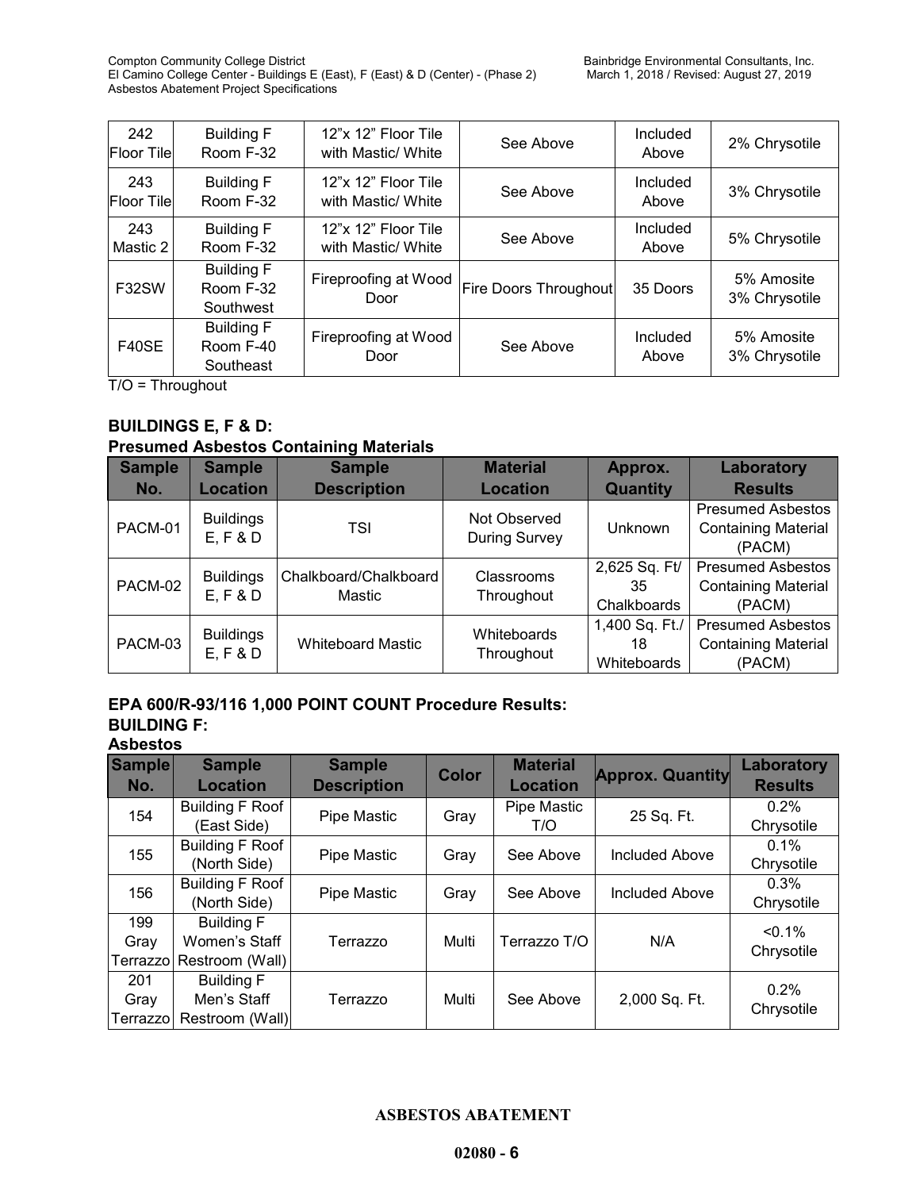| 242 Floor Tile | Building F Room F-32 | 12"x 12" Floor Tile with Mastic/ White | See Above | Included Above | 2% Chrysotile |
|---|---|---|---|---|---|
| 243 Floor Tile | Building F Room F-32 | 12"x 12" Floor Tile with Mastic/ White | See Above | Included Above | 3% Chrysotile |
| 243 Mastic 2 | Building F Room F-32 | 12"x 12" Floor Tile with Mastic/ White | See Above | Included Above | 5% Chrysotile |
| F32SW | Building F Room F-32 Southwest | Fireproofing at Wood Door | Fire Doors Throughout | 35 Doors | 5% Amosite 3% Chrysotile |
| F40SE | Building F Room F-40 Southeast | Fireproofing at Wood Door | See Above | Included Above | 5% Amosite 3% Chrysotile |

T/O = Throughout

**BUILDINGS E, F & D:**

**Presumed Asbestos Containing Materials**

| Sample No. | Sample Location | Sample Description | Material Location | Approx. Quantity | Laboratory Results |
|---|---|---|---|---|---|
| PACM-01 | Buildings E, F & D | TSI | Not Observed During Survey | Unknown | Presumed Asbestos Containing Material (PACM) |
| PACM-02 | Buildings E, F & D | Chalkboard/Chalkboard Mastic | Classrooms Throughout | 2,625 Sq. Ft/ 35 Chalkboards | Presumed Asbestos Containing Material (PACM) |
| PACM-03 | Buildings E, F & D | Whiteboard Mastic | Whiteboards Throughout | 1,400 Sq. Ft./ 18 Whiteboards | Presumed Asbestos Containing Material (PACM) |

**EPA 600/R-93/116 1,000 POINT COUNT Procedure Results:**

**BUILDING F:**

**Asbestos**

| Sample No. | Sample Location | Sample Description | Color | Material Location | Approx. Quantity | Laboratory Results |
|---|---|---|---|---|---|---|
| 154 | Building F Roof (East Side) | Pipe Mastic | Gray | Pipe Mastic T/O | 25 Sq. Ft. | 0.2% Chrysotile |
| 155 | Building F Roof (North Side) | Pipe Mastic | Gray | See Above | Included Above | 0.1% Chrysotile |
| 156 | Building F Roof (North Side) | Pipe Mastic | Gray | See Above | Included Above | 0.3% Chrysotile |
| 199 Gray Terrazzo | Building F Women's Staff Restroom (Wall) | Terrazzo | Multi | Terrazzo T/O | N/A | <0.1% Chrysotile |
| 201 Gray Terrazzo | Building F Men's Staff Restroom (Wall) | Terrazzo | Multi | See Above | 2,000 Sq. Ft. | 0.2% Chrysotile |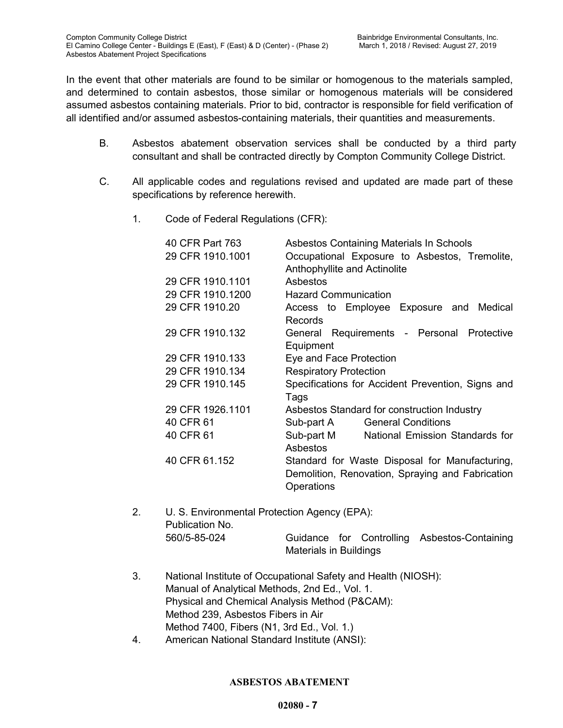In the event that other materials are found to be similar or homogenous to the materials sampled, and determined to contain asbestos, those similar or homogenous materials will be considered assumed asbestos containing materials. Prior to bid, contractor is responsible for field verification of all identified and/or assumed asbestos-containing materials, their quantities and measurements.

B. Asbestos abatement observation services shall be conducted by a third party consultant and shall be contracted directly by Compton Community College District.

C. All applicable codes and regulations revised and updated are made part of these specifications by reference herewith.

1. Code of Federal Regulations (CFR):

| | |
|---|---|
| 40 CFR Part 763 | Asbestos Containing Materials In Schools |
| 29 CFR 1910.1001 | Occupational Exposure to Asbestos, Tremolite, Anthophyllite and Actinolite |
| 29 CFR 1910.1101 | Asbestos |
| 29 CFR 1910.1200 | Hazard Communication |
| 29 CFR 1910.20 | Access to Employee Exposure and Medical Records |
| 29 CFR 1910.132 | General Requirements - Personal Protective Equipment |
| 29 CFR 1910.133 | Eye and Face Protection |
| 29 CFR 1910.134 | Respiratory Protection |
| 29 CFR 1910.145 | Specifications for Accident Prevention, Signs and Tags |
| 29 CFR 1926.1101 | Asbestos Standard for construction Industry |
| 40 CFR 61 | Sub-part A General Conditions |
| 40 CFR 61 | Sub-part M National Emission Standards for Asbestos |
| 40 CFR 61.152 | Standard for Waste Disposal for Manufacturing, Demolition, Renovation, Spraying and Fabrication Operations |

2. U. S. Environmental Protection Agency (EPA):
   Publication No.
   560/5-85-024 Guidance for Controlling Asbestos-Containing Materials in Buildings

3. National Institute of Occupational Safety and Health (NIOSH):
   Manual of Analytical Methods, 2nd Ed., Vol. 1.
   Physical and Chemical Analysis Method (P&CAM):
   Method 239, Asbestos Fibers in Air
   Method 7400, Fibers (N1, 3rd Ed., Vol. 1.)

4. American National Standard Institute (ANSI):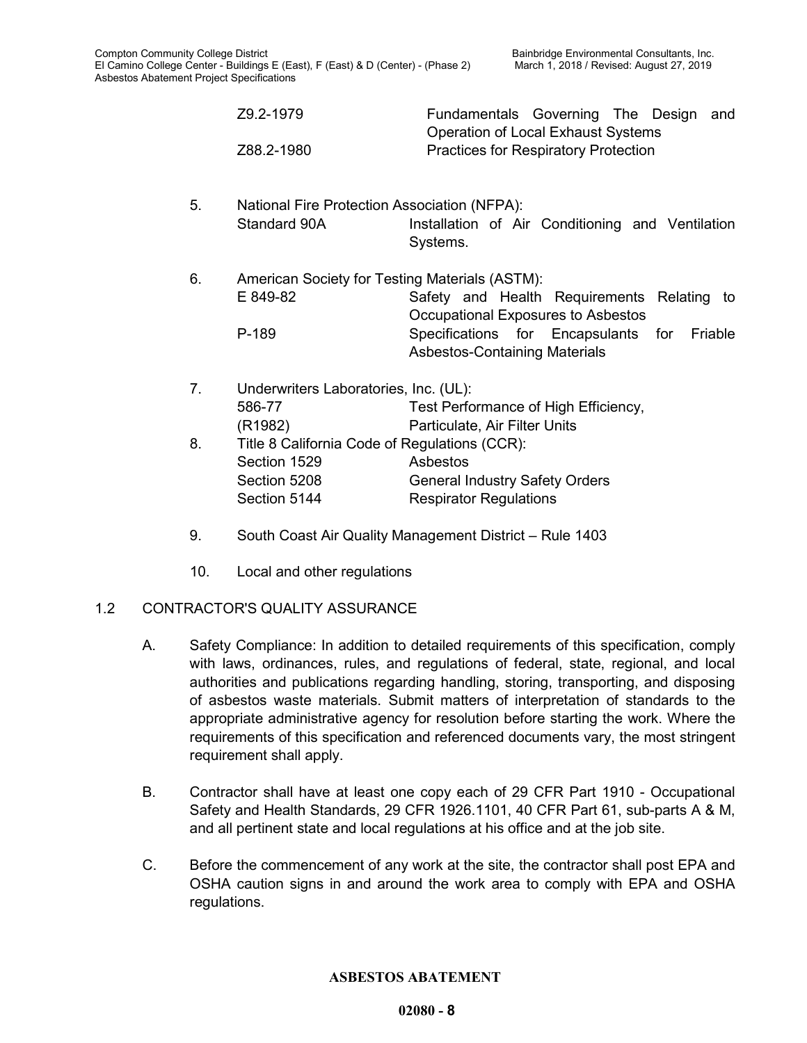Z9.2-1979 Fundamentals Governing The Design and Operation of Local Exhaust Systems

Z88.2-1980 Practices for Respiratory Protection

5. National Fire Protection Association (NFPA):

   Standard 90A — Installation of Air Conditioning and Ventilation Systems.

6. American Society for Testing Materials (ASTM):

   E 849-82 — Safety and Health Requirements Relating to Occupational Exposures to Asbestos

   P-189 — Specifications for Encapsulants for Friable Asbestos-Containing Materials

7. Underwriters Laboratories, Inc. (UL):

   586-77 (R1982) — Test Performance of High Efficiency, Particulate, Air Filter Units

8. Title 8 California Code of Regulations (CCR):

   Section 1529 — Asbestos

   Section 5208 — General Industry Safety Orders

   Section 5144 — Respirator Regulations

9. South Coast Air Quality Management District – Rule 1403

10. Local and other regulations

## 1.2 CONTRACTOR'S QUALITY ASSURANCE

A. Safety Compliance: In addition to detailed requirements of this specification, comply with laws, ordinances, rules, and regulations of federal, state, regional, and local authorities and publications regarding handling, storing, transporting, and disposing of asbestos waste materials. Submit matters of interpretation of standards to the appropriate administrative agency for resolution before starting the work. Where the requirements of this specification and referenced documents vary, the most stringent requirement shall apply.

B. Contractor shall have at least one copy each of 29 CFR Part 1910 - Occupational Safety and Health Standards, 29 CFR 1926.1101, 40 CFR Part 61, sub-parts A & M, and all pertinent state and local regulations at his office and at the job site.

C. Before the commencement of any work at the site, the contractor shall post EPA and OSHA caution signs in and around the work area to comply with EPA and OSHA regulations.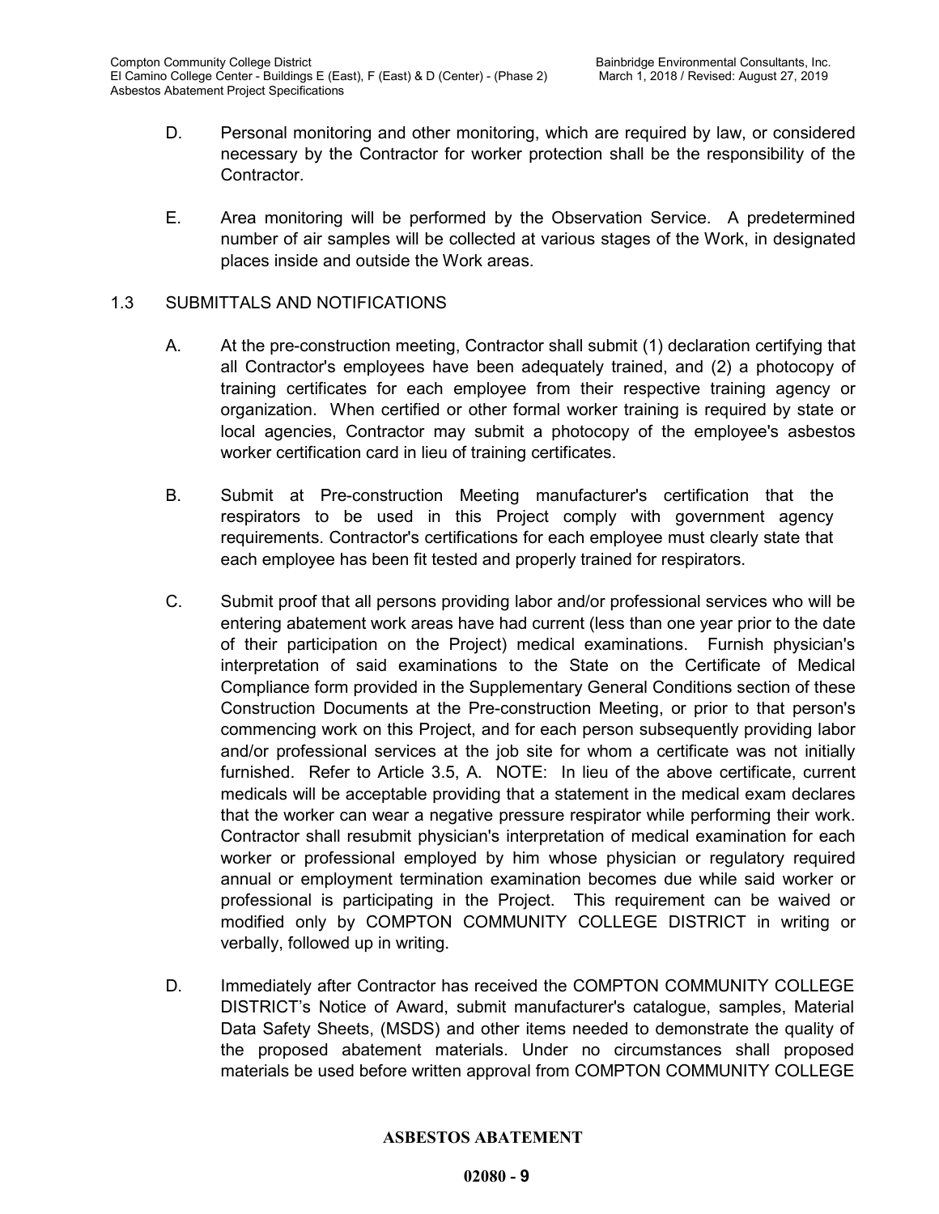D. Personal monitoring and other monitoring, which are required by law, or considered necessary by the Contractor for worker protection shall be the responsibility of the Contractor.

E. Area monitoring will be performed by the Observation Service. A predetermined number of air samples will be collected at various stages of the Work, in designated places inside and outside the Work areas.

## 1.3 SUBMITTALS AND NOTIFICATIONS

A. At the pre-construction meeting, Contractor shall submit (1) declaration certifying that all Contractor's employees have been adequately trained, and (2) a photocopy of training certificates for each employee from their respective training agency or organization. When certified or other formal worker training is required by state or local agencies, Contractor may submit a photocopy of the employee's asbestos worker certification card in lieu of training certificates.

B. Submit at Pre-construction Meeting manufacturer's certification that the respirators to be used in this Project comply with government agency requirements. Contractor's certifications for each employee must clearly state that each employee has been fit tested and properly trained for respirators.

C. Submit proof that all persons providing labor and/or professional services who will be entering abatement work areas have had current (less than one year prior to the date of their participation on the Project) medical examinations. Furnish physician's interpretation of said examinations to the State on the Certificate of Medical Compliance form provided in the Supplementary General Conditions section of these Construction Documents at the Pre-construction Meeting, or prior to that person's commencing work on this Project, and for each person subsequently providing labor and/or professional services at the job site for whom a certificate was not initially furnished. Refer to Article 3.5, A. NOTE: In lieu of the above certificate, current medicals will be acceptable providing that a statement in the medical exam declares that the worker can wear a negative pressure respirator while performing their work. Contractor shall resubmit physician's interpretation of medical examination for each worker or professional employed by him whose physician or regulatory required annual or employment termination examination becomes due while said worker or professional is participating in the Project. This requirement can be waived or modified only by COMPTON COMMUNITY COLLEGE DISTRICT in writing or verbally, followed up in writing.

D. Immediately after Contractor has received the COMPTON COMMUNITY COLLEGE DISTRICT's Notice of Award, submit manufacturer's catalogue, samples, Material Data Safety Sheets, (MSDS) and other items needed to demonstrate the quality of the proposed abatement materials. Under no circumstances shall proposed materials be used before written approval from COMPTON COMMUNITY COLLEGE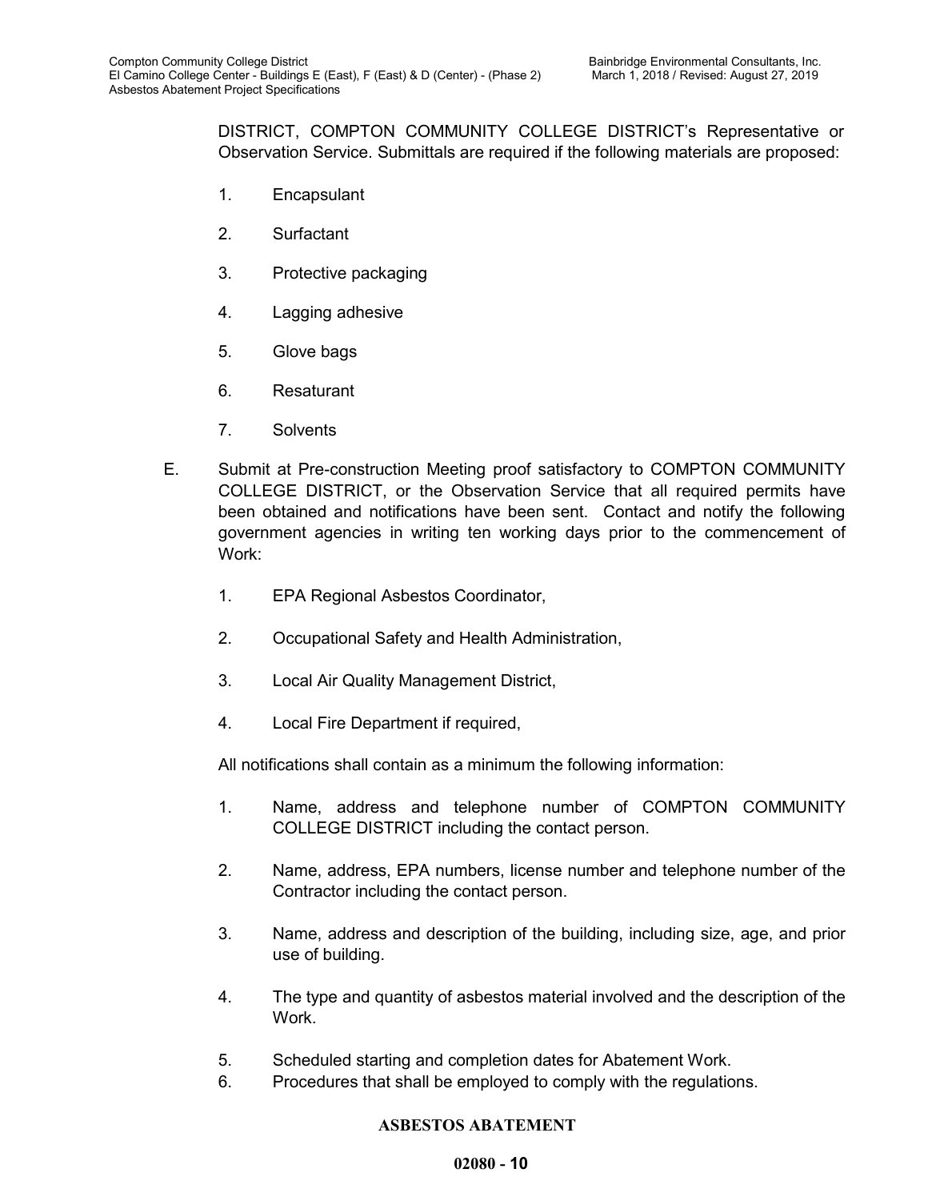DISTRICT, COMPTON COMMUNITY COLLEGE DISTRICT's Representative or Observation Service. Submittals are required if the following materials are proposed:

1. Encapsulant
2. Surfactant
3. Protective packaging
4. Lagging adhesive
5. Glove bags
6. Resaturant
7. Solvents

E. Submit at Pre-construction Meeting proof satisfactory to COMPTON COMMUNITY COLLEGE DISTRICT, or the Observation Service that all required permits have been obtained and notifications have been sent. Contact and notify the following government agencies in writing ten working days prior to the commencement of Work:

   1. EPA Regional Asbestos Coordinator,
   2. Occupational Safety and Health Administration,
   3. Local Air Quality Management District,
   4. Local Fire Department if required,

   All notifications shall contain as a minimum the following information:

   1. Name, address and telephone number of COMPTON COMMUNITY COLLEGE DISTRICT including the contact person.
   2. Name, address, EPA numbers, license number and telephone number of the Contractor including the contact person.
   3. Name, address and description of the building, including size, age, and prior use of building.
   4. The type and quantity of asbestos material involved and the description of the Work.
   5. Scheduled starting and completion dates for Abatement Work.
   6. Procedures that shall be employed to comply with the regulations.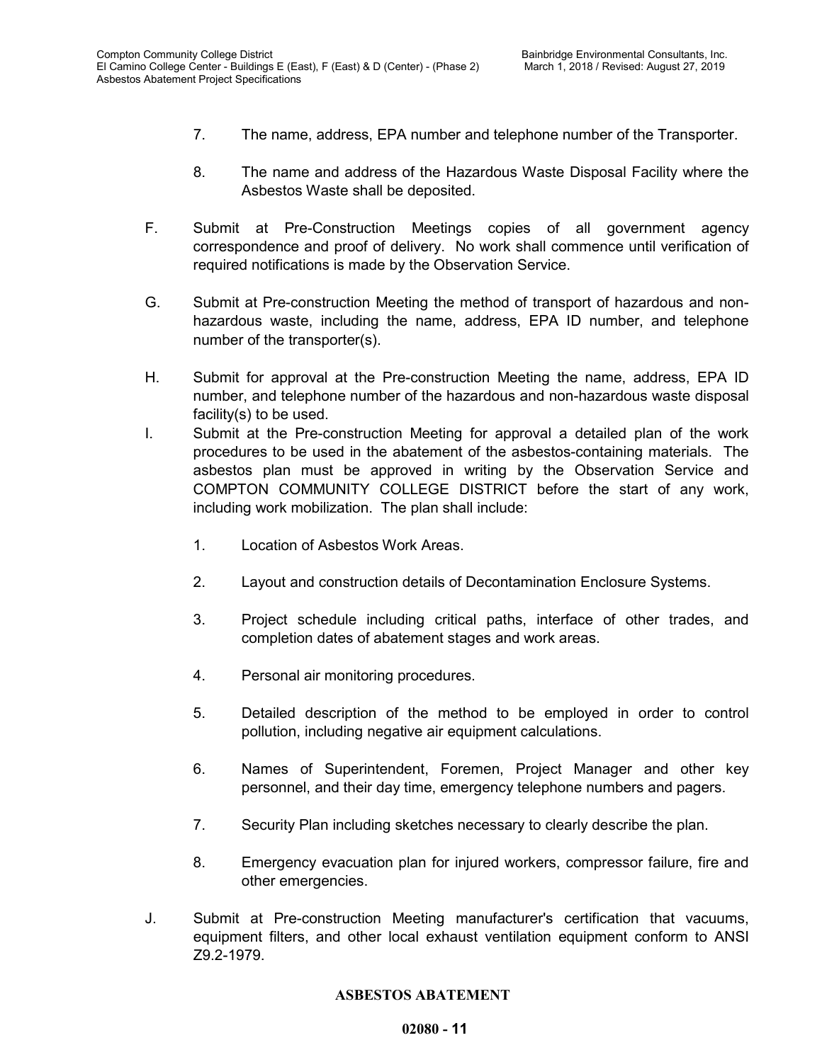7. The name, address, EPA number and telephone number of the Transporter.

8. The name and address of the Hazardous Waste Disposal Facility where the Asbestos Waste shall be deposited.

F. Submit at Pre-Construction Meetings copies of all government agency correspondence and proof of delivery. No work shall commence until verification of required notifications is made by the Observation Service.

G. Submit at Pre-construction Meeting the method of transport of hazardous and non-hazardous waste, including the name, address, EPA ID number, and telephone number of the transporter(s).

H. Submit for approval at the Pre-construction Meeting the name, address, EPA ID number, and telephone number of the hazardous and non-hazardous waste disposal facility(s) to be used.

I. Submit at the Pre-construction Meeting for approval a detailed plan of the work procedures to be used in the abatement of the asbestos-containing materials. The asbestos plan must be approved in writing by the Observation Service and COMPTON COMMUNITY COLLEGE DISTRICT before the start of any work, including work mobilization. The plan shall include:

   1. Location of Asbestos Work Areas.

   2. Layout and construction details of Decontamination Enclosure Systems.

   3. Project schedule including critical paths, interface of other trades, and completion dates of abatement stages and work areas.

   4. Personal air monitoring procedures.

   5. Detailed description of the method to be employed in order to control pollution, including negative air equipment calculations.

   6. Names of Superintendent, Foremen, Project Manager and other key personnel, and their day time, emergency telephone numbers and pagers.

   7. Security Plan including sketches necessary to clearly describe the plan.

   8. Emergency evacuation plan for injured workers, compressor failure, fire and other emergencies.

J. Submit at Pre-construction Meeting manufacturer's certification that vacuums, equipment filters, and other local exhaust ventilation equipment conform to ANSI Z9.2-1979.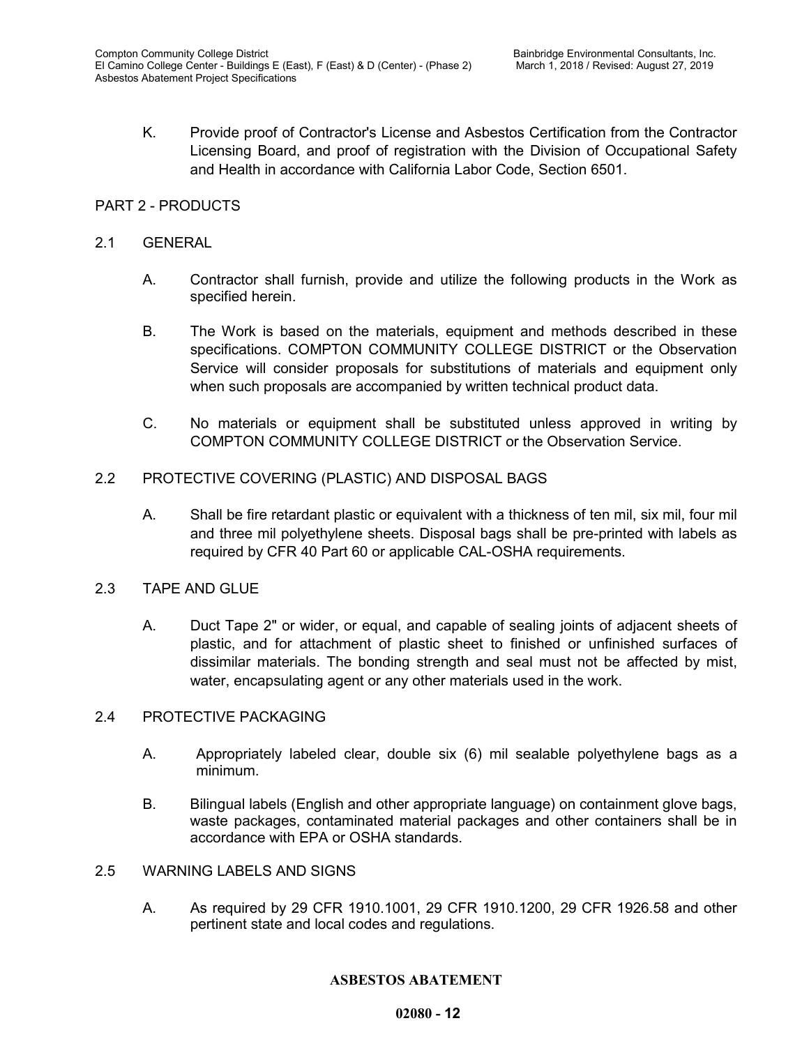K. Provide proof of Contractor's License and Asbestos Certification from the Contractor Licensing Board, and proof of registration with the Division of Occupational Safety and Health in accordance with California Labor Code, Section 6501.

## PART 2 - PRODUCTS

### 2.1 GENERAL

A. Contractor shall furnish, provide and utilize the following products in the Work as specified herein.

B. The Work is based on the materials, equipment and methods described in these specifications. COMPTON COMMUNITY COLLEGE DISTRICT or the Observation Service will consider proposals for substitutions of materials and equipment only when such proposals are accompanied by written technical product data.

C. No materials or equipment shall be substituted unless approved in writing by COMPTON COMMUNITY COLLEGE DISTRICT or the Observation Service.

### 2.2 PROTECTIVE COVERING (PLASTIC) AND DISPOSAL BAGS

A. Shall be fire retardant plastic or equivalent with a thickness of ten mil, six mil, four mil and three mil polyethylene sheets. Disposal bags shall be pre-printed with labels as required by CFR 40 Part 60 or applicable CAL-OSHA requirements.

### 2.3 TAPE AND GLUE

A. Duct Tape 2" or wider, or equal, and capable of sealing joints of adjacent sheets of plastic, and for attachment of plastic sheet to finished or unfinished surfaces of dissimilar materials. The bonding strength and seal must not be affected by mist, water, encapsulating agent or any other materials used in the work.

### 2.4 PROTECTIVE PACKAGING

A. Appropriately labeled clear, double six (6) mil sealable polyethylene bags as a minimum.

B. Bilingual labels (English and other appropriate language) on containment glove bags, waste packages, contaminated material packages and other containers shall be in accordance with EPA or OSHA standards.

### 2.5 WARNING LABELS AND SIGNS

A. As required by 29 CFR 1910.1001, 29 CFR 1910.1200, 29 CFR 1926.58 and other pertinent state and local codes and regulations.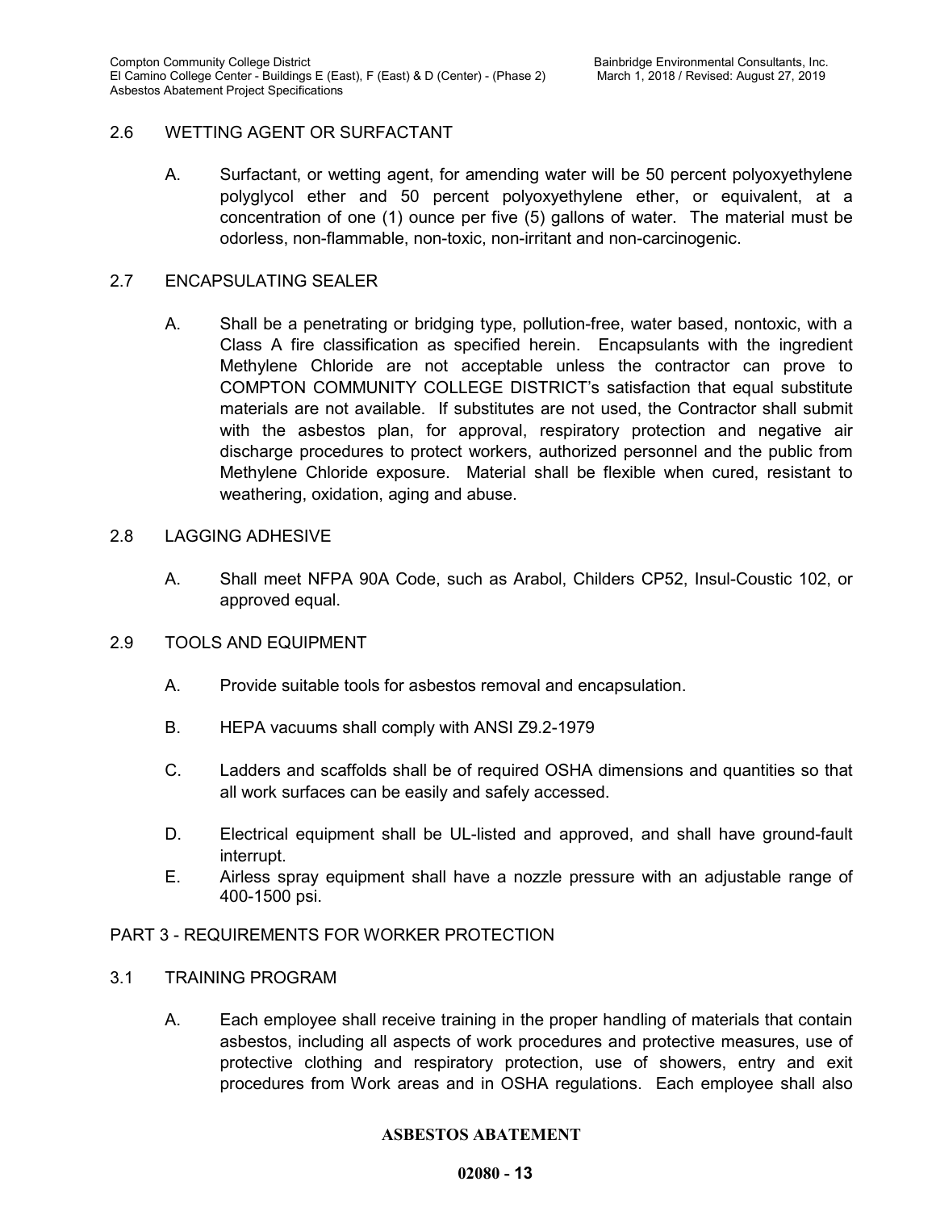## 2.6 WETTING AGENT OR SURFACTANT

A. Surfactant, or wetting agent, for amending water will be 50 percent polyoxyethylene polyglycol ether and 50 percent polyoxyethylene ether, or equivalent, at a concentration of one (1) ounce per five (5) gallons of water. The material must be odorless, non-flammable, non-toxic, non-irritant and non-carcinogenic.

## 2.7 ENCAPSULATING SEALER

A. Shall be a penetrating or bridging type, pollution-free, water based, nontoxic, with a Class A fire classification as specified herein. Encapsulants with the ingredient Methylene Chloride are not acceptable unless the contractor can prove to COMPTON COMMUNITY COLLEGE DISTRICT's satisfaction that equal substitute materials are not available. If substitutes are not used, the Contractor shall submit with the asbestos plan, for approval, respiratory protection and negative air discharge procedures to protect workers, authorized personnel and the public from Methylene Chloride exposure. Material shall be flexible when cured, resistant to weathering, oxidation, aging and abuse.

## 2.8 LAGGING ADHESIVE

A. Shall meet NFPA 90A Code, such as Arabol, Childers CP52, Insul-Coustic 102, or approved equal.

## 2.9 TOOLS AND EQUIPMENT

A. Provide suitable tools for asbestos removal and encapsulation.

B. HEPA vacuums shall comply with ANSI Z9.2-1979

C. Ladders and scaffolds shall be of required OSHA dimensions and quantities so that all work surfaces can be easily and safely accessed.

D. Electrical equipment shall be UL-listed and approved, and shall have ground-fault interrupt.

E. Airless spray equipment shall have a nozzle pressure with an adjustable range of 400-1500 psi.

# PART 3 - REQUIREMENTS FOR WORKER PROTECTION

## 3.1 TRAINING PROGRAM

A. Each employee shall receive training in the proper handling of materials that contain asbestos, including all aspects of work procedures and protective measures, use of protective clothing and respiratory protection, use of showers, entry and exit procedures from Work areas and in OSHA regulations. Each employee shall also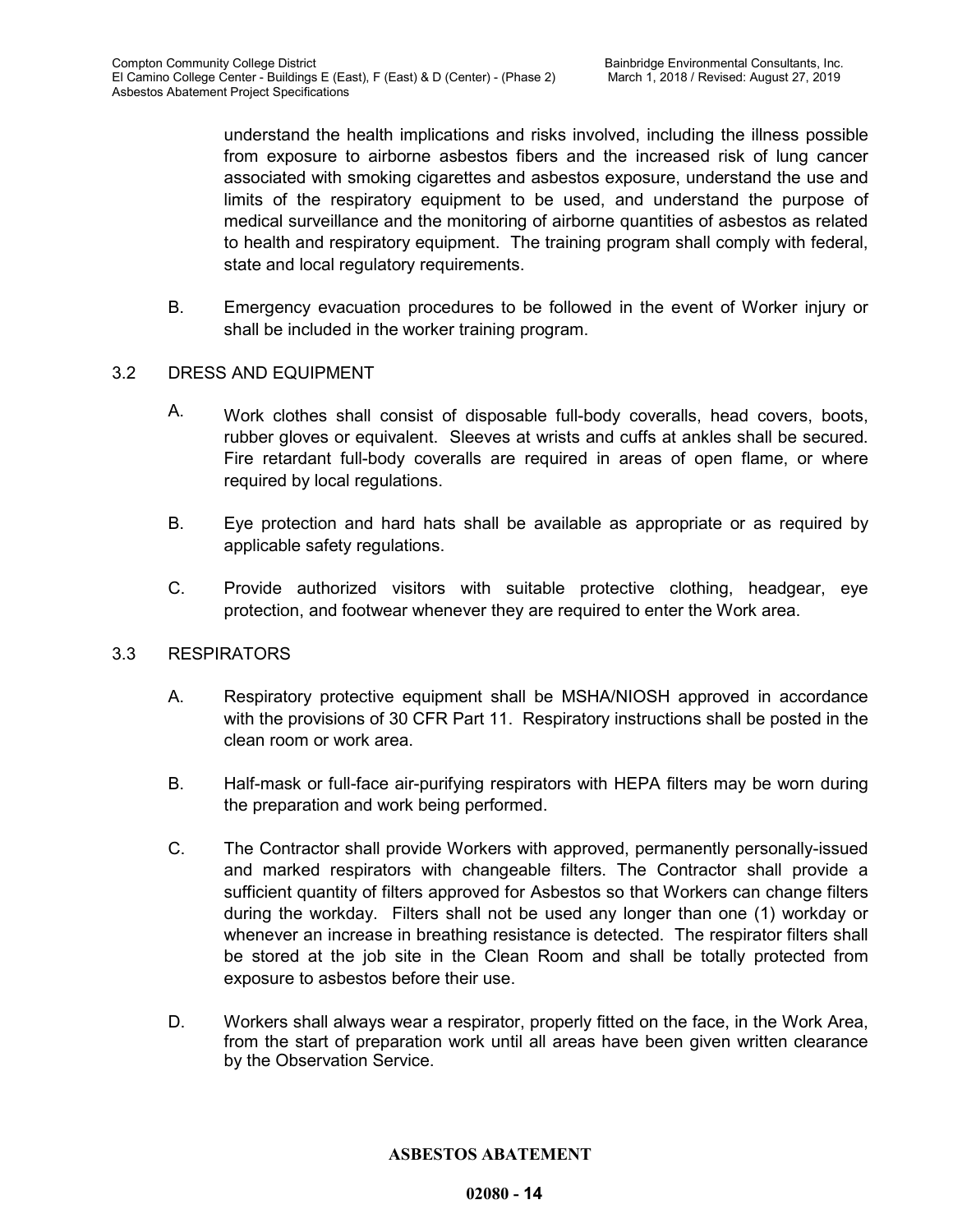understand the health implications and risks involved, including the illness possible from exposure to airborne asbestos fibers and the increased risk of lung cancer associated with smoking cigarettes and asbestos exposure, understand the use and limits of the respiratory equipment to be used, and understand the purpose of medical surveillance and the monitoring of airborne quantities of asbestos as related to health and respiratory equipment. The training program shall comply with federal, state and local regulatory requirements.

B. Emergency evacuation procedures to be followed in the event of Worker injury or shall be included in the worker training program.

## 3.2 DRESS AND EQUIPMENT

A. Work clothes shall consist of disposable full-body coveralls, head covers, boots, rubber gloves or equivalent. Sleeves at wrists and cuffs at ankles shall be secured. Fire retardant full-body coveralls are required in areas of open flame, or where required by local regulations.

B. Eye protection and hard hats shall be available as appropriate or as required by applicable safety regulations.

C. Provide authorized visitors with suitable protective clothing, headgear, eye protection, and footwear whenever they are required to enter the Work area.

## 3.3 RESPIRATORS

A. Respiratory protective equipment shall be MSHA/NIOSH approved in accordance with the provisions of 30 CFR Part 11. Respiratory instructions shall be posted in the clean room or work area.

B. Half-mask or full-face air-purifying respirators with HEPA filters may be worn during the preparation and work being performed.

C. The Contractor shall provide Workers with approved, permanently personally-issued and marked respirators with changeable filters. The Contractor shall provide a sufficient quantity of filters approved for Asbestos so that Workers can change filters during the workday. Filters shall not be used any longer than one (1) workday or whenever an increase in breathing resistance is detected. The respirator filters shall be stored at the job site in the Clean Room and shall be totally protected from exposure to asbestos before their use.

D. Workers shall always wear a respirator, properly fitted on the face, in the Work Area, from the start of preparation work until all areas have been given written clearance by the Observation Service.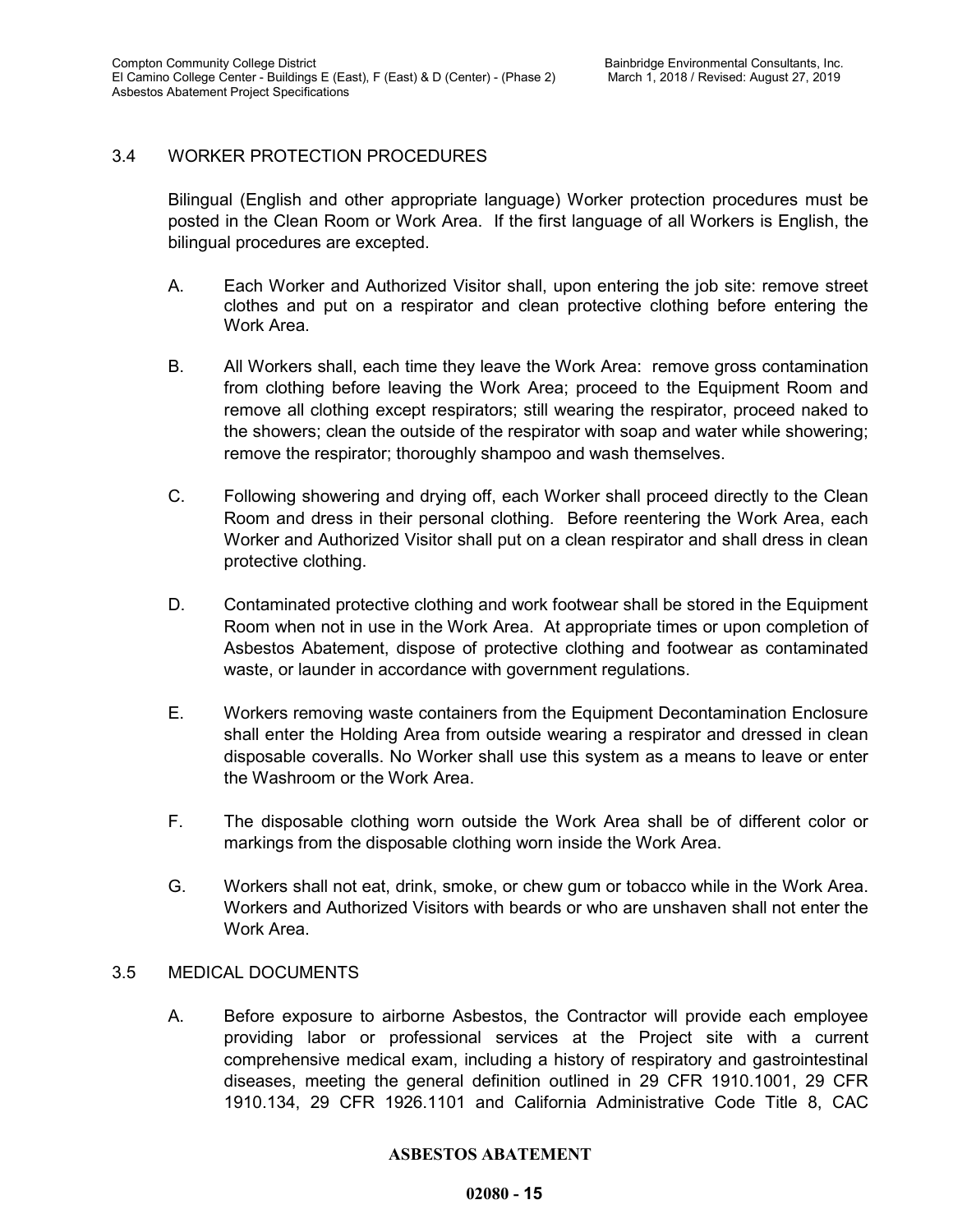## 3.4 WORKER PROTECTION PROCEDURES

Bilingual (English and other appropriate language) Worker protection procedures must be posted in the Clean Room or Work Area. If the first language of all Workers is English, the bilingual procedures are excepted.

A. Each Worker and Authorized Visitor shall, upon entering the job site: remove street clothes and put on a respirator and clean protective clothing before entering the Work Area.

B. All Workers shall, each time they leave the Work Area: remove gross contamination from clothing before leaving the Work Area; proceed to the Equipment Room and remove all clothing except respirators; still wearing the respirator, proceed naked to the showers; clean the outside of the respirator with soap and water while showering; remove the respirator; thoroughly shampoo and wash themselves.

C. Following showering and drying off, each Worker shall proceed directly to the Clean Room and dress in their personal clothing. Before reentering the Work Area, each Worker and Authorized Visitor shall put on a clean respirator and shall dress in clean protective clothing.

D. Contaminated protective clothing and work footwear shall be stored in the Equipment Room when not in use in the Work Area. At appropriate times or upon completion of Asbestos Abatement, dispose of protective clothing and footwear as contaminated waste, or launder in accordance with government regulations.

E. Workers removing waste containers from the Equipment Decontamination Enclosure shall enter the Holding Area from outside wearing a respirator and dressed in clean disposable coveralls. No Worker shall use this system as a means to leave or enter the Washroom or the Work Area.

F. The disposable clothing worn outside the Work Area shall be of different color or markings from the disposable clothing worn inside the Work Area.

G. Workers shall not eat, drink, smoke, or chew gum or tobacco while in the Work Area. Workers and Authorized Visitors with beards or who are unshaven shall not enter the Work Area.

## 3.5 MEDICAL DOCUMENTS

A. Before exposure to airborne Asbestos, the Contractor will provide each employee providing labor or professional services at the Project site with a current comprehensive medical exam, including a history of respiratory and gastrointestinal diseases, meeting the general definition outlined in 29 CFR 1910.1001, 29 CFR 1910.134, 29 CFR 1926.1101 and California Administrative Code Title 8, CAC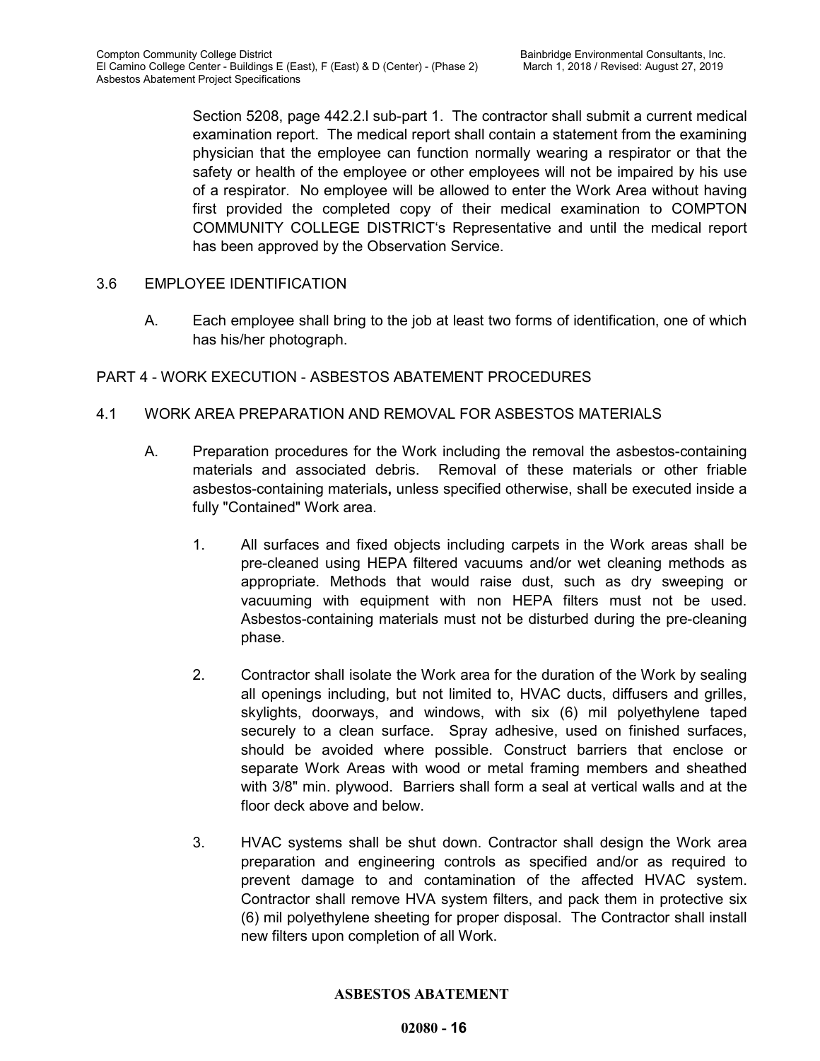Section 5208, page 442.2.l sub-part 1. The contractor shall submit a current medical examination report. The medical report shall contain a statement from the examining physician that the employee can function normally wearing a respirator or that the safety or health of the employee or other employees will not be impaired by his use of a respirator. No employee will be allowed to enter the Work Area without having first provided the completed copy of their medical examination to COMPTON COMMUNITY COLLEGE DISTRICT's Representative and until the medical report has been approved by the Observation Service.

### 3.6 EMPLOYEE IDENTIFICATION

A. Each employee shall bring to the job at least two forms of identification, one of which has his/her photograph.

## PART 4 - WORK EXECUTION - ASBESTOS ABATEMENT PROCEDURES

### 4.1 WORK AREA PREPARATION AND REMOVAL FOR ASBESTOS MATERIALS

A. Preparation procedures for the Work including the removal the asbestos-containing materials and associated debris. Removal of these materials or other friable asbestos-containing materials**,** unless specified otherwise, shall be executed inside a fully "Contained" Work area.

1. All surfaces and fixed objects including carpets in the Work areas shall be pre-cleaned using HEPA filtered vacuums and/or wet cleaning methods as appropriate. Methods that would raise dust, such as dry sweeping or vacuuming with equipment with non HEPA filters must not be used. Asbestos-containing materials must not be disturbed during the pre-cleaning phase.

2. Contractor shall isolate the Work area for the duration of the Work by sealing all openings including, but not limited to, HVAC ducts, diffusers and grilles, skylights, doorways, and windows, with six (6) mil polyethylene taped securely to a clean surface. Spray adhesive, used on finished surfaces, should be avoided where possible. Construct barriers that enclose or separate Work Areas with wood or metal framing members and sheathed with 3/8" min. plywood. Barriers shall form a seal at vertical walls and at the floor deck above and below.

3. HVAC systems shall be shut down. Contractor shall design the Work area preparation and engineering controls as specified and/or as required to prevent damage to and contamination of the affected HVAC system. Contractor shall remove HVA system filters, and pack them in protective six (6) mil polyethylene sheeting for proper disposal. The Contractor shall install new filters upon completion of all Work.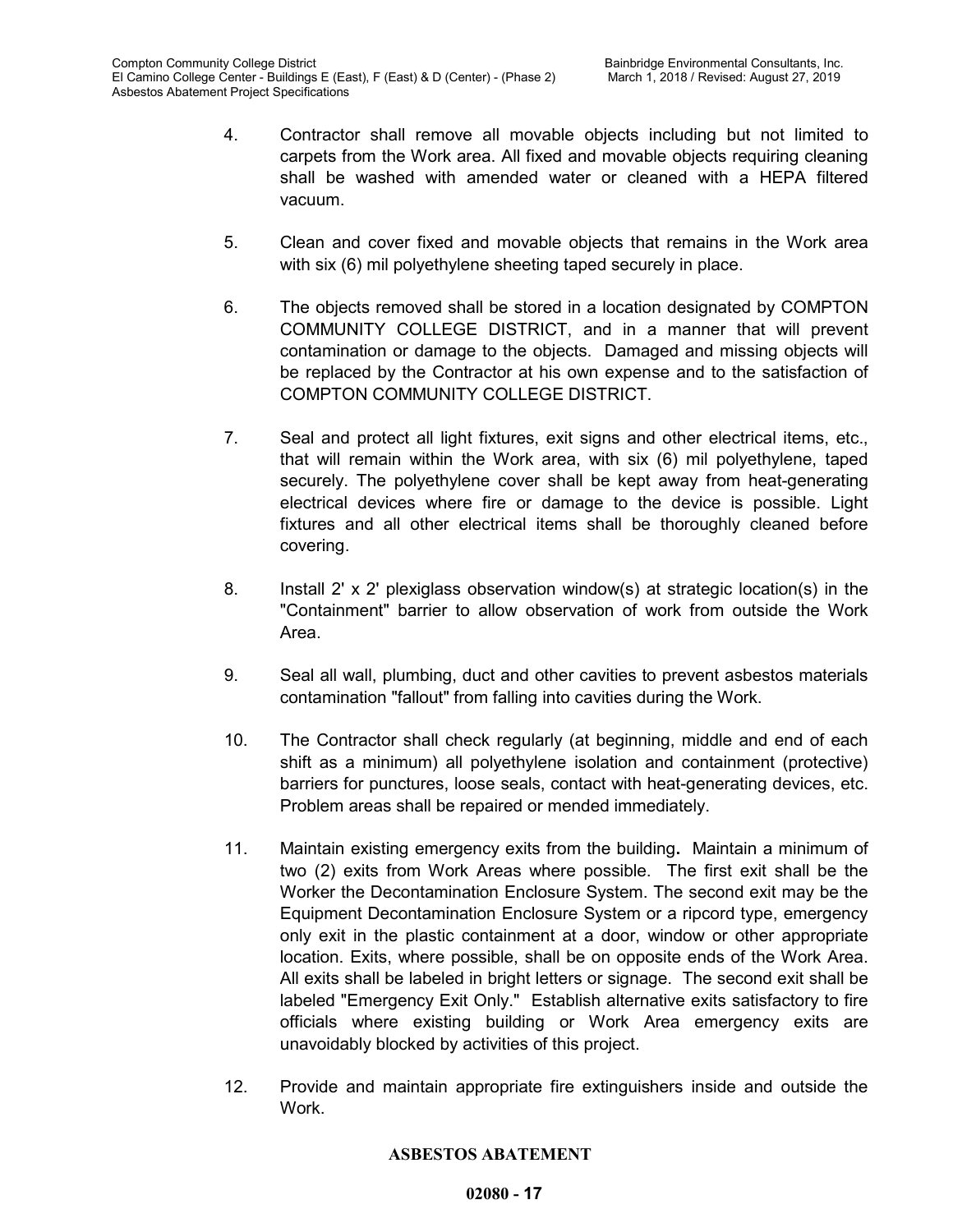4. Contractor shall remove all movable objects including but not limited to carpets from the Work area. All fixed and movable objects requiring cleaning shall be washed with amended water or cleaned with a HEPA filtered vacuum.

5. Clean and cover fixed and movable objects that remains in the Work area with six (6) mil polyethylene sheeting taped securely in place.

6. The objects removed shall be stored in a location designated by COMPTON COMMUNITY COLLEGE DISTRICT, and in a manner that will prevent contamination or damage to the objects. Damaged and missing objects will be replaced by the Contractor at his own expense and to the satisfaction of COMPTON COMMUNITY COLLEGE DISTRICT.

7. Seal and protect all light fixtures, exit signs and other electrical items, etc., that will remain within the Work area, with six (6) mil polyethylene, taped securely. The polyethylene cover shall be kept away from heat-generating electrical devices where fire or damage to the device is possible. Light fixtures and all other electrical items shall be thoroughly cleaned before covering.

8. Install 2' x 2' plexiglass observation window(s) at strategic location(s) in the "Containment" barrier to allow observation of work from outside the Work Area.

9. Seal all wall, plumbing, duct and other cavities to prevent asbestos materials contamination "fallout" from falling into cavities during the Work.

10. The Contractor shall check regularly (at beginning, middle and end of each shift as a minimum) all polyethylene isolation and containment (protective) barriers for punctures, loose seals, contact with heat-generating devices, etc. Problem areas shall be repaired or mended immediately.

11. Maintain existing emergency exits from the building**.** Maintain a minimum of two (2) exits from Work Areas where possible. The first exit shall be the Worker the Decontamination Enclosure System. The second exit may be the Equipment Decontamination Enclosure System or a ripcord type, emergency only exit in the plastic containment at a door, window or other appropriate location. Exits, where possible, shall be on opposite ends of the Work Area. All exits shall be labeled in bright letters or signage. The second exit shall be labeled "Emergency Exit Only." Establish alternative exits satisfactory to fire officials where existing building or Work Area emergency exits are unavoidably blocked by activities of this project.

12. Provide and maintain appropriate fire extinguishers inside and outside the Work.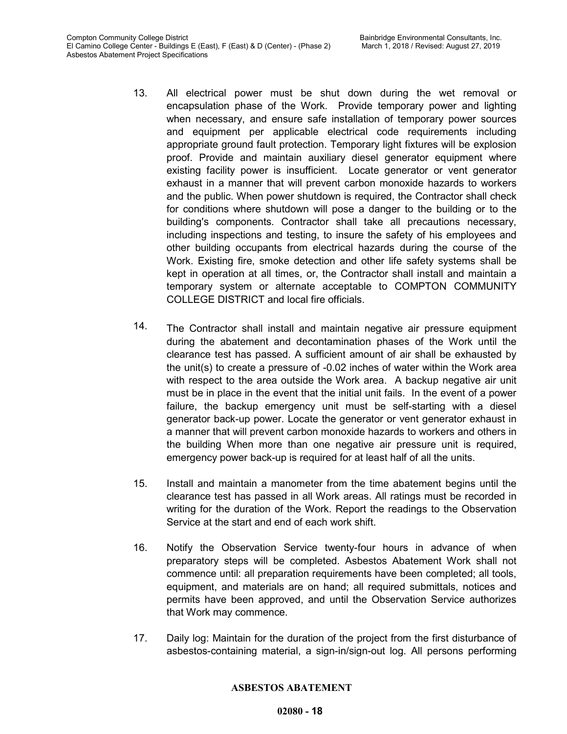13. All electrical power must be shut down during the wet removal or encapsulation phase of the Work. Provide temporary power and lighting when necessary, and ensure safe installation of temporary power sources and equipment per applicable electrical code requirements including appropriate ground fault protection. Temporary light fixtures will be explosion proof. Provide and maintain auxiliary diesel generator equipment where existing facility power is insufficient. Locate generator or vent generator exhaust in a manner that will prevent carbon monoxide hazards to workers and the public. When power shutdown is required, the Contractor shall check for conditions where shutdown will pose a danger to the building or to the building's components. Contractor shall take all precautions necessary, including inspections and testing, to insure the safety of his employees and other building occupants from electrical hazards during the course of the Work. Existing fire, smoke detection and other life safety systems shall be kept in operation at all times, or, the Contractor shall install and maintain a temporary system or alternate acceptable to COMPTON COMMUNITY COLLEGE DISTRICT and local fire officials.

14. The Contractor shall install and maintain negative air pressure equipment during the abatement and decontamination phases of the Work until the clearance test has passed. A sufficient amount of air shall be exhausted by the unit(s) to create a pressure of -0.02 inches of water within the Work area with respect to the area outside the Work area. A backup negative air unit must be in place in the event that the initial unit fails. In the event of a power failure, the backup emergency unit must be self-starting with a diesel generator back-up power. Locate the generator or vent generator exhaust in a manner that will prevent carbon monoxide hazards to workers and others in the building When more than one negative air pressure unit is required, emergency power back-up is required for at least half of all the units.

15. Install and maintain a manometer from the time abatement begins until the clearance test has passed in all Work areas. All ratings must be recorded in writing for the duration of the Work. Report the readings to the Observation Service at the start and end of each work shift.

16. Notify the Observation Service twenty-four hours in advance of when preparatory steps will be completed. Asbestos Abatement Work shall not commence until: all preparation requirements have been completed; all tools, equipment, and materials are on hand; all required submittals, notices and permits have been approved, and until the Observation Service authorizes that Work may commence.

17. Daily log: Maintain for the duration of the project from the first disturbance of asbestos-containing material, a sign-in/sign-out log. All persons performing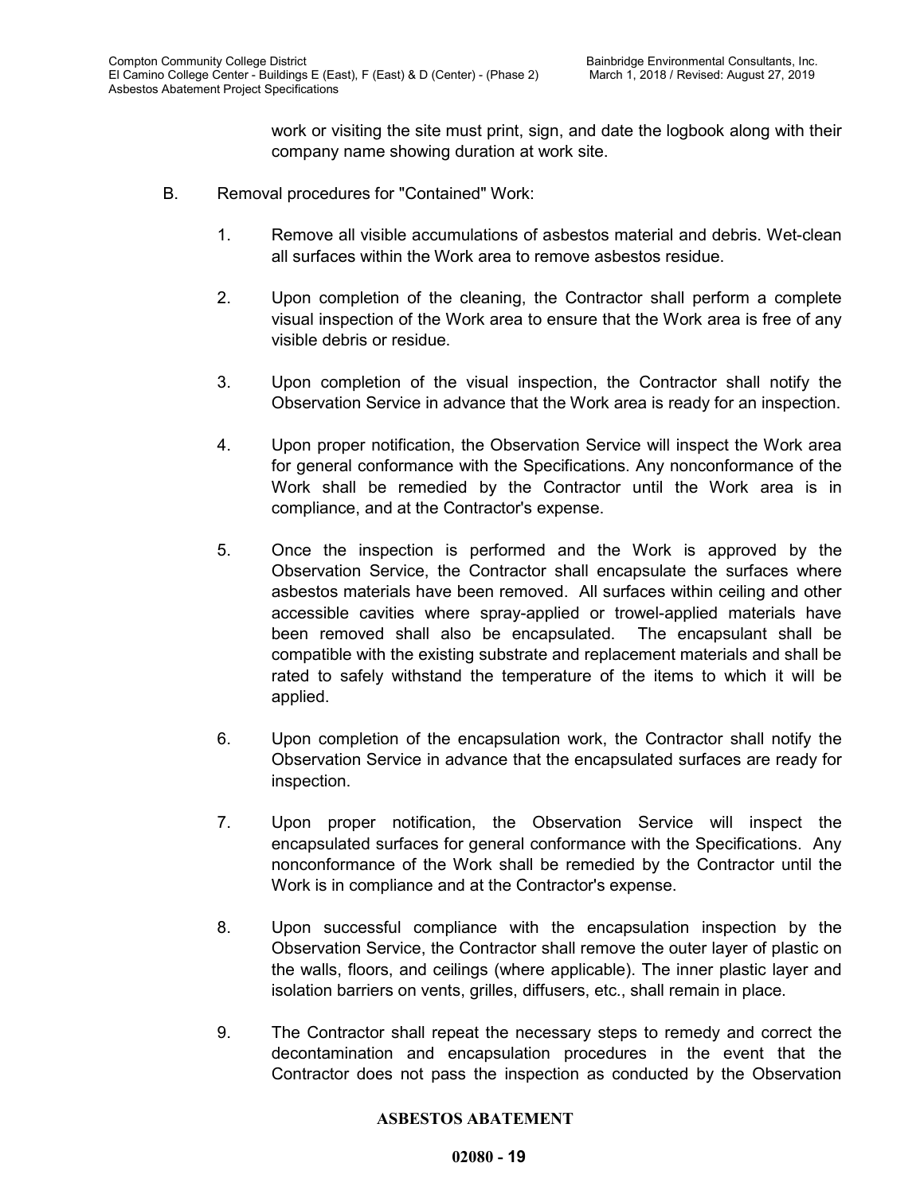work or visiting the site must print, sign, and date the logbook along with their company name showing duration at work site.

B. Removal procedures for "Contained" Work:

1. Remove all visible accumulations of asbestos material and debris. Wet-clean all surfaces within the Work area to remove asbestos residue.

2. Upon completion of the cleaning, the Contractor shall perform a complete visual inspection of the Work area to ensure that the Work area is free of any visible debris or residue.

3. Upon completion of the visual inspection, the Contractor shall notify the Observation Service in advance that the Work area is ready for an inspection.

4. Upon proper notification, the Observation Service will inspect the Work area for general conformance with the Specifications. Any nonconformance of the Work shall be remedied by the Contractor until the Work area is in compliance, and at the Contractor's expense.

5. Once the inspection is performed and the Work is approved by the Observation Service, the Contractor shall encapsulate the surfaces where asbestos materials have been removed. All surfaces within ceiling and other accessible cavities where spray-applied or trowel-applied materials have been removed shall also be encapsulated. The encapsulant shall be compatible with the existing substrate and replacement materials and shall be rated to safely withstand the temperature of the items to which it will be applied.

6. Upon completion of the encapsulation work, the Contractor shall notify the Observation Service in advance that the encapsulated surfaces are ready for inspection.

7. Upon proper notification, the Observation Service will inspect the encapsulated surfaces for general conformance with the Specifications. Any nonconformance of the Work shall be remedied by the Contractor until the Work is in compliance and at the Contractor's expense.

8. Upon successful compliance with the encapsulation inspection by the Observation Service, the Contractor shall remove the outer layer of plastic on the walls, floors, and ceilings (where applicable). The inner plastic layer and isolation barriers on vents, grilles, diffusers, etc., shall remain in place.

9. The Contractor shall repeat the necessary steps to remedy and correct the decontamination and encapsulation procedures in the event that the Contractor does not pass the inspection as conducted by the Observation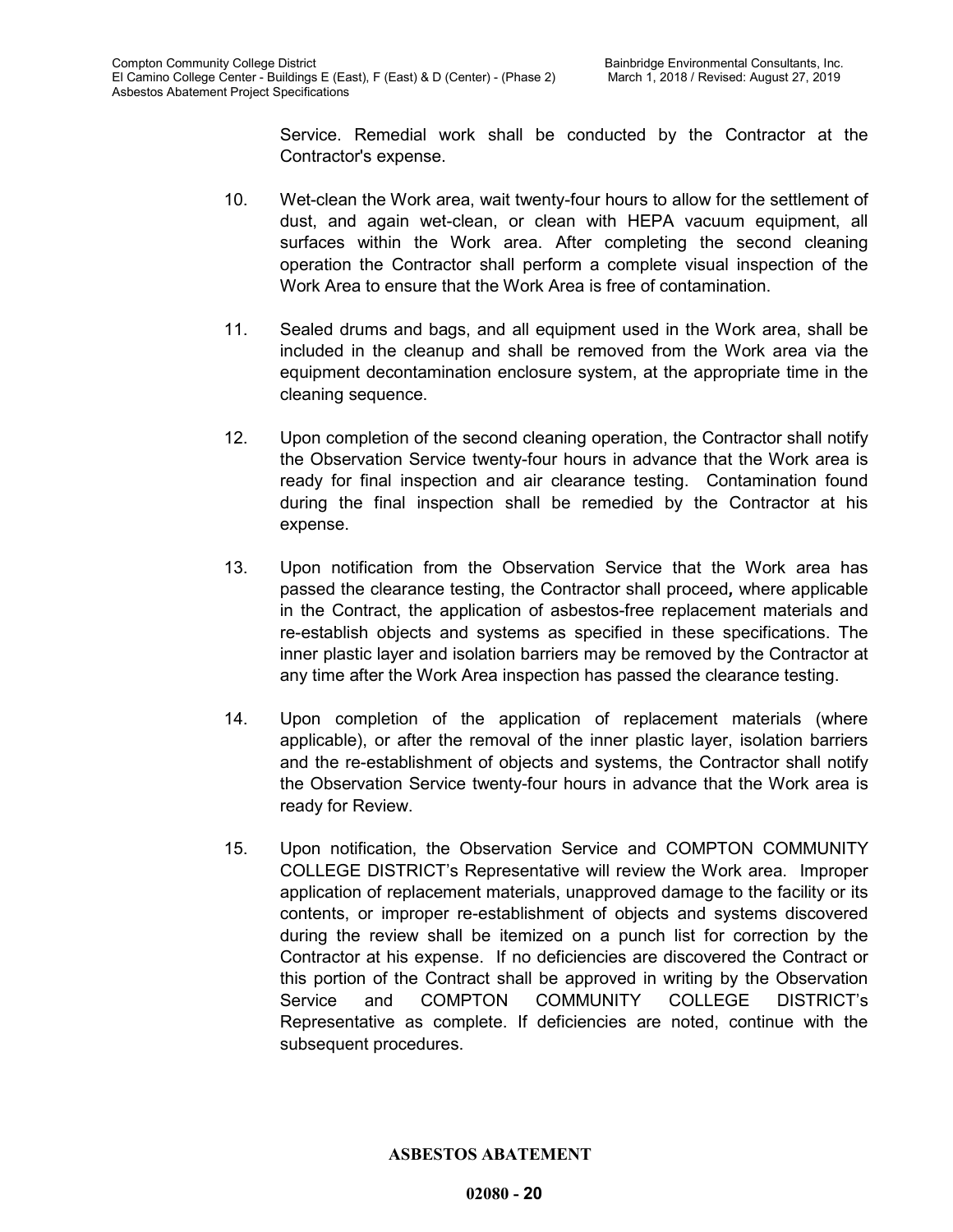Service. Remedial work shall be conducted by the Contractor at the Contractor's expense.

10. Wet-clean the Work area, wait twenty-four hours to allow for the settlement of dust, and again wet-clean, or clean with HEPA vacuum equipment, all surfaces within the Work area. After completing the second cleaning operation the Contractor shall perform a complete visual inspection of the Work Area to ensure that the Work Area is free of contamination.

11. Sealed drums and bags, and all equipment used in the Work area, shall be included in the cleanup and shall be removed from the Work area via the equipment decontamination enclosure system, at the appropriate time in the cleaning sequence.

12. Upon completion of the second cleaning operation, the Contractor shall notify the Observation Service twenty-four hours in advance that the Work area is ready for final inspection and air clearance testing. Contamination found during the final inspection shall be remedied by the Contractor at his expense.

13. Upon notification from the Observation Service that the Work area has passed the clearance testing, the Contractor shall proceed, where applicable in the Contract, the application of asbestos-free replacement materials and re-establish objects and systems as specified in these specifications. The inner plastic layer and isolation barriers may be removed by the Contractor at any time after the Work Area inspection has passed the clearance testing.

14. Upon completion of the application of replacement materials (where applicable), or after the removal of the inner plastic layer, isolation barriers and the re-establishment of objects and systems, the Contractor shall notify the Observation Service twenty-four hours in advance that the Work area is ready for Review.

15. Upon notification, the Observation Service and COMPTON COMMUNITY COLLEGE DISTRICT's Representative will review the Work area. Improper application of replacement materials, unapproved damage to the facility or its contents, or improper re-establishment of objects and systems discovered during the review shall be itemized on a punch list for correction by the Contractor at his expense. If no deficiencies are discovered the Contract or this portion of the Contract shall be approved in writing by the Observation Service and COMPTON COMMUNITY COLLEGE DISTRICT's Representative as complete. If deficiencies are noted, continue with the subsequent procedures.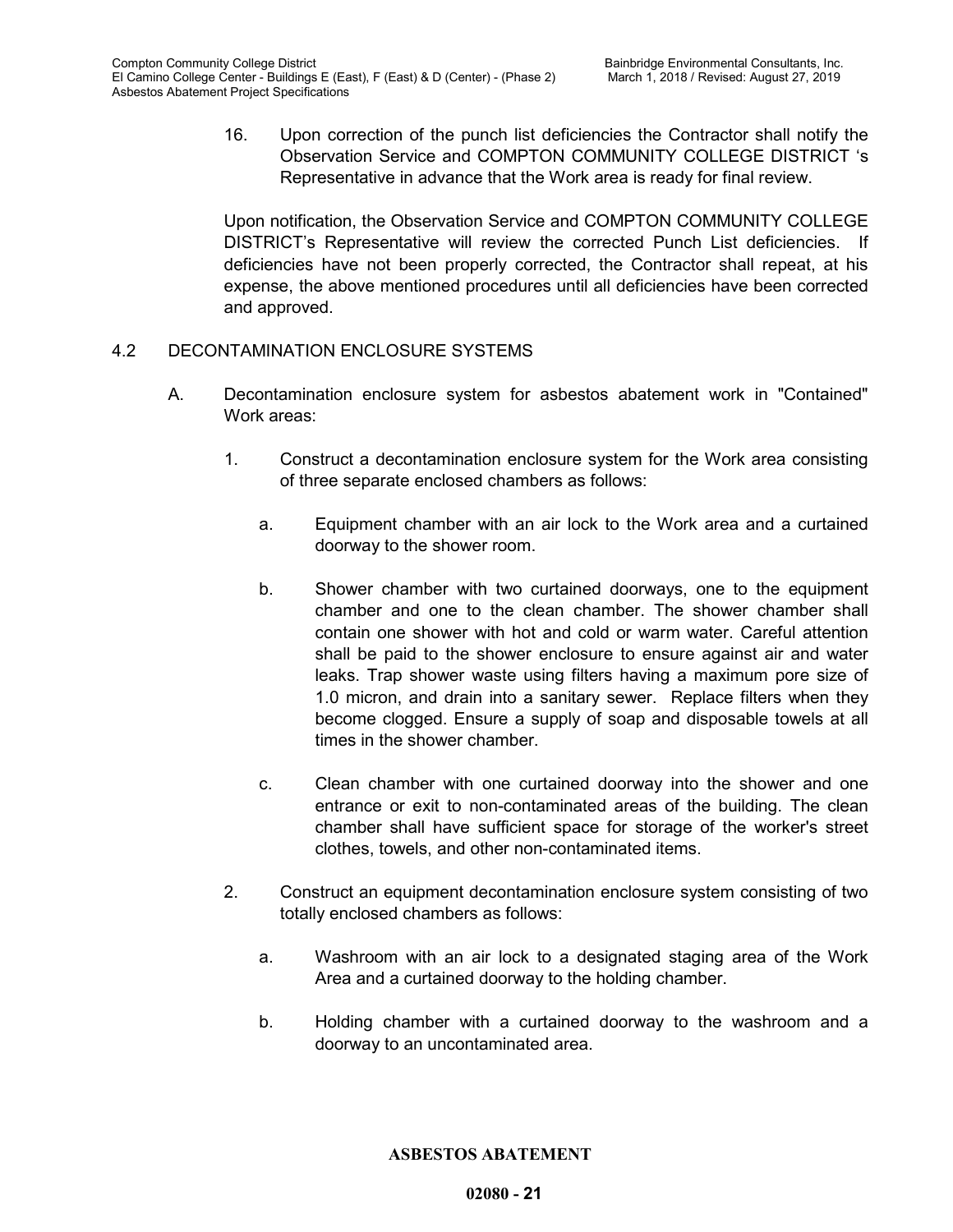16. Upon correction of the punch list deficiencies the Contractor shall notify the Observation Service and COMPTON COMMUNITY COLLEGE DISTRICT 's Representative in advance that the Work area is ready for final review.

Upon notification, the Observation Service and COMPTON COMMUNITY COLLEGE DISTRICT's Representative will review the corrected Punch List deficiencies. If deficiencies have not been properly corrected, the Contractor shall repeat, at his expense, the above mentioned procedures until all deficiencies have been corrected and approved.

## 4.2 DECONTAMINATION ENCLOSURE SYSTEMS

A. Decontamination enclosure system for asbestos abatement work in "Contained" Work areas:

1. Construct a decontamination enclosure system for the Work area consisting of three separate enclosed chambers as follows:

   a. Equipment chamber with an air lock to the Work area and a curtained doorway to the shower room.

   b. Shower chamber with two curtained doorways, one to the equipment chamber and one to the clean chamber. The shower chamber shall contain one shower with hot and cold or warm water. Careful attention shall be paid to the shower enclosure to ensure against air and water leaks. Trap shower waste using filters having a maximum pore size of 1.0 micron, and drain into a sanitary sewer. Replace filters when they become clogged. Ensure a supply of soap and disposable towels at all times in the shower chamber.

   c. Clean chamber with one curtained doorway into the shower and one entrance or exit to non-contaminated areas of the building. The clean chamber shall have sufficient space for storage of the worker's street clothes, towels, and other non-contaminated items.

2. Construct an equipment decontamination enclosure system consisting of two totally enclosed chambers as follows:

   a. Washroom with an air lock to a designated staging area of the Work Area and a curtained doorway to the holding chamber.

   b. Holding chamber with a curtained doorway to the washroom and a doorway to an uncontaminated area.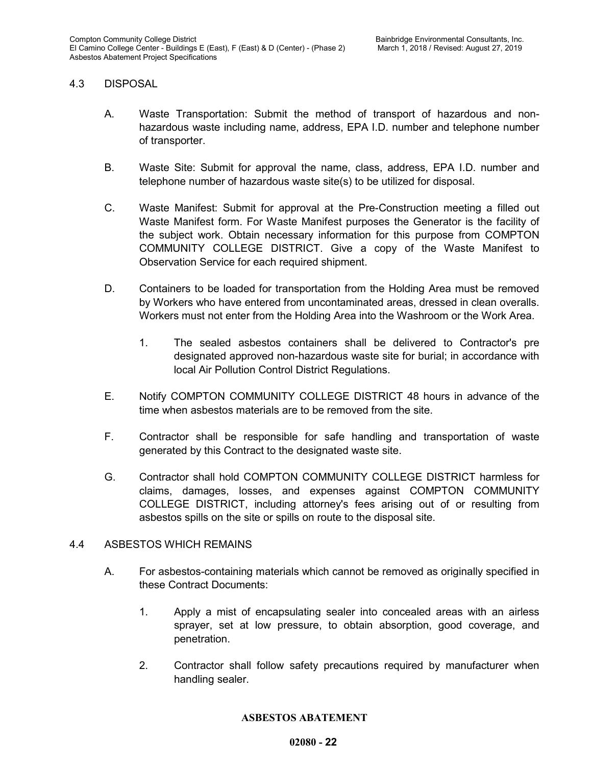## 4.3 DISPOSAL

A. Waste Transportation: Submit the method of transport of hazardous and non-hazardous waste including name, address, EPA I.D. number and telephone number of transporter.

B. Waste Site: Submit for approval the name, class, address, EPA I.D. number and telephone number of hazardous waste site(s) to be utilized for disposal.

C. Waste Manifest: Submit for approval at the Pre-Construction meeting a filled out Waste Manifest form. For Waste Manifest purposes the Generator is the facility of the subject work. Obtain necessary information for this purpose from COMPTON COMMUNITY COLLEGE DISTRICT. Give a copy of the Waste Manifest to Observation Service for each required shipment.

D. Containers to be loaded for transportation from the Holding Area must be removed by Workers who have entered from uncontaminated areas, dressed in clean overalls. Workers must not enter from the Holding Area into the Washroom or the Work Area.

   1. The sealed asbestos containers shall be delivered to Contractor's pre designated approved non-hazardous waste site for burial; in accordance with local Air Pollution Control District Regulations.

E. Notify COMPTON COMMUNITY COLLEGE DISTRICT 48 hours in advance of the time when asbestos materials are to be removed from the site.

F. Contractor shall be responsible for safe handling and transportation of waste generated by this Contract to the designated waste site.

G. Contractor shall hold COMPTON COMMUNITY COLLEGE DISTRICT harmless for claims, damages, losses, and expenses against COMPTON COMMUNITY COLLEGE DISTRICT, including attorney's fees arising out of or resulting from asbestos spills on the site or spills on route to the disposal site.

## 4.4 ASBESTOS WHICH REMAINS

A. For asbestos-containing materials which cannot be removed as originally specified in these Contract Documents:

   1. Apply a mist of encapsulating sealer into concealed areas with an airless sprayer, set at low pressure, to obtain absorption, good coverage, and penetration.

   2. Contractor shall follow safety precautions required by manufacturer when handling sealer.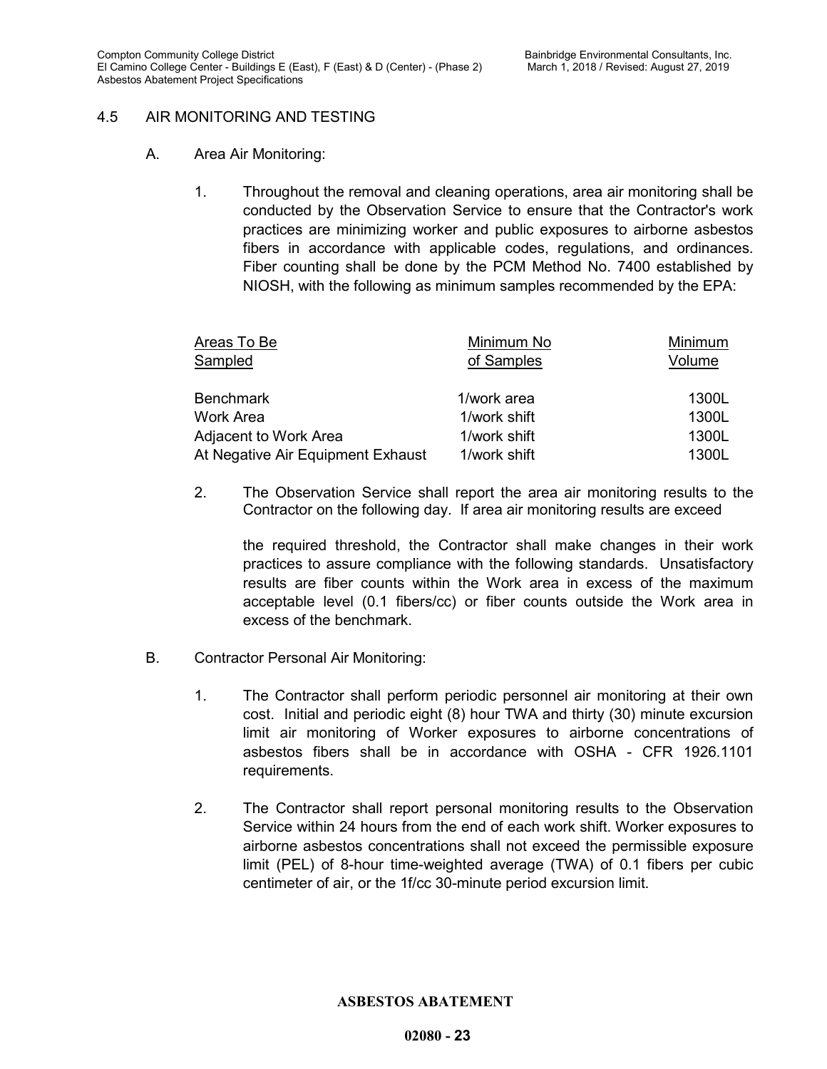## 4.5 AIR MONITORING AND TESTING

A. Area Air Monitoring:

1. Throughout the removal and cleaning operations, area air monitoring shall be conducted by the Observation Service to ensure that the Contractor's work practices are minimizing worker and public exposures to airborne asbestos fibers in accordance with applicable codes, regulations, and ordinances. Fiber counting shall be done by the PCM Method No. 7400 established by NIOSH, with the following as minimum samples recommended by the EPA:

| Areas To Be Sampled | Minimum No of Samples | Minimum Volume |
|---|---|---|
| Benchmark | 1/work area | 1300L |
| Work Area | 1/work shift | 1300L |
| Adjacent to Work Area | 1/work shift | 1300L |
| At Negative Air Equipment Exhaust | 1/work shift | 1300L |

2. The Observation Service shall report the area air monitoring results to the Contractor on the following day. If area air monitoring results are exceed

   the required threshold, the Contractor shall make changes in their work practices to assure compliance with the following standards. Unsatisfactory results are fiber counts within the Work area in excess of the maximum acceptable level (0.1 fibers/cc) or fiber counts outside the Work area in excess of the benchmark.

B. Contractor Personal Air Monitoring:

1. The Contractor shall perform periodic personnel air monitoring at their own cost. Initial and periodic eight (8) hour TWA and thirty (30) minute excursion limit air monitoring of Worker exposures to airborne concentrations of asbestos fibers shall be in accordance with OSHA - CFR 1926.1101 requirements.

2. The Contractor shall report personal monitoring results to the Observation Service within 24 hours from the end of each work shift. Worker exposures to airborne asbestos concentrations shall not exceed the permissible exposure limit (PEL) of 8-hour time-weighted average (TWA) of 0.1 fibers per cubic centimeter of air, or the 1f/cc 30-minute period excursion limit.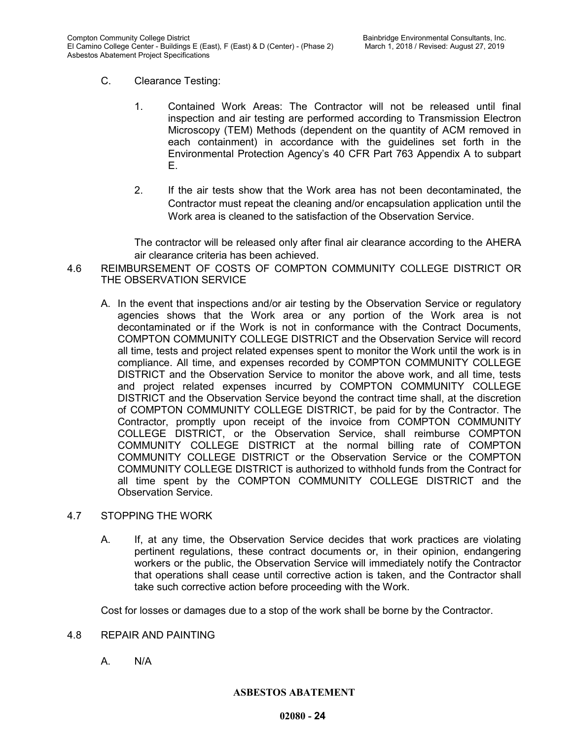C. Clearance Testing:

1. Contained Work Areas: The Contractor will not be released until final inspection and air testing are performed according to Transmission Electron Microscopy (TEM) Methods (dependent on the quantity of ACM removed in each containment) in accordance with the guidelines set forth in the Environmental Protection Agency's 40 CFR Part 763 Appendix A to subpart E.

2. If the air tests show that the Work area has not been decontaminated, the Contractor must repeat the cleaning and/or encapsulation application until the Work area is cleaned to the satisfaction of the Observation Service.

The contractor will be released only after final air clearance according to the AHERA air clearance criteria has been achieved.

## 4.6 REIMBURSEMENT OF COSTS OF COMPTON COMMUNITY COLLEGE DISTRICT OR THE OBSERVATION SERVICE

A. In the event that inspections and/or air testing by the Observation Service or regulatory agencies shows that the Work area or any portion of the Work area is not decontaminated or if the Work is not in conformance with the Contract Documents, COMPTON COMMUNITY COLLEGE DISTRICT and the Observation Service will record all time, tests and project related expenses spent to monitor the Work until the work is in compliance. All time, and expenses recorded by COMPTON COMMUNITY COLLEGE DISTRICT and the Observation Service to monitor the above work, and all time, tests and project related expenses incurred by COMPTON COMMUNITY COLLEGE DISTRICT and the Observation Service beyond the contract time shall, at the discretion of COMPTON COMMUNITY COLLEGE DISTRICT, be paid for by the Contractor. The Contractor, promptly upon receipt of the invoice from COMPTON COMMUNITY COLLEGE DISTRICT, or the Observation Service, shall reimburse COMPTON COMMUNITY COLLEGE DISTRICT at the normal billing rate of COMPTON COMMUNITY COLLEGE DISTRICT or the Observation Service or the COMPTON COMMUNITY COLLEGE DISTRICT is authorized to withhold funds from the Contract for all time spent by the COMPTON COMMUNITY COLLEGE DISTRICT and the Observation Service.

## 4.7 STOPPING THE WORK

A. If, at any time, the Observation Service decides that work practices are violating pertinent regulations, these contract documents or, in their opinion, endangering workers or the public, the Observation Service will immediately notify the Contractor that operations shall cease until corrective action is taken, and the Contractor shall take such corrective action before proceeding with the Work.

Cost for losses or damages due to a stop of the work shall be borne by the Contractor.

## 4.8 REPAIR AND PAINTING

A. N/A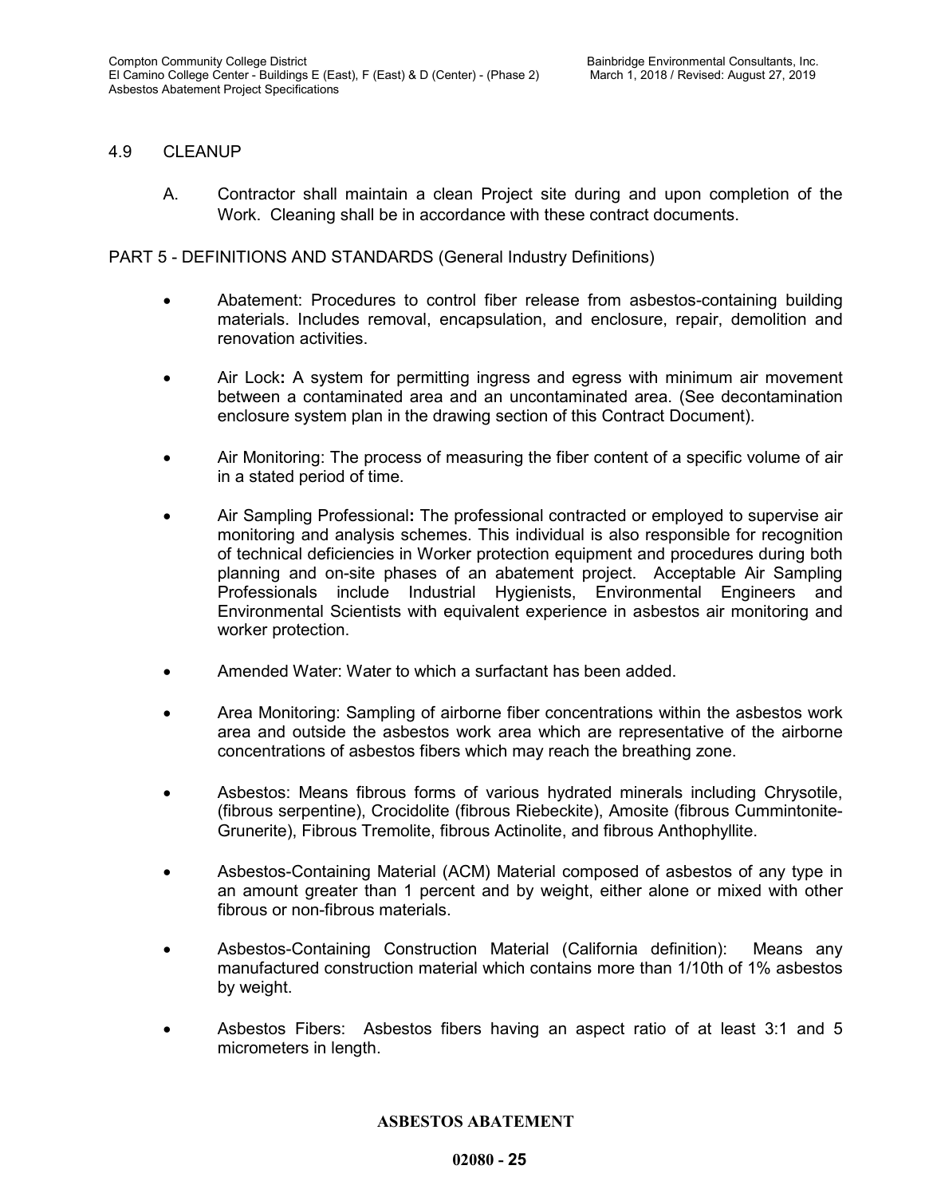## 4.9 CLEANUP

A. Contractor shall maintain a clean Project site during and upon completion of the Work. Cleaning shall be in accordance with these contract documents.

# PART 5 - DEFINITIONS AND STANDARDS (General Industry Definitions)

- Abatement: Procedures to control fiber release from asbestos-containing building materials. Includes removal, encapsulation, and enclosure, repair, demolition and renovation activities.

- Air Lock**:** A system for permitting ingress and egress with minimum air movement between a contaminated area and an uncontaminated area. (See decontamination enclosure system plan in the drawing section of this Contract Document).

- Air Monitoring: The process of measuring the fiber content of a specific volume of air in a stated period of time.

- Air Sampling Professional**:** The professional contracted or employed to supervise air monitoring and analysis schemes. This individual is also responsible for recognition of technical deficiencies in Worker protection equipment and procedures during both planning and on-site phases of an abatement project. Acceptable Air Sampling Professionals include Industrial Hygienists, Environmental Engineers and Environmental Scientists with equivalent experience in asbestos air monitoring and worker protection.

- Amended Water: Water to which a surfactant has been added.

- Area Monitoring: Sampling of airborne fiber concentrations within the asbestos work area and outside the asbestos work area which are representative of the airborne concentrations of asbestos fibers which may reach the breathing zone.

- Asbestos: Means fibrous forms of various hydrated minerals including Chrysotile, (fibrous serpentine), Crocidolite (fibrous Riebeckite), Amosite (fibrous Cummintonite-Grunerite), Fibrous Tremolite, fibrous Actinolite, and fibrous Anthophyllite.

- Asbestos-Containing Material (ACM) Material composed of asbestos of any type in an amount greater than 1 percent and by weight, either alone or mixed with other fibrous or non-fibrous materials.

- Asbestos-Containing Construction Material (California definition): Means any manufactured construction material which contains more than 1/10th of 1% asbestos by weight.

- Asbestos Fibers: Asbestos fibers having an aspect ratio of at least 3:1 and 5 micrometers in length.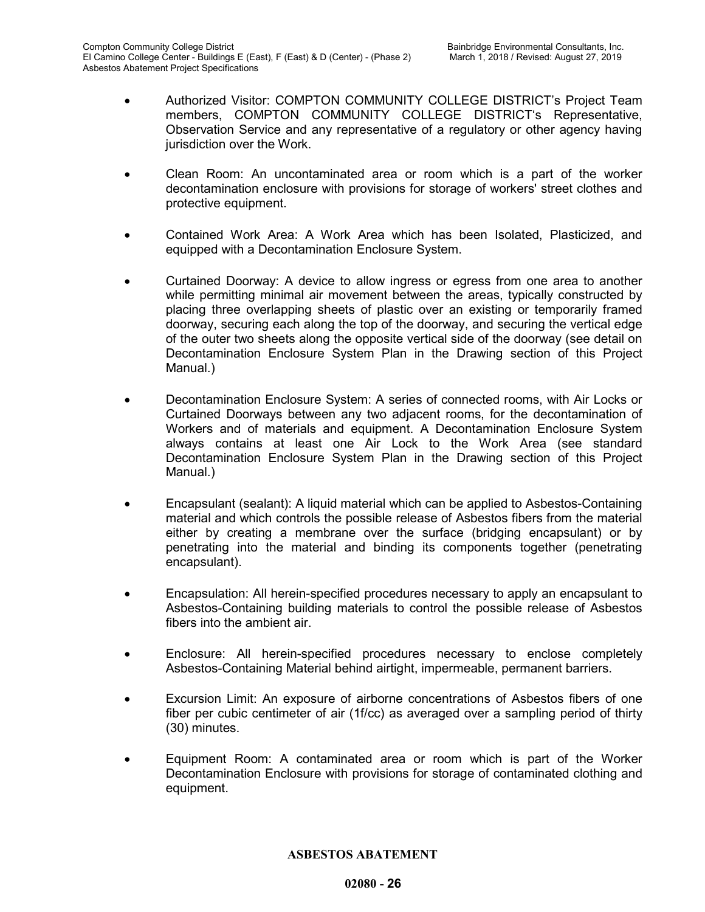- Authorized Visitor: COMPTON COMMUNITY COLLEGE DISTRICT's Project Team members, COMPTON COMMUNITY COLLEGE DISTRICT's Representative, Observation Service and any representative of a regulatory or other agency having jurisdiction over the Work.

- Clean Room: An uncontaminated area or room which is a part of the worker decontamination enclosure with provisions for storage of workers' street clothes and protective equipment.

- Contained Work Area: A Work Area which has been Isolated, Plasticized, and equipped with a Decontamination Enclosure System.

- Curtained Doorway: A device to allow ingress or egress from one area to another while permitting minimal air movement between the areas, typically constructed by placing three overlapping sheets of plastic over an existing or temporarily framed doorway, securing each along the top of the doorway, and securing the vertical edge of the outer two sheets along the opposite vertical side of the doorway (see detail on Decontamination Enclosure System Plan in the Drawing section of this Project Manual.)

- Decontamination Enclosure System: A series of connected rooms, with Air Locks or Curtained Doorways between any two adjacent rooms, for the decontamination of Workers and of materials and equipment. A Decontamination Enclosure System always contains at least one Air Lock to the Work Area (see standard Decontamination Enclosure System Plan in the Drawing section of this Project Manual.)

- Encapsulant (sealant): A liquid material which can be applied to Asbestos-Containing material and which controls the possible release of Asbestos fibers from the material either by creating a membrane over the surface (bridging encapsulant) or by penetrating into the material and binding its components together (penetrating encapsulant).

- Encapsulation: All herein-specified procedures necessary to apply an encapsulant to Asbestos-Containing building materials to control the possible release of Asbestos fibers into the ambient air.

- Enclosure: All herein-specified procedures necessary to enclose completely Asbestos-Containing Material behind airtight, impermeable, permanent barriers.

- Excursion Limit: An exposure of airborne concentrations of Asbestos fibers of one fiber per cubic centimeter of air (1f/cc) as averaged over a sampling period of thirty (30) minutes.

- Equipment Room: A contaminated area or room which is part of the Worker Decontamination Enclosure with provisions for storage of contaminated clothing and equipment.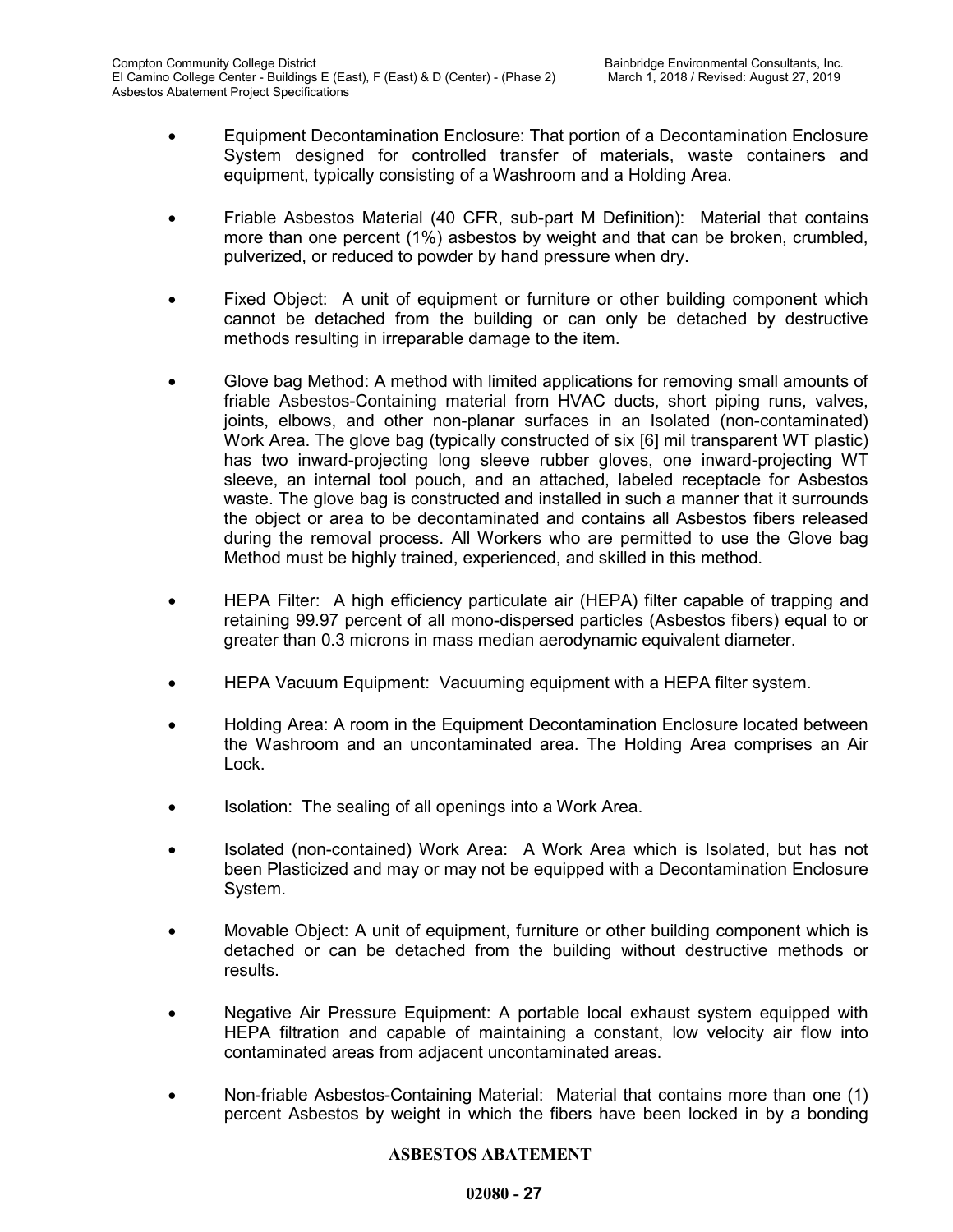- Equipment Decontamination Enclosure: That portion of a Decontamination Enclosure System designed for controlled transfer of materials, waste containers and equipment, typically consisting of a Washroom and a Holding Area.

- Friable Asbestos Material (40 CFR, sub-part M Definition): Material that contains more than one percent (1%) asbestos by weight and that can be broken, crumbled, pulverized, or reduced to powder by hand pressure when dry.

- Fixed Object: A unit of equipment or furniture or other building component which cannot be detached from the building or can only be detached by destructive methods resulting in irreparable damage to the item.

- Glove bag Method: A method with limited applications for removing small amounts of friable Asbestos-Containing material from HVAC ducts, short piping runs, valves, joints, elbows, and other non-planar surfaces in an Isolated (non-contaminated) Work Area. The glove bag (typically constructed of six [6] mil transparent WT plastic) has two inward-projecting long sleeve rubber gloves, one inward-projecting WT sleeve, an internal tool pouch, and an attached, labeled receptacle for Asbestos waste. The glove bag is constructed and installed in such a manner that it surrounds the object or area to be decontaminated and contains all Asbestos fibers released during the removal process. All Workers who are permitted to use the Glove bag Method must be highly trained, experienced, and skilled in this method.

- HEPA Filter: A high efficiency particulate air (HEPA) filter capable of trapping and retaining 99.97 percent of all mono-dispersed particles (Asbestos fibers) equal to or greater than 0.3 microns in mass median aerodynamic equivalent diameter.

- HEPA Vacuum Equipment: Vacuuming equipment with a HEPA filter system.

- Holding Area: A room in the Equipment Decontamination Enclosure located between the Washroom and an uncontaminated area. The Holding Area comprises an Air Lock.

- Isolation: The sealing of all openings into a Work Area.

- Isolated (non-contained) Work Area: A Work Area which is Isolated, but has not been Plasticized and may or may not be equipped with a Decontamination Enclosure System.

- Movable Object: A unit of equipment, furniture or other building component which is detached or can be detached from the building without destructive methods or results.

- Negative Air Pressure Equipment: A portable local exhaust system equipped with HEPA filtration and capable of maintaining a constant, low velocity air flow into contaminated areas from adjacent uncontaminated areas.

- Non-friable Asbestos-Containing Material: Material that contains more than one (1) percent Asbestos by weight in which the fibers have been locked in by a bonding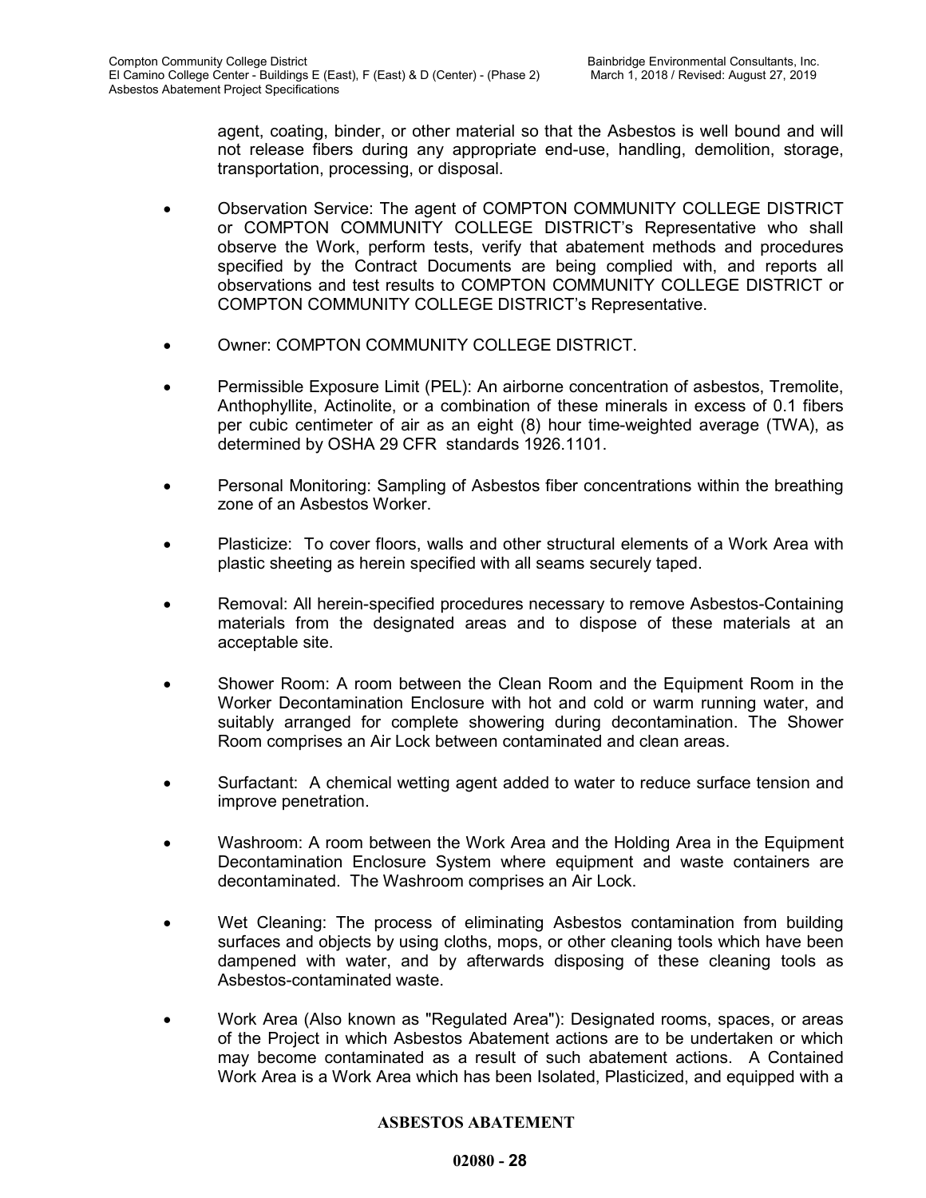agent, coating, binder, or other material so that the Asbestos is well bound and will not release fibers during any appropriate end-use, handling, demolition, storage, transportation, processing, or disposal.

- Observation Service: The agent of COMPTON COMMUNITY COLLEGE DISTRICT or COMPTON COMMUNITY COLLEGE DISTRICT's Representative who shall observe the Work, perform tests, verify that abatement methods and procedures specified by the Contract Documents are being complied with, and reports all observations and test results to COMPTON COMMUNITY COLLEGE DISTRICT or COMPTON COMMUNITY COLLEGE DISTRICT's Representative.

- Owner: COMPTON COMMUNITY COLLEGE DISTRICT.

- Permissible Exposure Limit (PEL): An airborne concentration of asbestos, Tremolite, Anthophyllite, Actinolite, or a combination of these minerals in excess of 0.1 fibers per cubic centimeter of air as an eight (8) hour time-weighted average (TWA), as determined by OSHA 29 CFR standards 1926.1101.

- Personal Monitoring: Sampling of Asbestos fiber concentrations within the breathing zone of an Asbestos Worker.

- Plasticize: To cover floors, walls and other structural elements of a Work Area with plastic sheeting as herein specified with all seams securely taped.

- Removal: All herein-specified procedures necessary to remove Asbestos-Containing materials from the designated areas and to dispose of these materials at an acceptable site.

- Shower Room: A room between the Clean Room and the Equipment Room in the Worker Decontamination Enclosure with hot and cold or warm running water, and suitably arranged for complete showering during decontamination. The Shower Room comprises an Air Lock between contaminated and clean areas.

- Surfactant: A chemical wetting agent added to water to reduce surface tension and improve penetration.

- Washroom: A room between the Work Area and the Holding Area in the Equipment Decontamination Enclosure System where equipment and waste containers are decontaminated. The Washroom comprises an Air Lock.

- Wet Cleaning: The process of eliminating Asbestos contamination from building surfaces and objects by using cloths, mops, or other cleaning tools which have been dampened with water, and by afterwards disposing of these cleaning tools as Asbestos-contaminated waste.

- Work Area (Also known as "Regulated Area"): Designated rooms, spaces, or areas of the Project in which Asbestos Abatement actions are to be undertaken or which may become contaminated as a result of such abatement actions. A Contained Work Area is a Work Area which has been Isolated, Plasticized, and equipped with a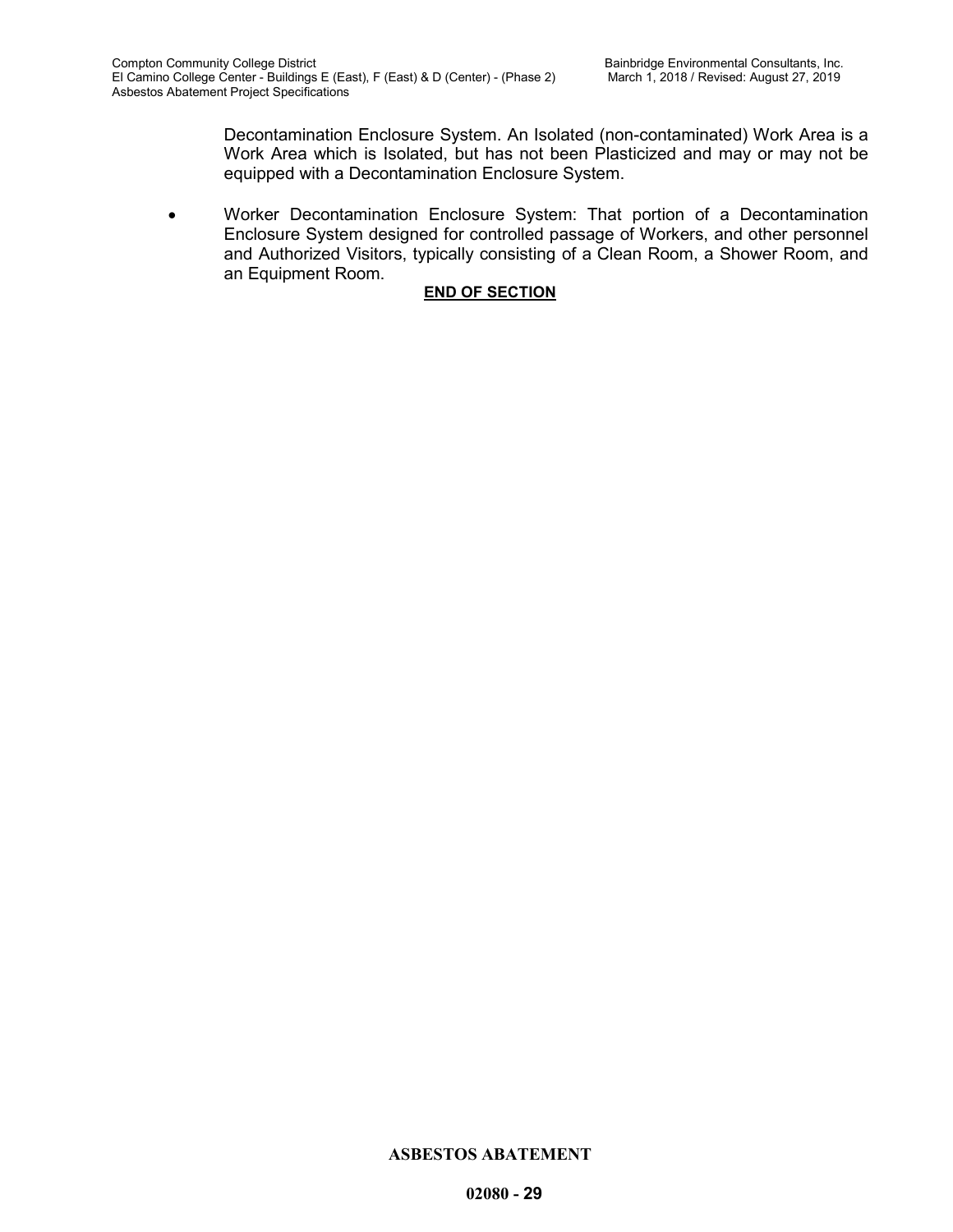Decontamination Enclosure System. An Isolated (non-contaminated) Work Area is a Work Area which is Isolated, but has not been Plasticized and may or may not be equipped with a Decontamination Enclosure System.

- Worker Decontamination Enclosure System: That portion of a Decontamination Enclosure System designed for controlled passage of Workers, and other personnel and Authorized Visitors, typically consisting of a Clean Room, a Shower Room, and an Equipment Room.

**END OF SECTION**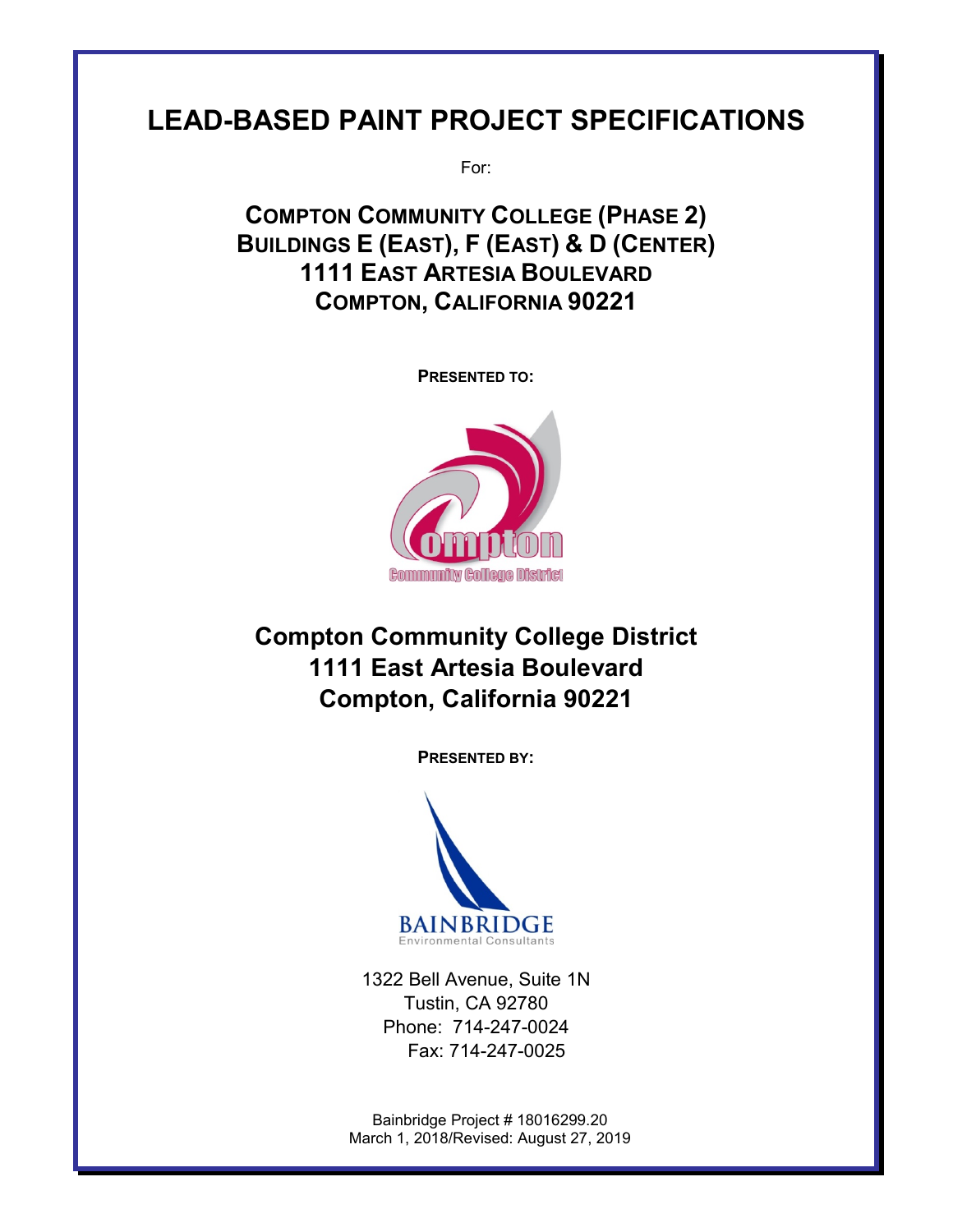# LEAD-BASED PAINT PROJECT SPECIFICATIONS

For:

## COMPTON COMMUNITY COLLEGE (PHASE 2) BUILDINGS E (EAST), F (EAST) & D (CENTER) 1111 EAST ARTESIA BOULEVARD COMPTON, CALIFORNIA 90221

**PRESENTED TO:**

Compton Community College District

## Compton Community College District 1111 East Artesia Boulevard Compton, California 90221

**PRESENTED BY:**

BAINBRIDGE
Environmental Consultants

1322 Bell Avenue, Suite 1N
Tustin, CA 92780
Phone: 714-247-0024
Fax: 714-247-0025

Bainbridge Project # 18016299.20
March 1, 2018/Revised: August 27, 2019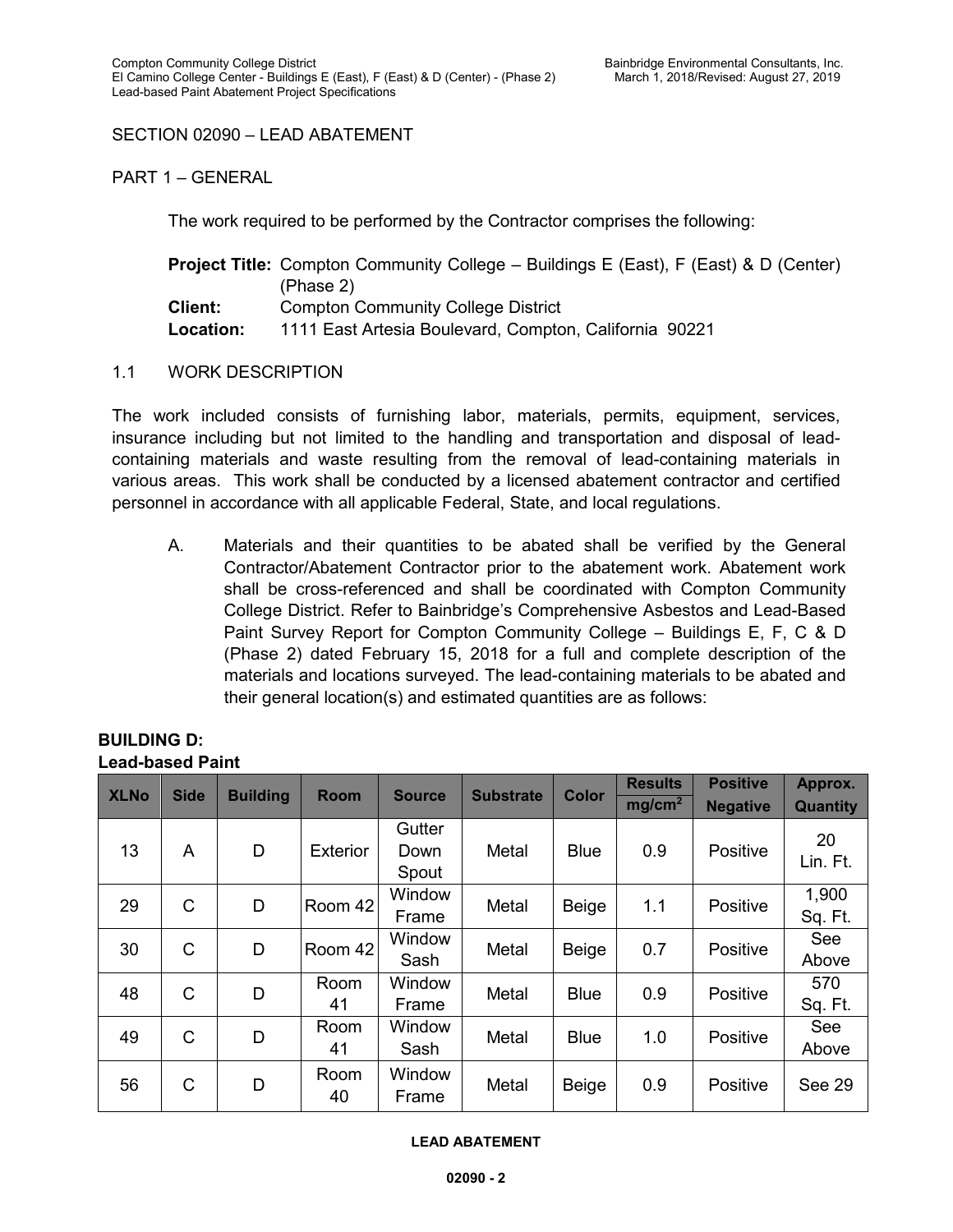SECTION 02090 – LEAD ABATEMENT

PART 1 – GENERAL

The work required to be performed by the Contractor comprises the following:

**Project Title:** Compton Community College – Buildings E (East), F (East) & D (Center) (Phase 2)
**Client:** Compton Community College District
**Location:** 1111 East Artesia Boulevard, Compton, California 90221

1.1 WORK DESCRIPTION

The work included consists of furnishing labor, materials, permits, equipment, services, insurance including but not limited to the handling and transportation and disposal of lead-containing materials and waste resulting from the removal of lead-containing materials in various areas. This work shall be conducted by a licensed abatement contractor and certified personnel in accordance with all applicable Federal, State, and local regulations.

A. Materials and their quantities to be abated shall be verified by the General Contractor/Abatement Contractor prior to the abatement work. Abatement work shall be cross-referenced and shall be coordinated with Compton Community College District. Refer to Bainbridge's Comprehensive Asbestos and Lead-Based Paint Survey Report for Compton Community College – Buildings E, F, C & D (Phase 2) dated February 15, 2018 for a full and complete description of the materials and locations surveyed. The lead-containing materials to be abated and their general location(s) and estimated quantities are as follows:

**BUILDING D:**
**Lead-based Paint**

| XLNo | Side | Building | Room | Source | Substrate | Color | Results $mg/cm^2$ | Positive Negative | Approx. Quantity |
|---|---|---|---|---|---|---|---|---|---|
| 13 | A | D | Exterior | Gutter Down Spout | Metal | Blue | 0.9 | Positive | 20 Lin. Ft. |
| 29 | C | D | Room 42 | Window Frame | Metal | Beige | 1.1 | Positive | 1,900 Sq. Ft. |
| 30 | C | D | Room 42 | Window Sash | Metal | Beige | 0.7 | Positive | See Above |
| 48 | C | D | Room 41 | Window Frame | Metal | Blue | 0.9 | Positive | 570 Sq. Ft. |
| 49 | C | D | Room 41 | Window Sash | Metal | Blue | 1.0 | Positive | See Above |
| 56 | C | D | Room 40 | Window Frame | Metal | Beige | 0.9 | Positive | See 29 |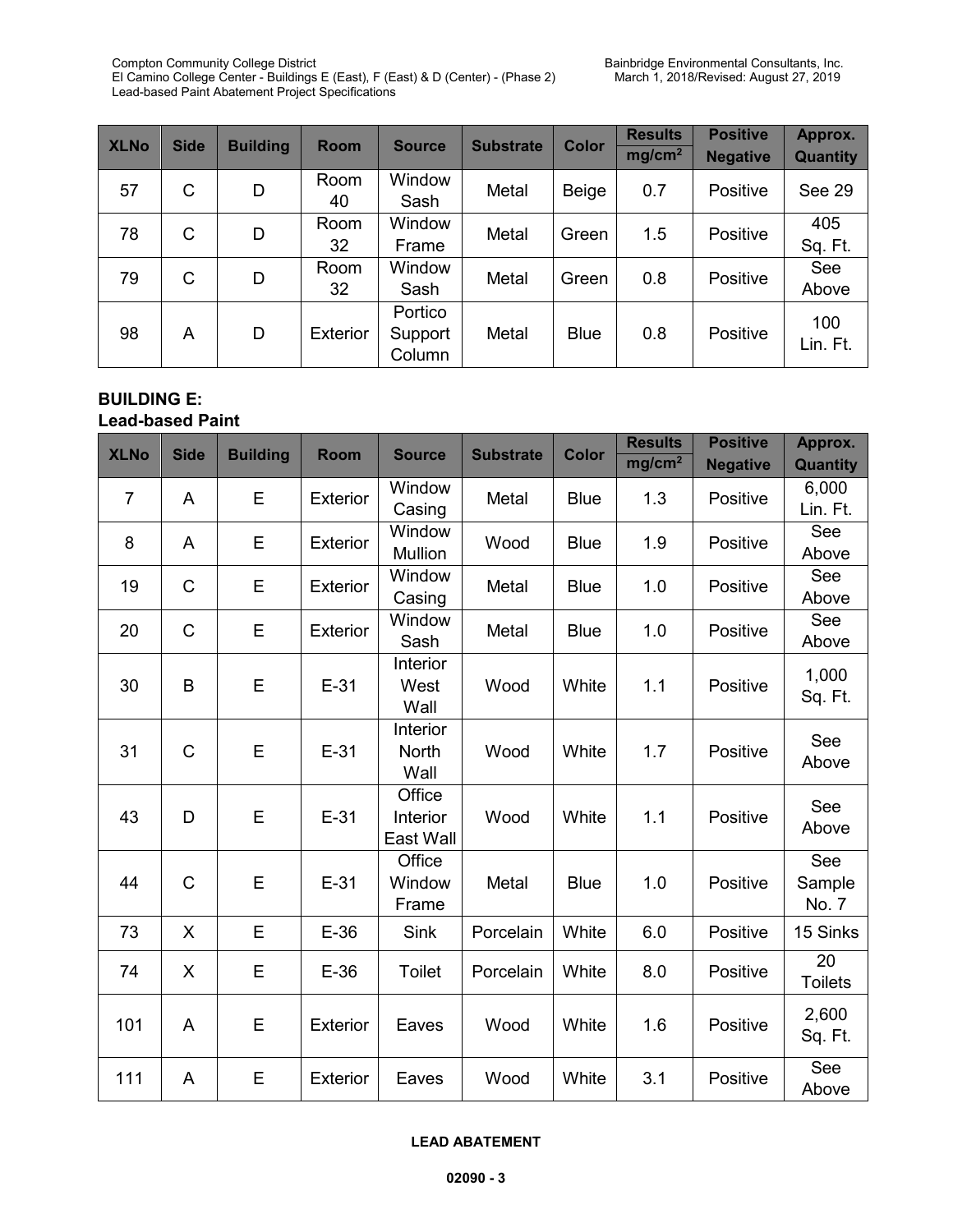| XLNo | Side | Building | Room | Source | Substrate | Color | Results mg/cm$^2$ | Positive Negative | Approx. Quantity |
|---|---|---|---|---|---|---|---|---|---|
| 57 | C | D | Room 40 | Window Sash | Metal | Beige | 0.7 | Positive | See 29 |
| 78 | C | D | Room 32 | Window Frame | Metal | Green | 1.5 | Positive | 405 Sq. Ft. |
| 79 | C | D | Room 32 | Window Sash | Metal | Green | 0.8 | Positive | See Above |
| 98 | A | D | Exterior | Portico Support Column | Metal | Blue | 0.8 | Positive | 100 Lin. Ft. |

**BUILDING E:**
**Lead-based Paint**

| XLNo | Side | Building | Room | Source | Substrate | Color | Results mg/cm$^2$ | Positive Negative | Approx. Quantity |
|---|---|---|---|---|---|---|---|---|---|
| 7 | A | E | Exterior | Window Casing | Metal | Blue | 1.3 | Positive | 6,000 Lin. Ft. |
| 8 | A | E | Exterior | Window Mullion | Wood | Blue | 1.9 | Positive | See Above |
| 19 | C | E | Exterior | Window Casing | Metal | Blue | 1.0 | Positive | See Above |
| 20 | C | E | Exterior | Window Sash | Metal | Blue | 1.0 | Positive | See Above |
| 30 | B | E | E-31 | Interior West Wall | Wood | White | 1.1 | Positive | 1,000 Sq. Ft. |
| 31 | C | E | E-31 | Interior North Wall | Wood | White | 1.7 | Positive | See Above |
| 43 | D | E | E-31 | Office Interior East Wall | Wood | White | 1.1 | Positive | See Above |
| 44 | C | E | E-31 | Office Window Frame | Metal | Blue | 1.0 | Positive | See Sample No. 7 |
| 73 | X | E | E-36 | Sink | Porcelain | White | 6.0 | Positive | 15 Sinks |
| 74 | X | E | E-36 | Toilet | Porcelain | White | 8.0 | Positive | 20 Toilets |
| 101 | A | E | Exterior | Eaves | Wood | White | 1.6 | Positive | 2,600 Sq. Ft. |
| 111 | A | E | Exterior | Eaves | Wood | White | 3.1 | Positive | See Above |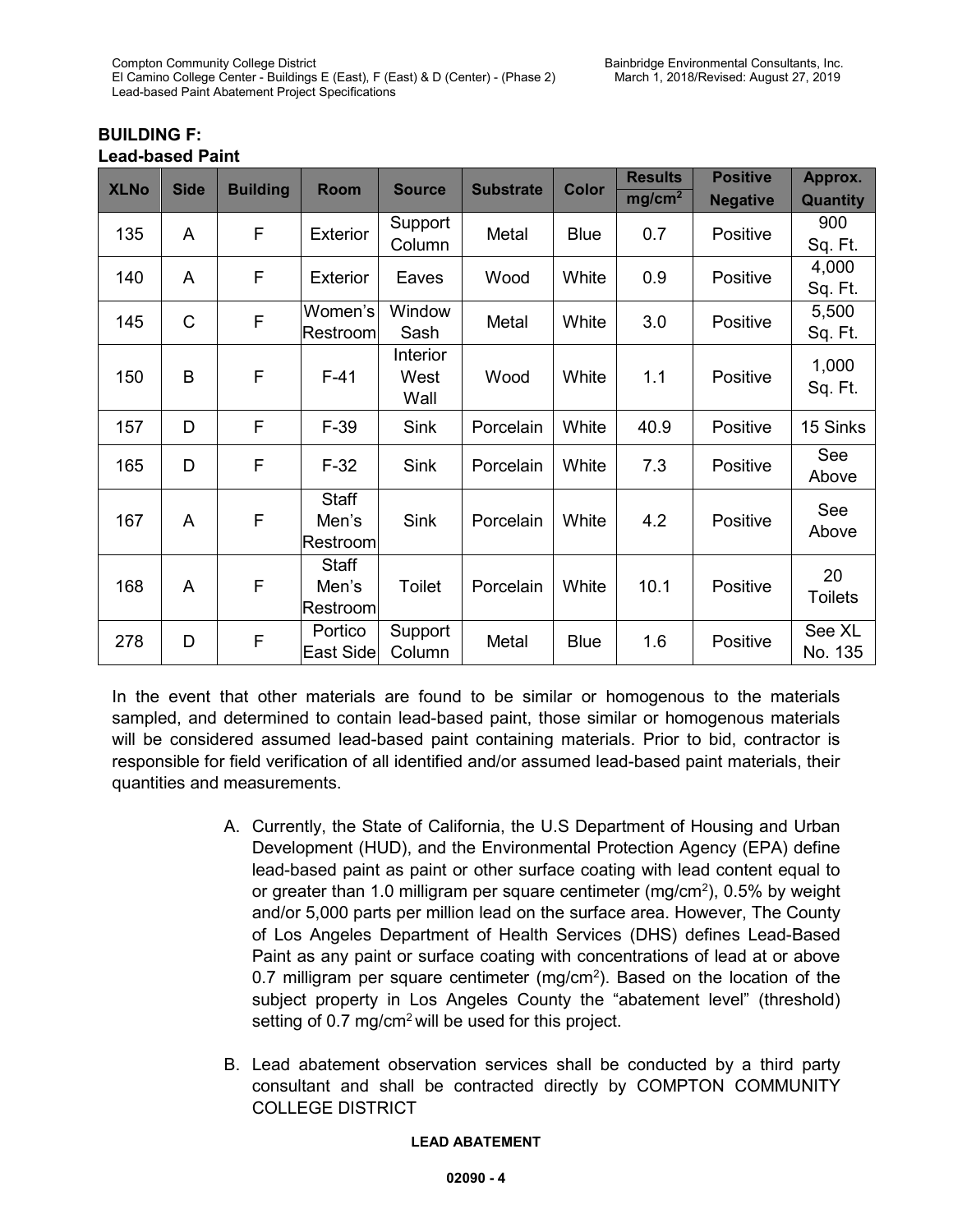**BUILDING F:**
**Lead-based Paint**

| XLNo | Side | Building | Room | Source | Substrate | Color | Results mg/cm$^2$ | Positive Negative | Approx. Quantity |
|---|---|---|---|---|---|---|---|---|---|
| 135 | A | F | Exterior | Support Column | Metal | Blue | 0.7 | Positive | 900 Sq. Ft. |
| 140 | A | F | Exterior | Eaves | Wood | White | 0.9 | Positive | 4,000 Sq. Ft. |
| 145 | C | F | Women's Restroom | Window Sash | Metal | White | 3.0 | Positive | 5,500 Sq. Ft. |
| 150 | B | F | F-41 | Interior West Wall | Wood | White | 1.1 | Positive | 1,000 Sq. Ft. |
| 157 | D | F | F-39 | Sink | Porcelain | White | 40.9 | Positive | 15 Sinks |
| 165 | D | F | F-32 | Sink | Porcelain | White | 7.3 | Positive | See Above |
| 167 | A | F | Staff Men's Restroom | Sink | Porcelain | White | 4.2 | Positive | See Above |
| 168 | A | F | Staff Men's Restroom | Toilet | Porcelain | White | 10.1 | Positive | 20 Toilets |
| 278 | D | F | Portico East Side | Support Column | Metal | Blue | 1.6 | Positive | See XL No. 135 |

In the event that other materials are found to be similar or homogenous to the materials sampled, and determined to contain lead-based paint, those similar or homogenous materials will be considered assumed lead-based paint containing materials. Prior to bid, contractor is responsible for field verification of all identified and/or assumed lead-based paint materials, their quantities and measurements.

A. Currently, the State of California, the U.S Department of Housing and Urban Development (HUD), and the Environmental Protection Agency (EPA) define lead-based paint as paint or other surface coating with lead content equal to or greater than 1.0 milligram per square centimeter (mg/cm$^2$), 0.5% by weight and/or 5,000 parts per million lead on the surface area. However, The County of Los Angeles Department of Health Services (DHS) defines Lead-Based Paint as any paint or surface coating with concentrations of lead at or above 0.7 milligram per square centimeter (mg/cm$^2$). Based on the location of the subject property in Los Angeles County the "abatement level" (threshold) setting of 0.7 mg/cm$^2$ will be used for this project.

B. Lead abatement observation services shall be conducted by a third party consultant and shall be contracted directly by COMPTON COMMUNITY COLLEGE DISTRICT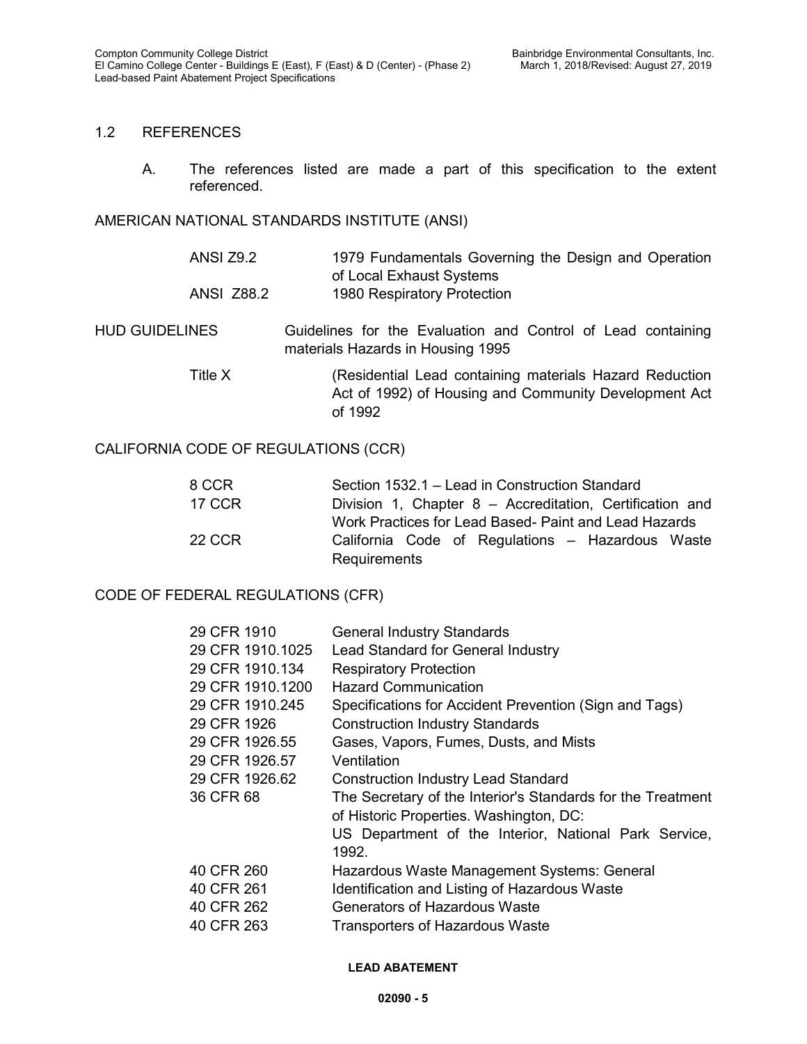## 1.2 REFERENCES

A. The references listed are made a part of this specification to the extent referenced.

AMERICAN NATIONAL STANDARDS INSTITUTE (ANSI)

| | |
|---|---|
| ANSI Z9.2 | 1979 Fundamentals Governing the Design and Operation of Local Exhaust Systems |
| ANSI Z88.2 | 1980 Respiratory Protection |

HUD GUIDELINES — Guidelines for the Evaluation and Control of Lead containing materials Hazards in Housing 1995

| | |
|---|---|
| Title X | (Residential Lead containing materials Hazard Reduction Act of 1992) of Housing and Community Development Act of 1992 |

CALIFORNIA CODE OF REGULATIONS (CCR)

| | |
|---|---|
| 8 CCR | Section 1532.1 – Lead in Construction Standard |
| 17 CCR | Division 1, Chapter 8 – Accreditation, Certification and Work Practices for Lead Based- Paint and Lead Hazards |
| 22 CCR | California Code of Regulations – Hazardous Waste Requirements |

CODE OF FEDERAL REGULATIONS (CFR)

| | |
|---|---|
| 29 CFR 1910 | General Industry Standards |
| 29 CFR 1910.1025 | Lead Standard for General Industry |
| 29 CFR 1910.134 | Respiratory Protection |
| 29 CFR 1910.1200 | Hazard Communication |
| 29 CFR 1910.245 | Specifications for Accident Prevention (Sign and Tags) |
| 29 CFR 1926 | Construction Industry Standards |
| 29 CFR 1926.55 | Gases, Vapors, Fumes, Dusts, and Mists |
| 29 CFR 1926.57 | Ventilation |
| 29 CFR 1926.62 | Construction Industry Lead Standard |
| 36 CFR 68 | The Secretary of the Interior's Standards for the Treatment of Historic Properties. Washington, DC: US Department of the Interior, National Park Service, 1992. |
| 40 CFR 260 | Hazardous Waste Management Systems: General |
| 40 CFR 261 | Identification and Listing of Hazardous Waste |
| 40 CFR 262 | Generators of Hazardous Waste |
| 40 CFR 263 | Transporters of Hazardous Waste |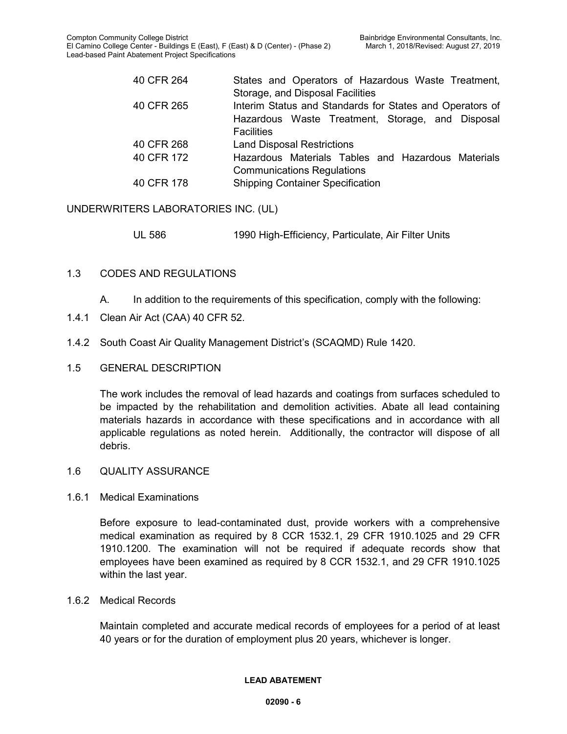| | |
|---|---|
| 40 CFR 264 | States and Operators of Hazardous Waste Treatment, Storage, and Disposal Facilities |
| 40 CFR 265 | Interim Status and Standards for States and Operators of Hazardous Waste Treatment, Storage, and Disposal Facilities |
| 40 CFR 268 | Land Disposal Restrictions |
| 40 CFR 172 | Hazardous Materials Tables and Hazardous Materials Communications Regulations |
| 40 CFR 178 | Shipping Container Specification |

UNDERWRITERS LABORATORIES INC. (UL)

| | |
|---|---|
| UL 586 | 1990 High-Efficiency, Particulate, Air Filter Units |

## 1.3 CODES AND REGULATIONS

A. In addition to the requirements of this specification, comply with the following:

1.4.1 Clean Air Act (CAA) 40 CFR 52.

1.4.2 South Coast Air Quality Management District's (SCAQMD) Rule 1420.

## 1.5 GENERAL DESCRIPTION

The work includes the removal of lead hazards and coatings from surfaces scheduled to be impacted by the rehabilitation and demolition activities. Abate all lead containing materials hazards in accordance with these specifications and in accordance with all applicable regulations as noted herein. Additionally, the contractor will dispose of all debris.

## 1.6 QUALITY ASSURANCE

### 1.6.1 Medical Examinations

Before exposure to lead-contaminated dust, provide workers with a comprehensive medical examination as required by 8 CCR 1532.1, 29 CFR 1910.1025 and 29 CFR 1910.1200. The examination will not be required if adequate records show that employees have been examined as required by 8 CCR 1532.1, and 29 CFR 1910.1025 within the last year.

### 1.6.2 Medical Records

Maintain completed and accurate medical records of employees for a period of at least 40 years or for the duration of employment plus 20 years, whichever is longer.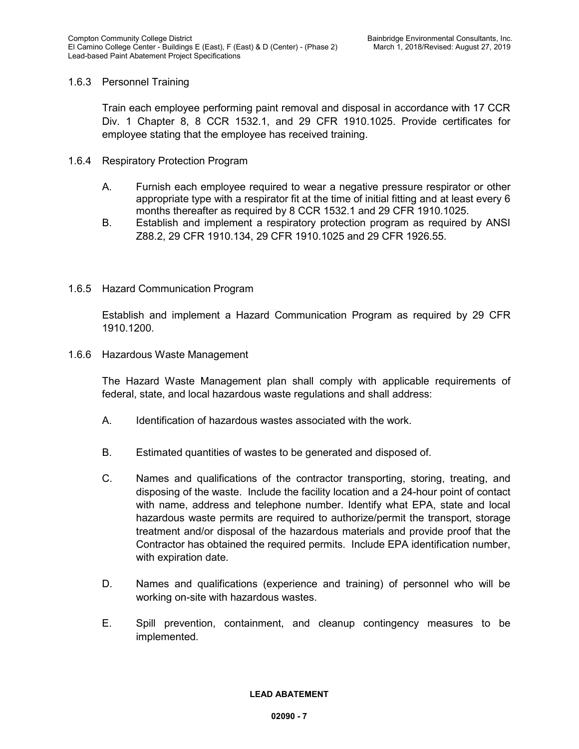### 1.6.3 Personnel Training

Train each employee performing paint removal and disposal in accordance with 17 CCR Div. 1 Chapter 8, 8 CCR 1532.1, and 29 CFR 1910.1025. Provide certificates for employee stating that the employee has received training.

### 1.6.4 Respiratory Protection Program

A. Furnish each employee required to wear a negative pressure respirator or other appropriate type with a respirator fit at the time of initial fitting and at least every 6 months thereafter as required by 8 CCR 1532.1 and 29 CFR 1910.1025.

B. Establish and implement a respiratory protection program as required by ANSI Z88.2, 29 CFR 1910.134, 29 CFR 1910.1025 and 29 CFR 1926.55.

### 1.6.5 Hazard Communication Program

Establish and implement a Hazard Communication Program as required by 29 CFR 1910.1200.

### 1.6.6 Hazardous Waste Management

The Hazard Waste Management plan shall comply with applicable requirements of federal, state, and local hazardous waste regulations and shall address:

A. Identification of hazardous wastes associated with the work.

B. Estimated quantities of wastes to be generated and disposed of.

C. Names and qualifications of the contractor transporting, storing, treating, and disposing of the waste. Include the facility location and a 24-hour point of contact with name, address and telephone number. Identify what EPA, state and local hazardous waste permits are required to authorize/permit the transport, storage treatment and/or disposal of the hazardous materials and provide proof that the Contractor has obtained the required permits. Include EPA identification number, with expiration date.

D. Names and qualifications (experience and training) of personnel who will be working on-site with hazardous wastes.

E. Spill prevention, containment, and cleanup contingency measures to be implemented.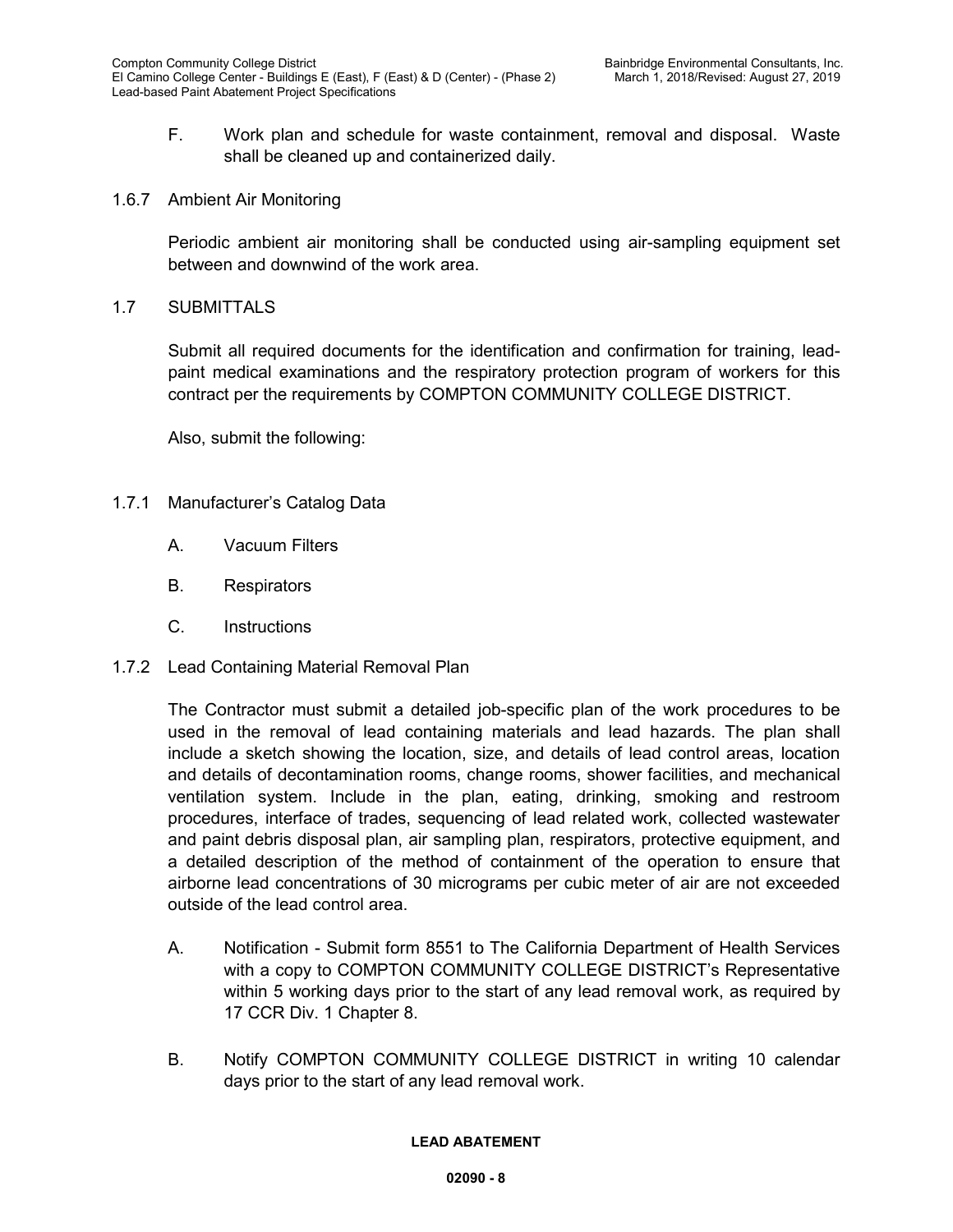F. Work plan and schedule for waste containment, removal and disposal. Waste shall be cleaned up and containerized daily.

1.6.7 Ambient Air Monitoring

Periodic ambient air monitoring shall be conducted using air-sampling equipment set between and downwind of the work area.

## 1.7 SUBMITTALS

Submit all required documents for the identification and confirmation for training, lead-paint medical examinations and the respiratory protection program of workers for this contract per the requirements by COMPTON COMMUNITY COLLEGE DISTRICT.

Also, submit the following:

1.7.1 Manufacturer's Catalog Data

A. Vacuum Filters

B. Respirators

C. Instructions

1.7.2 Lead Containing Material Removal Plan

The Contractor must submit a detailed job-specific plan of the work procedures to be used in the removal of lead containing materials and lead hazards. The plan shall include a sketch showing the location, size, and details of lead control areas, location and details of decontamination rooms, change rooms, shower facilities, and mechanical ventilation system. Include in the plan, eating, drinking, smoking and restroom procedures, interface of trades, sequencing of lead related work, collected wastewater and paint debris disposal plan, air sampling plan, respirators, protective equipment, and a detailed description of the method of containment of the operation to ensure that airborne lead concentrations of 30 micrograms per cubic meter of air are not exceeded outside of the lead control area.

A. Notification - Submit form 8551 to The California Department of Health Services with a copy to COMPTON COMMUNITY COLLEGE DISTRICT's Representative within 5 working days prior to the start of any lead removal work, as required by 17 CCR Div. 1 Chapter 8.

B. Notify COMPTON COMMUNITY COLLEGE DISTRICT in writing 10 calendar days prior to the start of any lead removal work.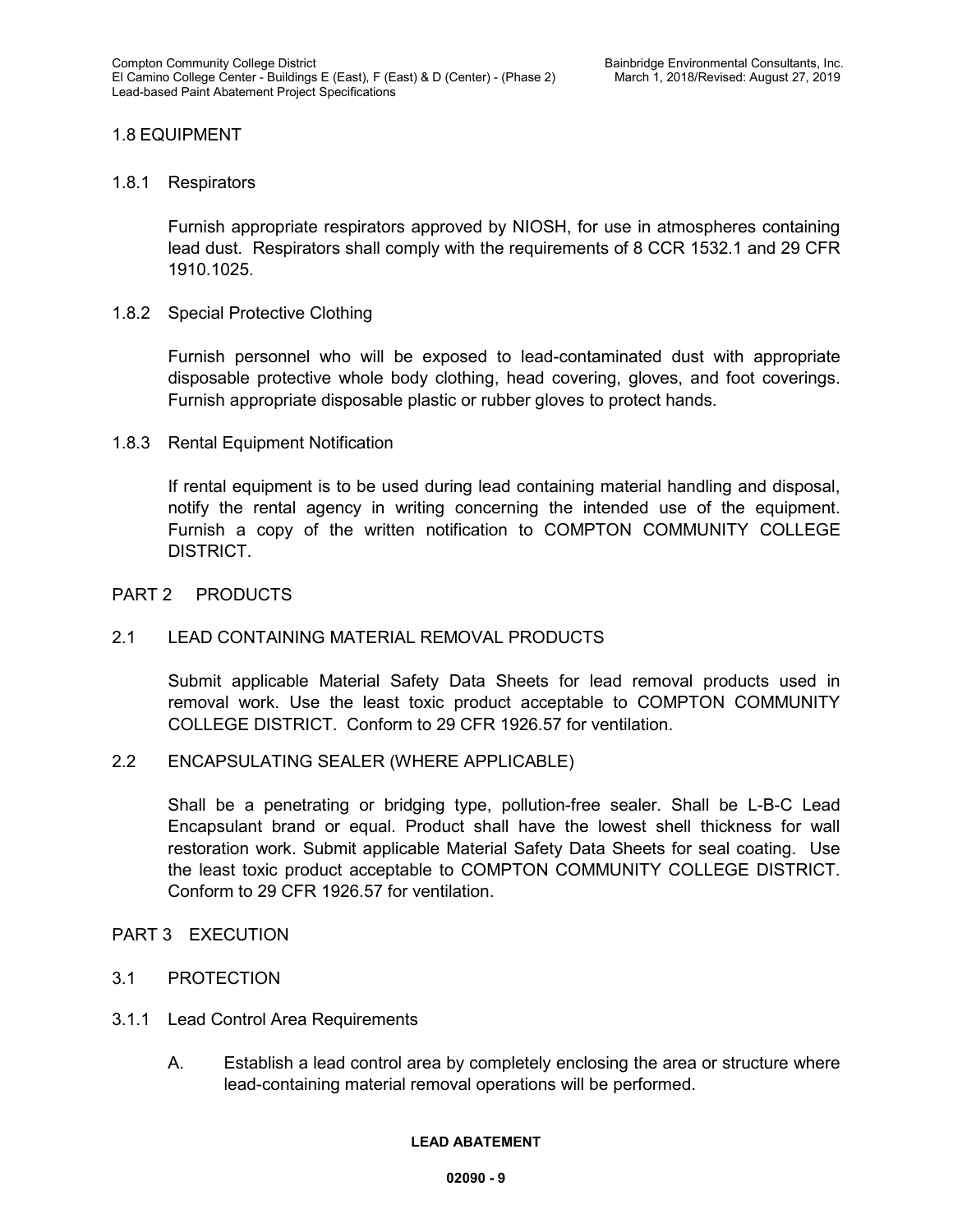## 1.8 EQUIPMENT

### 1.8.1 Respirators

Furnish appropriate respirators approved by NIOSH, for use in atmospheres containing lead dust. Respirators shall comply with the requirements of 8 CCR 1532.1 and 29 CFR 1910.1025.

### 1.8.2 Special Protective Clothing

Furnish personnel who will be exposed to lead-contaminated dust with appropriate disposable protective whole body clothing, head covering, gloves, and foot coverings. Furnish appropriate disposable plastic or rubber gloves to protect hands.

### 1.8.3 Rental Equipment Notification

If rental equipment is to be used during lead containing material handling and disposal, notify the rental agency in writing concerning the intended use of the equipment. Furnish a copy of the written notification to COMPTON COMMUNITY COLLEGE DISTRICT.

# PART 2 PRODUCTS

## 2.1 LEAD CONTAINING MATERIAL REMOVAL PRODUCTS

Submit applicable Material Safety Data Sheets for lead removal products used in removal work. Use the least toxic product acceptable to COMPTON COMMUNITY COLLEGE DISTRICT. Conform to 29 CFR 1926.57 for ventilation.

## 2.2 ENCAPSULATING SEALER (WHERE APPLICABLE)

Shall be a penetrating or bridging type, pollution-free sealer. Shall be L-B-C Lead Encapsulant brand or equal. Product shall have the lowest shell thickness for wall restoration work. Submit applicable Material Safety Data Sheets for seal coating. Use the least toxic product acceptable to COMPTON COMMUNITY COLLEGE DISTRICT. Conform to 29 CFR 1926.57 for ventilation.

# PART 3 EXECUTION

## 3.1 PROTECTION

### 3.1.1 Lead Control Area Requirements

A. Establish a lead control area by completely enclosing the area or structure where lead-containing material removal operations will be performed.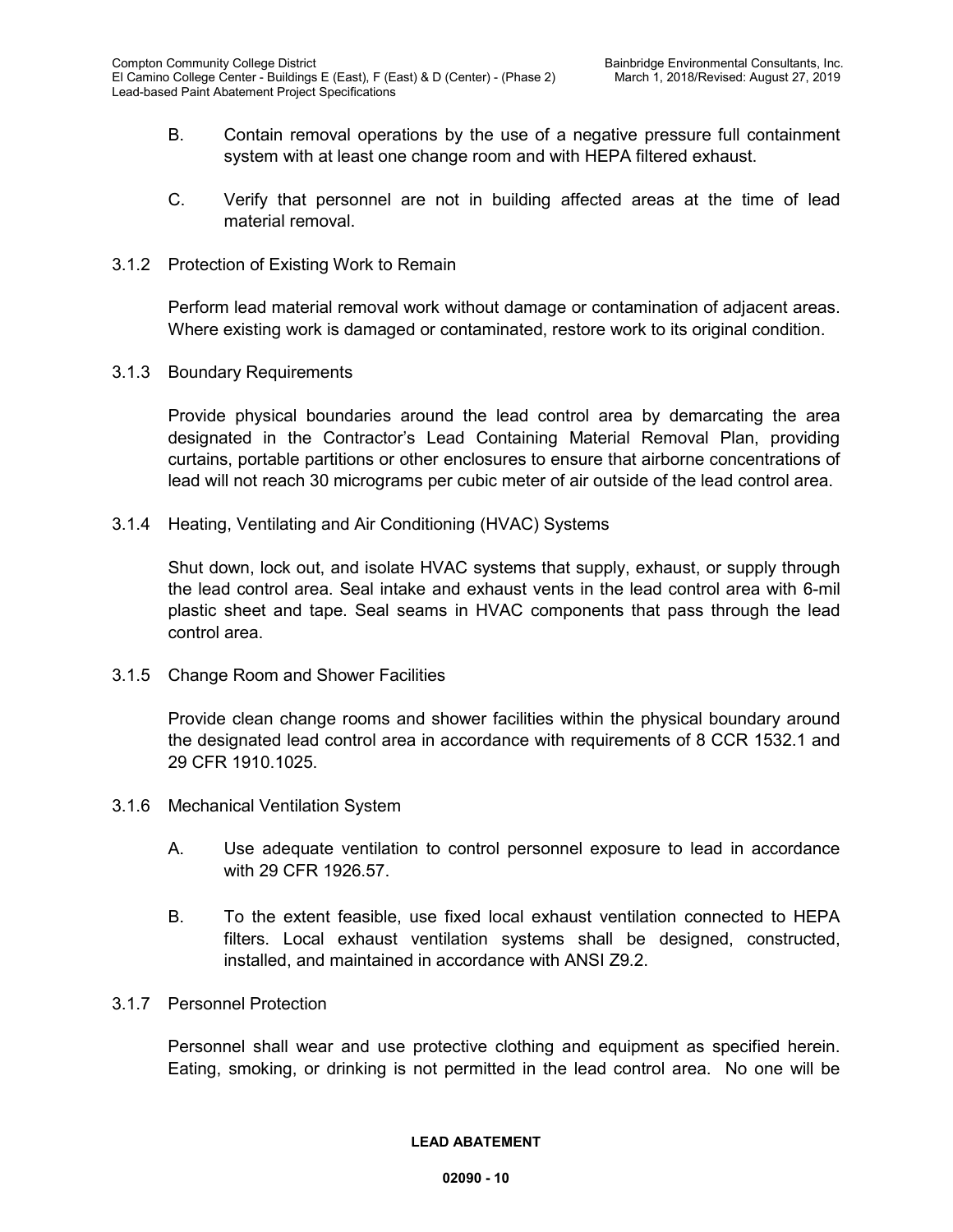B. Contain removal operations by the use of a negative pressure full containment system with at least one change room and with HEPA filtered exhaust.

C. Verify that personnel are not in building affected areas at the time of lead material removal.

3.1.2 Protection of Existing Work to Remain

Perform lead material removal work without damage or contamination of adjacent areas. Where existing work is damaged or contaminated, restore work to its original condition.

3.1.3 Boundary Requirements

Provide physical boundaries around the lead control area by demarcating the area designated in the Contractor's Lead Containing Material Removal Plan, providing curtains, portable partitions or other enclosures to ensure that airborne concentrations of lead will not reach 30 micrograms per cubic meter of air outside of the lead control area.

3.1.4 Heating, Ventilating and Air Conditioning (HVAC) Systems

Shut down, lock out, and isolate HVAC systems that supply, exhaust, or supply through the lead control area. Seal intake and exhaust vents in the lead control area with 6-mil plastic sheet and tape. Seal seams in HVAC components that pass through the lead control area.

3.1.5 Change Room and Shower Facilities

Provide clean change rooms and shower facilities within the physical boundary around the designated lead control area in accordance with requirements of 8 CCR 1532.1 and 29 CFR 1910.1025.

3.1.6 Mechanical Ventilation System

A. Use adequate ventilation to control personnel exposure to lead in accordance with 29 CFR 1926.57.

B. To the extent feasible, use fixed local exhaust ventilation connected to HEPA filters. Local exhaust ventilation systems shall be designed, constructed, installed, and maintained in accordance with ANSI Z9.2.

3.1.7 Personnel Protection

Personnel shall wear and use protective clothing and equipment as specified herein. Eating, smoking, or drinking is not permitted in the lead control area. No one will be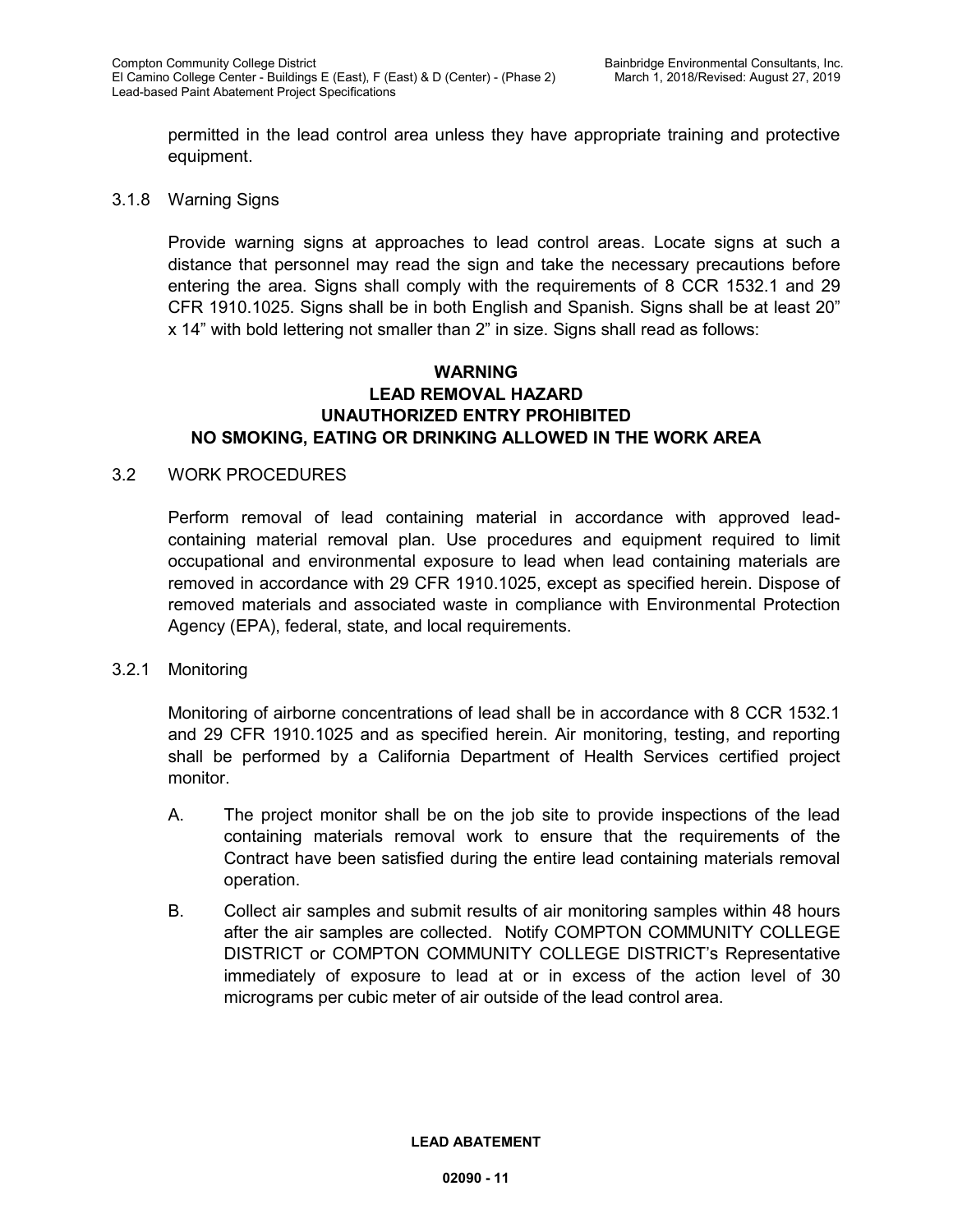permitted in the lead control area unless they have appropriate training and protective equipment.

### 3.1.8 Warning Signs

Provide warning signs at approaches to lead control areas. Locate signs at such a distance that personnel may read the sign and take the necessary precautions before entering the area. Signs shall comply with the requirements of 8 CCR 1532.1 and 29 CFR 1910.1025. Signs shall be in both English and Spanish. Signs shall be at least 20" x 14" with bold lettering not smaller than 2" in size. Signs shall read as follows:

**WARNING**
**LEAD REMOVAL HAZARD**
**UNAUTHORIZED ENTRY PROHIBITED**
**NO SMOKING, EATING OR DRINKING ALLOWED IN THE WORK AREA**

## 3.2 WORK PROCEDURES

Perform removal of lead containing material in accordance with approved lead-containing material removal plan. Use procedures and equipment required to limit occupational and environmental exposure to lead when lead containing materials are removed in accordance with 29 CFR 1910.1025, except as specified herein. Dispose of removed materials and associated waste in compliance with Environmental Protection Agency (EPA), federal, state, and local requirements.

### 3.2.1 Monitoring

Monitoring of airborne concentrations of lead shall be in accordance with 8 CCR 1532.1 and 29 CFR 1910.1025 and as specified herein. Air monitoring, testing, and reporting shall be performed by a California Department of Health Services certified project monitor.

A. The project monitor shall be on the job site to provide inspections of the lead containing materials removal work to ensure that the requirements of the Contract have been satisfied during the entire lead containing materials removal operation.

B. Collect air samples and submit results of air monitoring samples within 48 hours after the air samples are collected. Notify COMPTON COMMUNITY COLLEGE DISTRICT or COMPTON COMMUNITY COLLEGE DISTRICT's Representative immediately of exposure to lead at or in excess of the action level of 30 micrograms per cubic meter of air outside of the lead control area.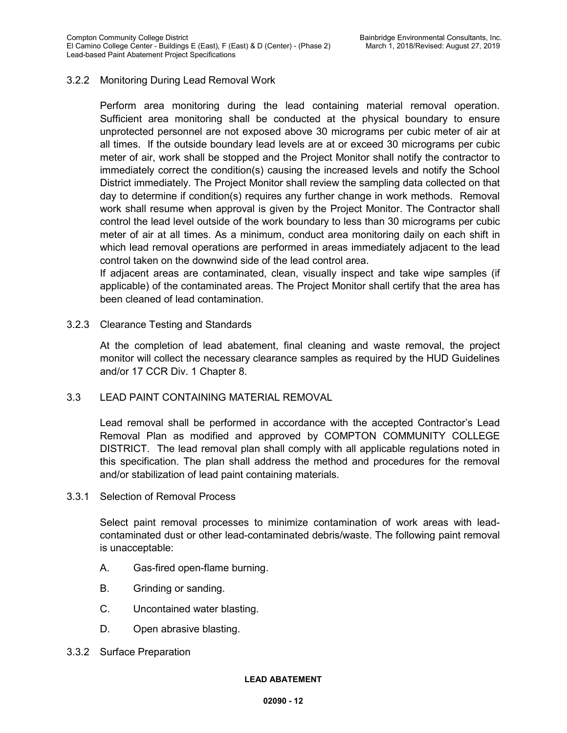### 3.2.2 Monitoring During Lead Removal Work

Perform area monitoring during the lead containing material removal operation. Sufficient area monitoring shall be conducted at the physical boundary to ensure unprotected personnel are not exposed above 30 micrograms per cubic meter of air at all times. If the outside boundary lead levels are at or exceed 30 micrograms per cubic meter of air, work shall be stopped and the Project Monitor shall notify the contractor to immediately correct the condition(s) causing the increased levels and notify the School District immediately. The Project Monitor shall review the sampling data collected on that day to determine if condition(s) requires any further change in work methods. Removal work shall resume when approval is given by the Project Monitor. The Contractor shall control the lead level outside of the work boundary to less than 30 micrograms per cubic meter of air at all times. As a minimum, conduct area monitoring daily on each shift in which lead removal operations are performed in areas immediately adjacent to the lead control taken on the downwind side of the lead control area.

If adjacent areas are contaminated, clean, visually inspect and take wipe samples (if applicable) of the contaminated areas. The Project Monitor shall certify that the area has been cleaned of lead contamination.

### 3.2.3 Clearance Testing and Standards

At the completion of lead abatement, final cleaning and waste removal, the project monitor will collect the necessary clearance samples as required by the HUD Guidelines and/or 17 CCR Div. 1 Chapter 8.

## 3.3 LEAD PAINT CONTAINING MATERIAL REMOVAL

Lead removal shall be performed in accordance with the accepted Contractor's Lead Removal Plan as modified and approved by COMPTON COMMUNITY COLLEGE DISTRICT. The lead removal plan shall comply with all applicable regulations noted in this specification. The plan shall address the method and procedures for the removal and/or stabilization of lead paint containing materials.

### 3.3.1 Selection of Removal Process

Select paint removal processes to minimize contamination of work areas with lead-contaminated dust or other lead-contaminated debris/waste. The following paint removal is unacceptable:

A. Gas-fired open-flame burning.

B. Grinding or sanding.

C. Uncontained water blasting.

D. Open abrasive blasting.

### 3.3.2 Surface Preparation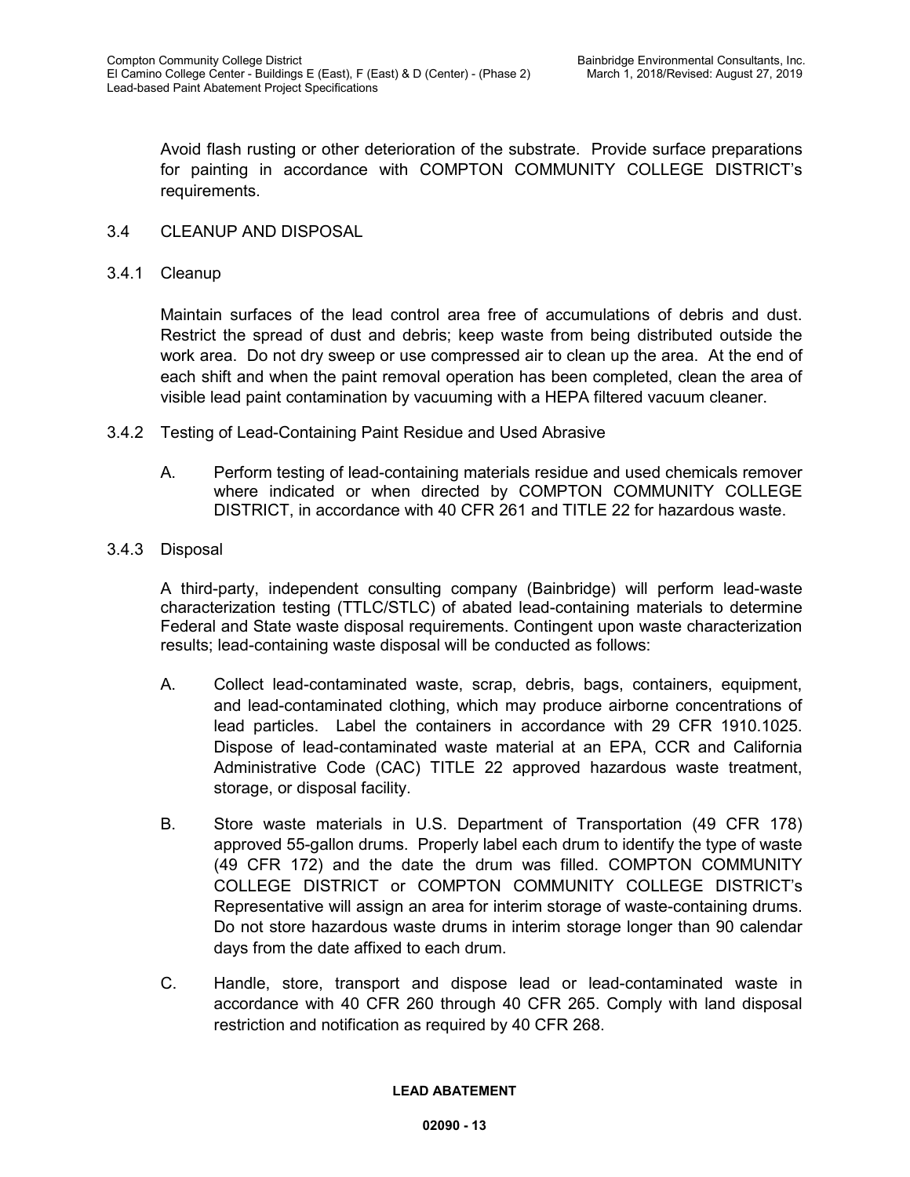Avoid flash rusting or other deterioration of the substrate. Provide surface preparations for painting in accordance with COMPTON COMMUNITY COLLEGE DISTRICT's requirements.

## 3.4 CLEANUP AND DISPOSAL

### 3.4.1 Cleanup

Maintain surfaces of the lead control area free of accumulations of debris and dust. Restrict the spread of dust and debris; keep waste from being distributed outside the work area. Do not dry sweep or use compressed air to clean up the area. At the end of each shift and when the paint removal operation has been completed, clean the area of visible lead paint contamination by vacuuming with a HEPA filtered vacuum cleaner.

### 3.4.2 Testing of Lead-Containing Paint Residue and Used Abrasive

A. Perform testing of lead-containing materials residue and used chemicals remover where indicated or when directed by COMPTON COMMUNITY COLLEGE DISTRICT, in accordance with 40 CFR 261 and TITLE 22 for hazardous waste.

### 3.4.3 Disposal

A third-party, independent consulting company (Bainbridge) will perform lead-waste characterization testing (TTLC/STLC) of abated lead-containing materials to determine Federal and State waste disposal requirements. Contingent upon waste characterization results; lead-containing waste disposal will be conducted as follows:

A. Collect lead-contaminated waste, scrap, debris, bags, containers, equipment, and lead-contaminated clothing, which may produce airborne concentrations of lead particles. Label the containers in accordance with 29 CFR 1910.1025. Dispose of lead-contaminated waste material at an EPA, CCR and California Administrative Code (CAC) TITLE 22 approved hazardous waste treatment, storage, or disposal facility.

B. Store waste materials in U.S. Department of Transportation (49 CFR 178) approved 55-gallon drums. Properly label each drum to identify the type of waste (49 CFR 172) and the date the drum was filled. COMPTON COMMUNITY COLLEGE DISTRICT or COMPTON COMMUNITY COLLEGE DISTRICT's Representative will assign an area for interim storage of waste-containing drums. Do not store hazardous waste drums in interim storage longer than 90 calendar days from the date affixed to each drum.

C. Handle, store, transport and dispose lead or lead-contaminated waste in accordance with 40 CFR 260 through 40 CFR 265. Comply with land disposal restriction and notification as required by 40 CFR 268.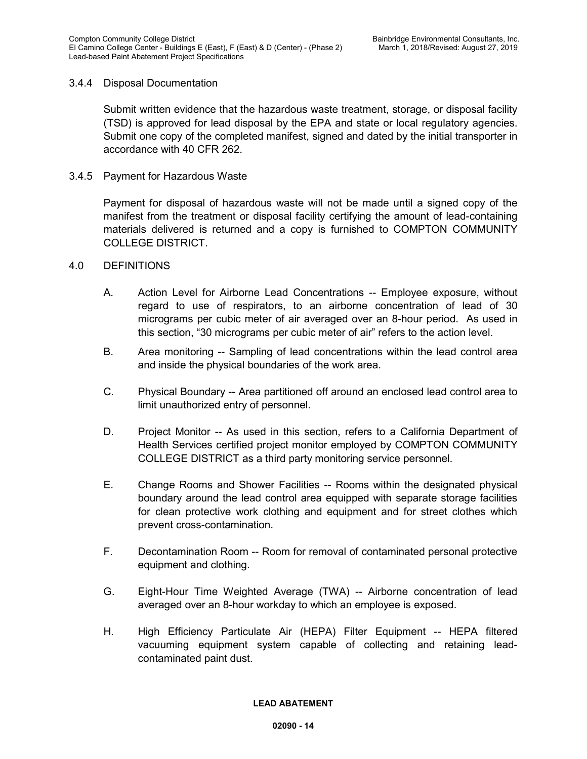### 3.4.4 Disposal Documentation

Submit written evidence that the hazardous waste treatment, storage, or disposal facility (TSD) is approved for lead disposal by the EPA and state or local regulatory agencies. Submit one copy of the completed manifest, signed and dated by the initial transporter in accordance with 40 CFR 262.

### 3.4.5 Payment for Hazardous Waste

Payment for disposal of hazardous waste will not be made until a signed copy of the manifest from the treatment or disposal facility certifying the amount of lead-containing materials delivered is returned and a copy is furnished to COMPTON COMMUNITY COLLEGE DISTRICT.

## 4.0 DEFINITIONS

A. Action Level for Airborne Lead Concentrations -- Employee exposure, without regard to use of respirators, to an airborne concentration of lead of 30 micrograms per cubic meter of air averaged over an 8-hour period. As used in this section, "30 micrograms per cubic meter of air" refers to the action level.

B. Area monitoring -- Sampling of lead concentrations within the lead control area and inside the physical boundaries of the work area.

C. Physical Boundary -- Area partitioned off around an enclosed lead control area to limit unauthorized entry of personnel.

D. Project Monitor -- As used in this section, refers to a California Department of Health Services certified project monitor employed by COMPTON COMMUNITY COLLEGE DISTRICT as a third party monitoring service personnel.

E. Change Rooms and Shower Facilities -- Rooms within the designated physical boundary around the lead control area equipped with separate storage facilities for clean protective work clothing and equipment and for street clothes which prevent cross-contamination.

F. Decontamination Room -- Room for removal of contaminated personal protective equipment and clothing.

G. Eight-Hour Time Weighted Average (TWA) -- Airborne concentration of lead averaged over an 8-hour workday to which an employee is exposed.

H. High Efficiency Particulate Air (HEPA) Filter Equipment -- HEPA filtered vacuuming equipment system capable of collecting and retaining lead-contaminated paint dust.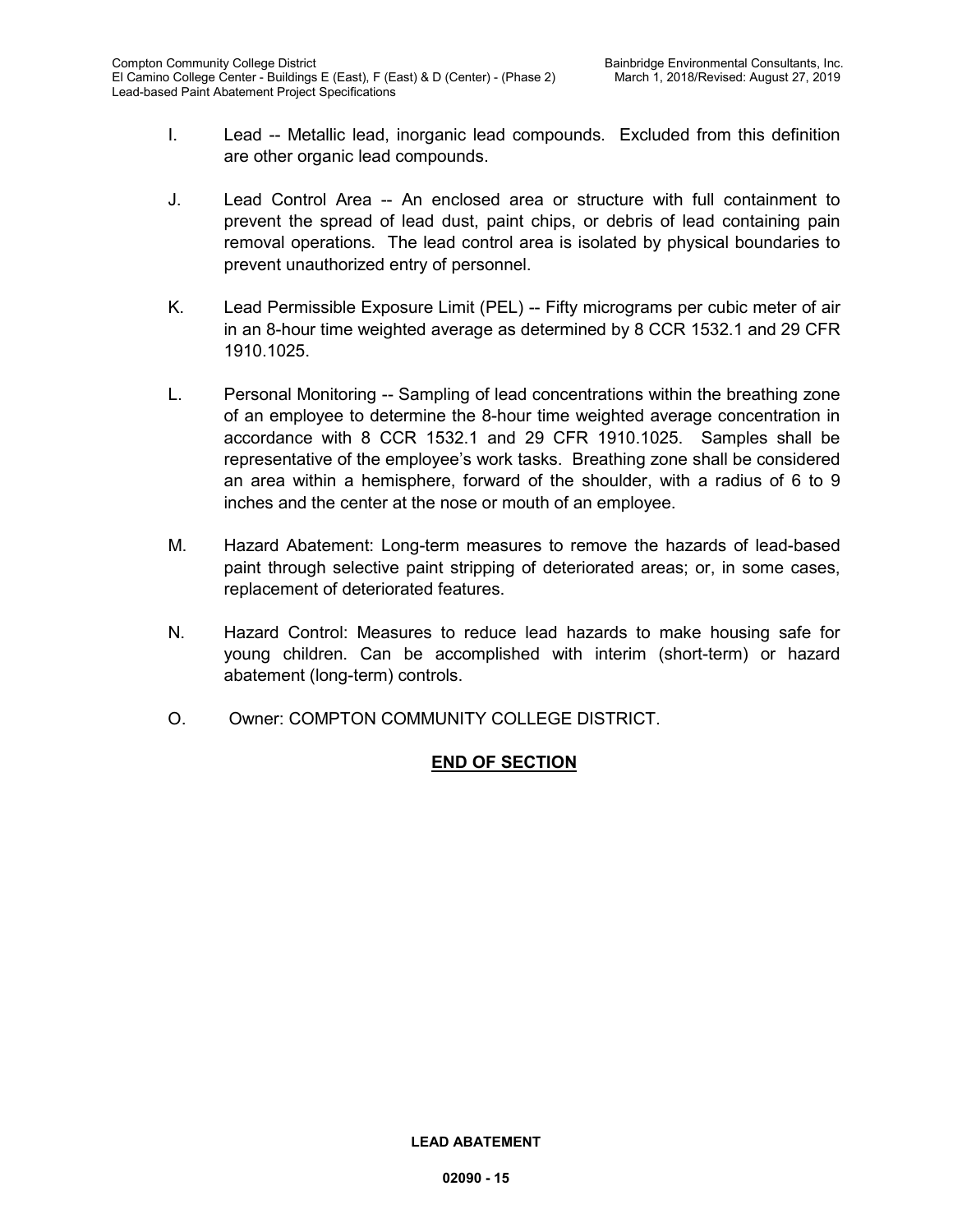I. Lead -- Metallic lead, inorganic lead compounds. Excluded from this definition are other organic lead compounds.

J. Lead Control Area -- An enclosed area or structure with full containment to prevent the spread of lead dust, paint chips, or debris of lead containing pain removal operations. The lead control area is isolated by physical boundaries to prevent unauthorized entry of personnel.

K. Lead Permissible Exposure Limit (PEL) -- Fifty micrograms per cubic meter of air in an 8-hour time weighted average as determined by 8 CCR 1532.1 and 29 CFR 1910.1025.

L. Personal Monitoring -- Sampling of lead concentrations within the breathing zone of an employee to determine the 8-hour time weighted average concentration in accordance with 8 CCR 1532.1 and 29 CFR 1910.1025. Samples shall be representative of the employee's work tasks. Breathing zone shall be considered an area within a hemisphere, forward of the shoulder, with a radius of 6 to 9 inches and the center at the nose or mouth of an employee.

M. Hazard Abatement: Long-term measures to remove the hazards of lead-based paint through selective paint stripping of deteriorated areas; or, in some cases, replacement of deteriorated features.

N. Hazard Control: Measures to reduce lead hazards to make housing safe for young children. Can be accomplished with interim (short-term) or hazard abatement (long-term) controls.

O. Owner: COMPTON COMMUNITY COLLEGE DISTRICT.

**END OF SECTION**